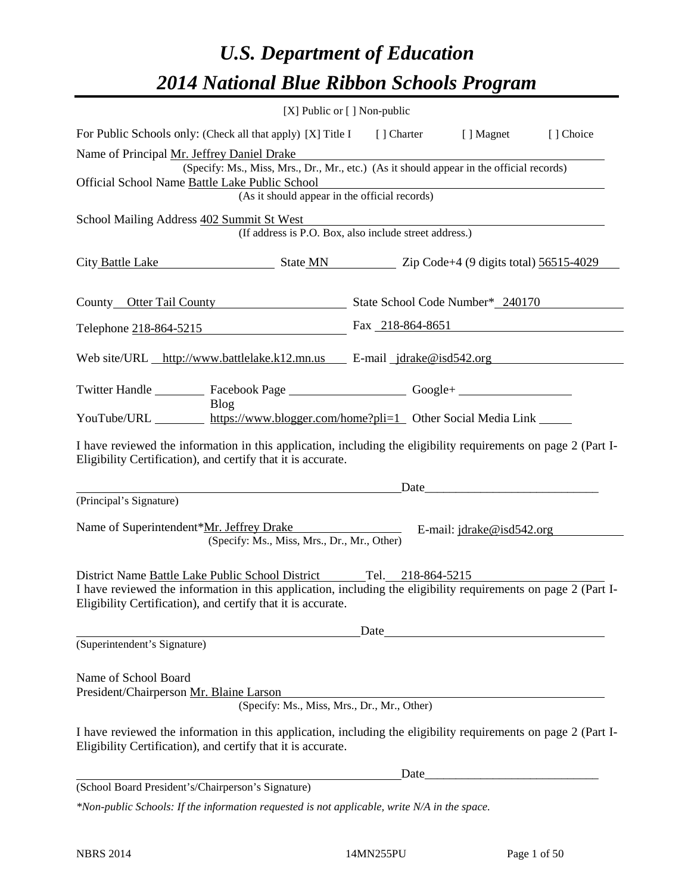# *U.S. Department of Education*

# *2014 National Blue Ribbon Schools Program*

[X] Public or [ ] Non-public

For Public Schools only: (Check all that apply) [X] Title I [ ] Charter [ ] Magnet [ ] Choice

Name of Principal Mr. Jeffrey Daniel Drake
(Specify: Ms., Miss, Mrs., Dr., Mr., etc.) (As it should appear in the official records)

Official School Name Battle Lake Public School
(As it should appear in the official records)

School Mailing Address 402 Summit St West
(If address is P.O. Box, also include street address.)

City Battle Lake State MN Zip Code+4 (9 digits total) 56515-4029

County Otter Tail County State School Code Number* 240170

Telephone 218-864-5215 Fax 218-864-8651

Web site/URL http://www.battlelake.k12.mn.us E-mail jdrake@isd542.org

Twitter Handle ________ Facebook Page ________ Google+ ________

YouTube/URL ________ Blog https://www.blogger.com/home?pli=1 Other Social Media Link ________

I have reviewed the information in this application, including the eligibility requirements on page 2 (Part I-Eligibility Certification), and certify that it is accurate.

_____________________________________________ Date_____________________________
(Principal's Signature)

Name of Superintendent*Mr. Jeffrey Drake E-mail: jdrake@isd542.org
(Specify: Ms., Miss, Mrs., Dr., Mr., Other)

District Name Battle Lake Public School District Tel. 218-864-5215

I have reviewed the information in this application, including the eligibility requirements on page 2 (Part I-Eligibility Certification), and certify that it is accurate.

_____________________________________________ Date_____________________________
(Superintendent's Signature)

Name of School Board
President/Chairperson Mr. Blaine Larson
(Specify: Ms., Miss, Mrs., Dr., Mr., Other)

I have reviewed the information in this application, including the eligibility requirements on page 2 (Part I-Eligibility Certification), and certify that it is accurate.

_____________________________________________ Date_____________________________
(School Board President's/Chairperson's Signature)

*\*Non-public Schools: If the information requested is not applicable, write N/A in the space.*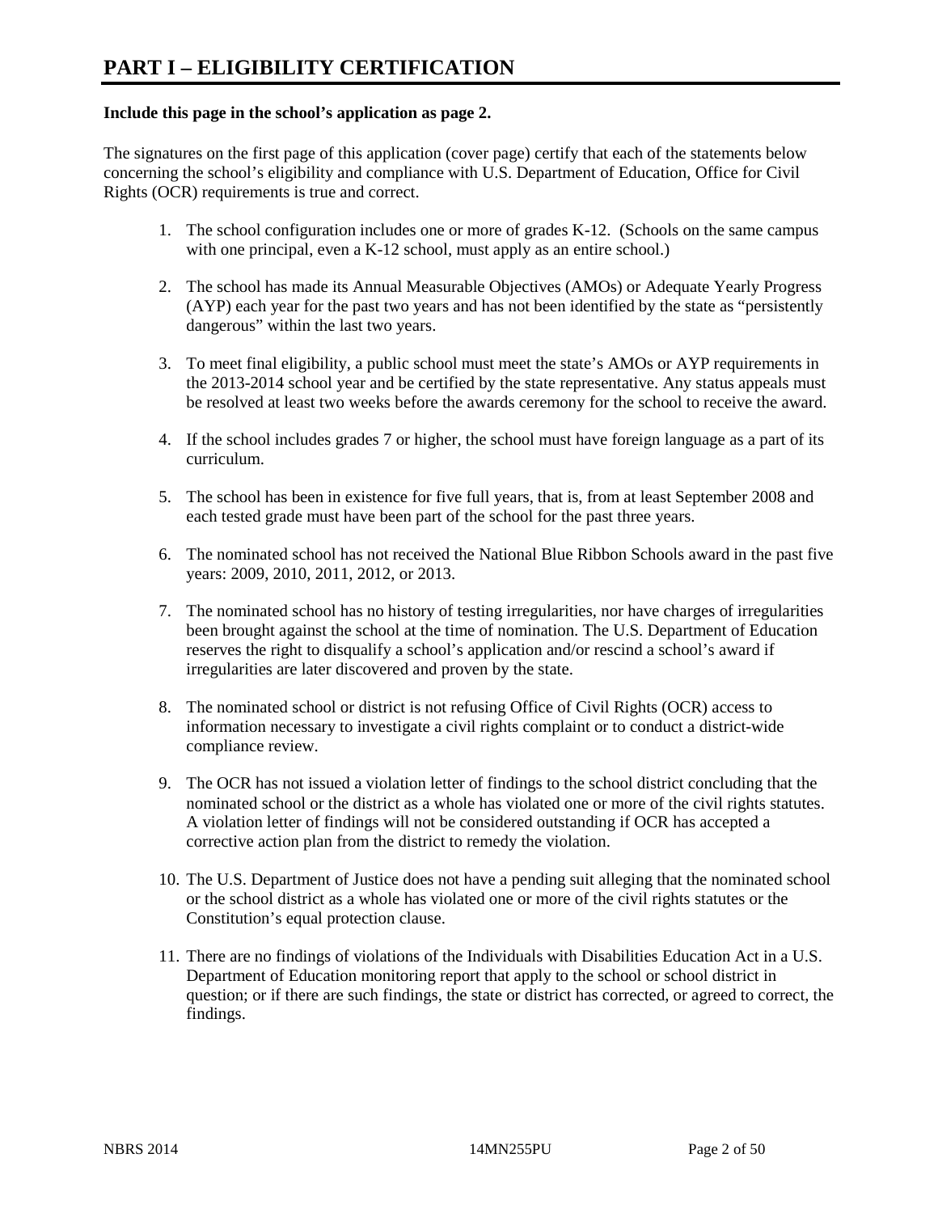# PART I – ELIGIBILITY CERTIFICATION

**Include this page in the school's application as page 2.**

The signatures on the first page of this application (cover page) certify that each of the statements below concerning the school's eligibility and compliance with U.S. Department of Education, Office for Civil Rights (OCR) requirements is true and correct.

1. The school configuration includes one or more of grades K-12. (Schools on the same campus with one principal, even a K-12 school, must apply as an entire school.)

2. The school has made its Annual Measurable Objectives (AMOs) or Adequate Yearly Progress (AYP) each year for the past two years and has not been identified by the state as "persistently dangerous" within the last two years.

3. To meet final eligibility, a public school must meet the state's AMOs or AYP requirements in the 2013-2014 school year and be certified by the state representative. Any status appeals must be resolved at least two weeks before the awards ceremony for the school to receive the award.

4. If the school includes grades 7 or higher, the school must have foreign language as a part of its curriculum.

5. The school has been in existence for five full years, that is, from at least September 2008 and each tested grade must have been part of the school for the past three years.

6. The nominated school has not received the National Blue Ribbon Schools award in the past five years: 2009, 2010, 2011, 2012, or 2013.

7. The nominated school has no history of testing irregularities, nor have charges of irregularities been brought against the school at the time of nomination. The U.S. Department of Education reserves the right to disqualify a school's application and/or rescind a school's award if irregularities are later discovered and proven by the state.

8. The nominated school or district is not refusing Office of Civil Rights (OCR) access to information necessary to investigate a civil rights complaint or to conduct a district-wide compliance review.

9. The OCR has not issued a violation letter of findings to the school district concluding that the nominated school or the district as a whole has violated one or more of the civil rights statutes. A violation letter of findings will not be considered outstanding if OCR has accepted a corrective action plan from the district to remedy the violation.

10. The U.S. Department of Justice does not have a pending suit alleging that the nominated school or the school district as a whole has violated one or more of the civil rights statutes or the Constitution's equal protection clause.

11. There are no findings of violations of the Individuals with Disabilities Education Act in a U.S. Department of Education monitoring report that apply to the school or school district in question; or if there are such findings, the state or district has corrected, or agreed to correct, the findings.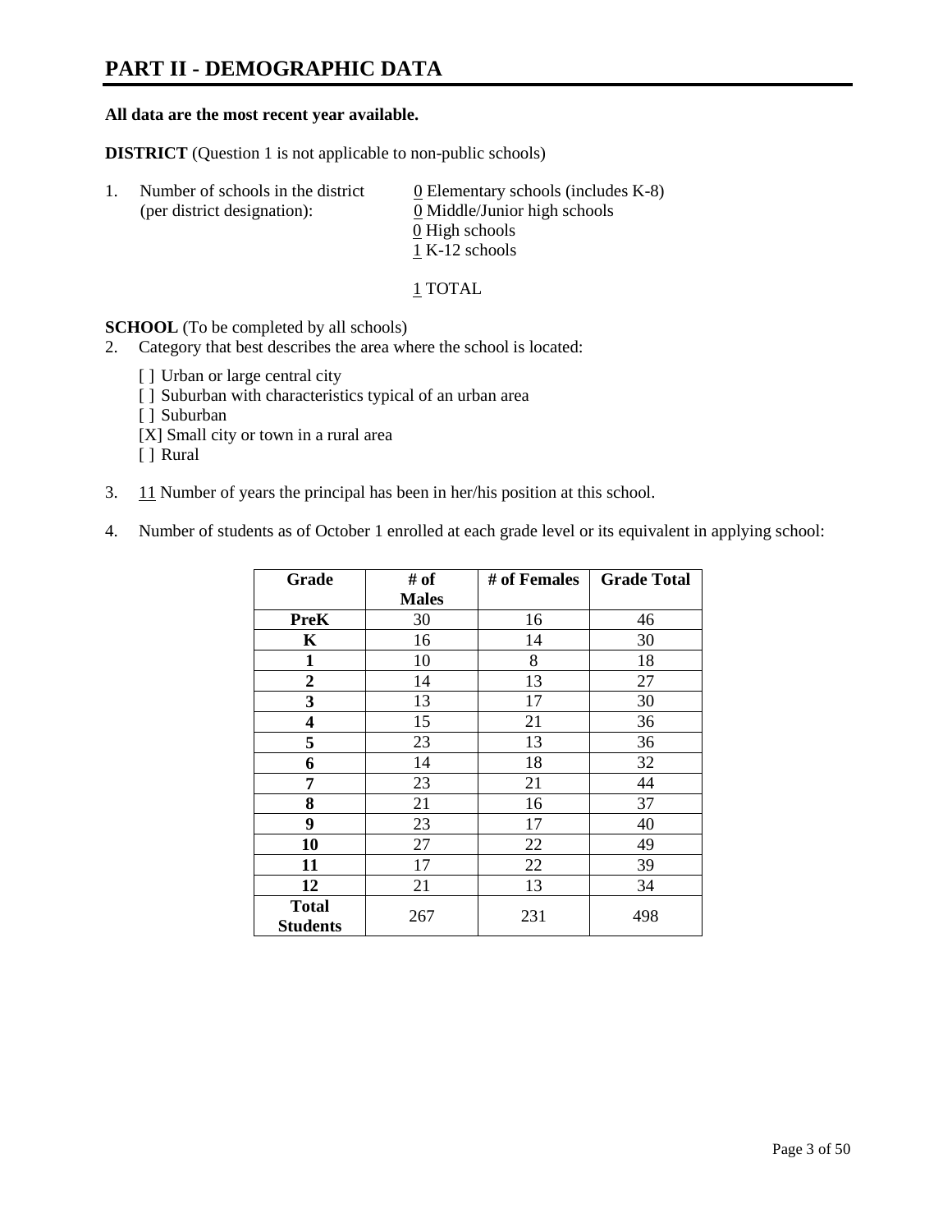# PART II - DEMOGRAPHIC DATA

**All data are the most recent year available.**

**DISTRICT** (Question 1 is not applicable to non-public schools)

1. Number of schools in the district (per district designation):
   0 Elementary schools (includes K-8)
   0 Middle/Junior high schools
   0 High schools
   1 K-12 schools

   1 TOTAL

**SCHOOL** (To be completed by all schools)

2. Category that best describes the area where the school is located:

   [ ] Urban or large central city
   [ ] Suburban with characteristics typical of an urban area
   [ ] Suburban
   [X] Small city or town in a rural area
   [ ] Rural

3. 11 Number of years the principal has been in her/his position at this school.

4. Number of students as of October 1 enrolled at each grade level or its equivalent in applying school:

| Grade | # of Males | # of Females | Grade Total |
|---|---|---|---|
| **PreK** | 30 | 16 | 46 |
| **K** | 16 | 14 | 30 |
| **1** | 10 | 8 | 18 |
| **2** | 14 | 13 | 27 |
| **3** | 13 | 17 | 30 |
| **4** | 15 | 21 | 36 |
| **5** | 23 | 13 | 36 |
| **6** | 14 | 18 | 32 |
| **7** | 23 | 21 | 44 |
| **8** | 21 | 16 | 37 |
| **9** | 23 | 17 | 40 |
| **10** | 27 | 22 | 49 |
| **11** | 17 | 22 | 39 |
| **12** | 21 | 13 | 34 |
| **Total Students** | 267 | 231 | 498 |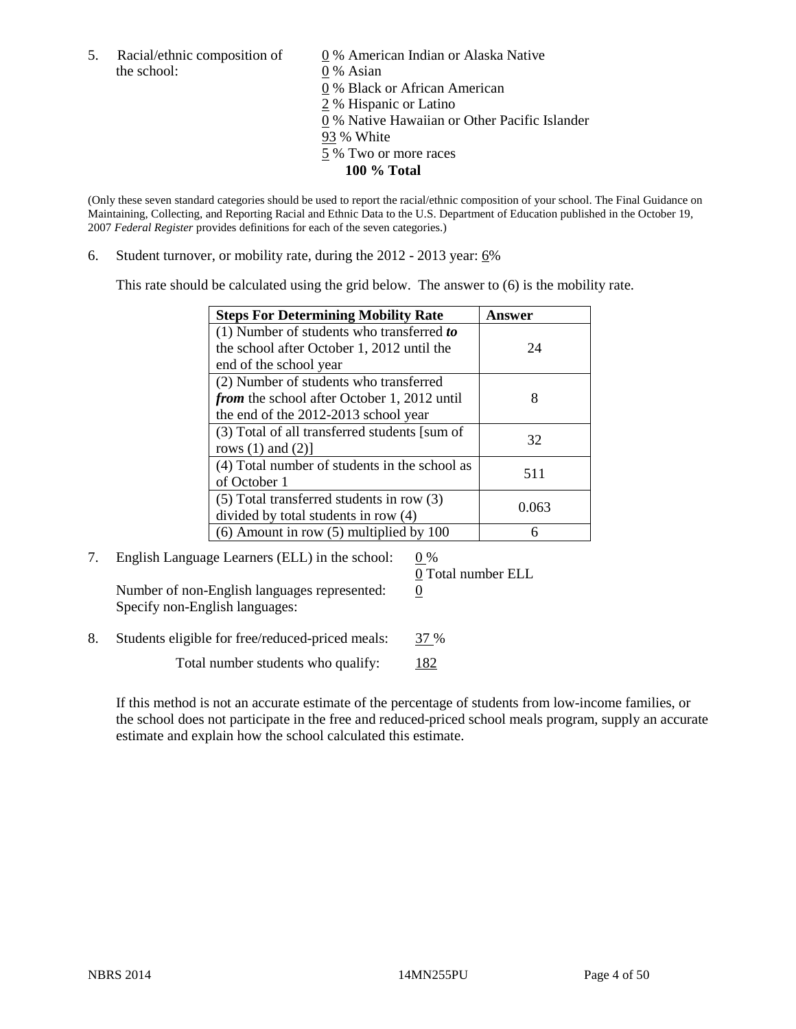5. Racial/ethnic composition of the school:

0 % American Indian or Alaska Native
0 % Asian
0 % Black or African American
2 % Hispanic or Latino
0 % Native Hawaiian or Other Pacific Islander
93 % White
5 % Two or more races
**100 % Total**

(Only these seven standard categories should be used to report the racial/ethnic composition of your school. The Final Guidance on Maintaining, Collecting, and Reporting Racial and Ethnic Data to the U.S. Department of Education published in the October 19, 2007 *Federal Register* provides definitions for each of the seven categories.)

6. Student turnover, or mobility rate, during the 2012 - 2013 year: 6%

This rate should be calculated using the grid below. The answer to (6) is the mobility rate.

| **Steps For Determining Mobility Rate** | **Answer** |
|---|---|
| (1) Number of students who transferred ***to*** the school after October 1, 2012 until the end of the school year | 24 |
| (2) Number of students who transferred ***from*** the school after October 1, 2012 until the end of the 2012-2013 school year | 8 |
| (3) Total of all transferred students [sum of rows (1) and (2)] | 32 |
| (4) Total number of students in the school as of October 1 | 511 |
| (5) Total transferred students in row (3) divided by total students in row (4) | 0.063 |
| (6) Amount in row (5) multiplied by 100 | 6 |

7. English Language Learners (ELL) in the school: 0 %
0 Total number ELL

Number of non-English languages represented: 0
Specify non-English languages:

8. Students eligible for free/reduced-priced meals: 37 %

Total number students who qualify: 182

If this method is not an accurate estimate of the percentage of students from low-income families, or the school does not participate in the free and reduced-priced school meals program, supply an accurate estimate and explain how the school calculated this estimate.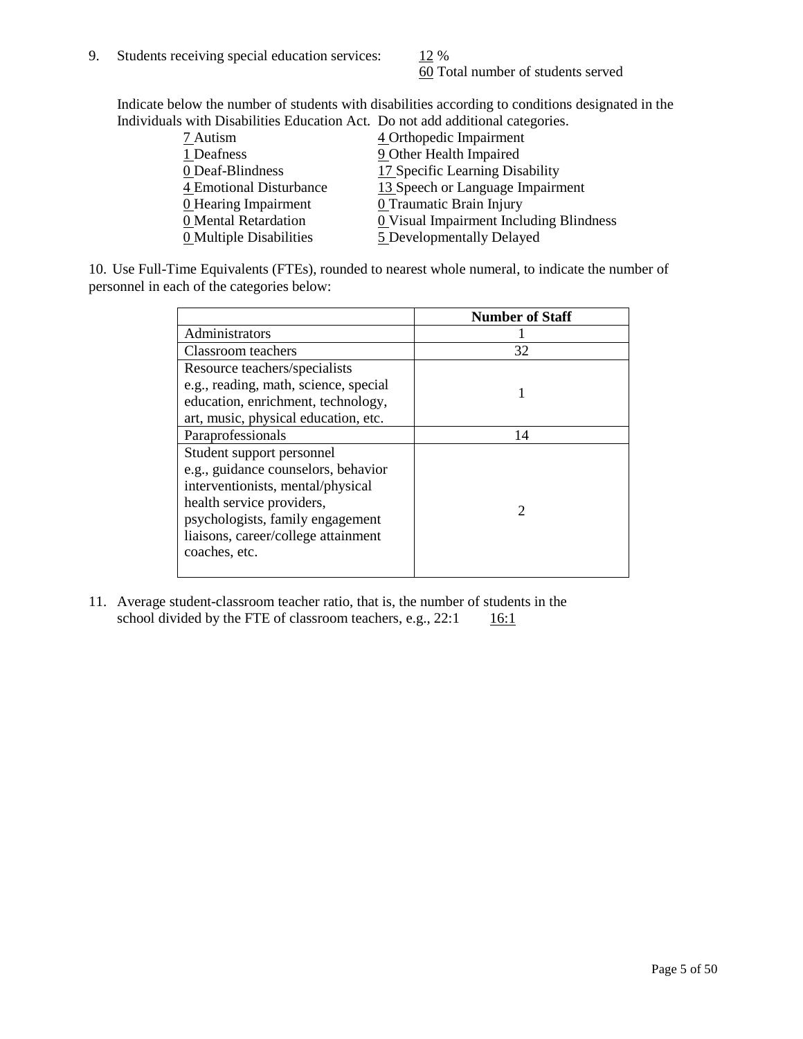9. Students receiving special education services: 12 %
   60 Total number of students served

   Indicate below the number of students with disabilities according to conditions designated in the Individuals with Disabilities Education Act. Do not add additional categories.

| | |
|---|---|
| 7 Autism | 4 Orthopedic Impairment |
| 1 Deafness | 9 Other Health Impaired |
| 0 Deaf-Blindness | 17 Specific Learning Disability |
| 4 Emotional Disturbance | 13 Speech or Language Impairment |
| 0 Hearing Impairment | 0 Traumatic Brain Injury |
| 0 Mental Retardation | 0 Visual Impairment Including Blindness |
| 0 Multiple Disabilities | 5 Developmentally Delayed |

10. Use Full-Time Equivalents (FTEs), rounded to nearest whole numeral, to indicate the number of personnel in each of the categories below:

| | **Number of Staff** |
|---|---|
| Administrators | 1 |
| Classroom teachers | 32 |
| Resource teachers/specialists e.g., reading, math, science, special education, enrichment, technology, art, music, physical education, etc. | 1 |
| Paraprofessionals | 14 |
| Student support personnel e.g., guidance counselors, behavior interventionists, mental/physical health service providers, psychologists, family engagement liaisons, career/college attainment coaches, etc. | 2 |

11. Average student-classroom teacher ratio, that is, the number of students in the school divided by the FTE of classroom teachers, e.g., 22:1    16:1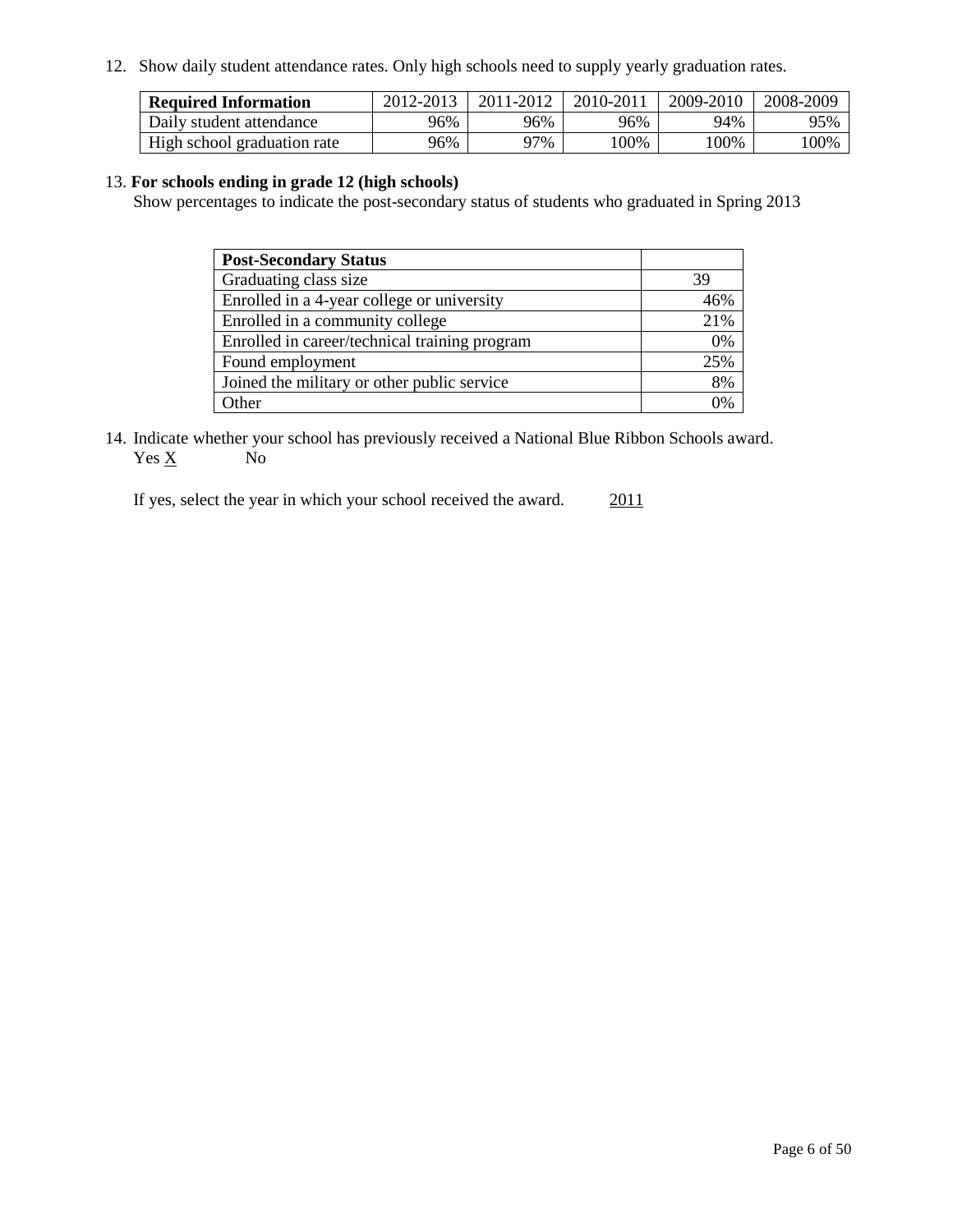12. Show daily student attendance rates. Only high schools need to supply yearly graduation rates.

| **Required Information** | 2012-2013 | 2011-2012 | 2010-2011 | 2009-2010 | 2008-2009 |
|---|---|---|---|---|---|
| Daily student attendance | 96% | 96% | 96% | 94% | 95% |
| High school graduation rate | 96% | 97% | 100% | 100% | 100% |

13. **For schools ending in grade 12 (high schools)**
Show percentages to indicate the post-secondary status of students who graduated in Spring 2013

| **Post-Secondary Status** | |
|---|---|
| Graduating class size | 39 |
| Enrolled in a 4-year college or university | 46% |
| Enrolled in a community college | 21% |
| Enrolled in career/technical training program | 0% |
| Found employment | 25% |
| Joined the military or other public service | 8% |
| Other | 0% |

14. Indicate whether your school has previously received a National Blue Ribbon Schools award.
Yes X No

If yes, select the year in which your school received the award. 2011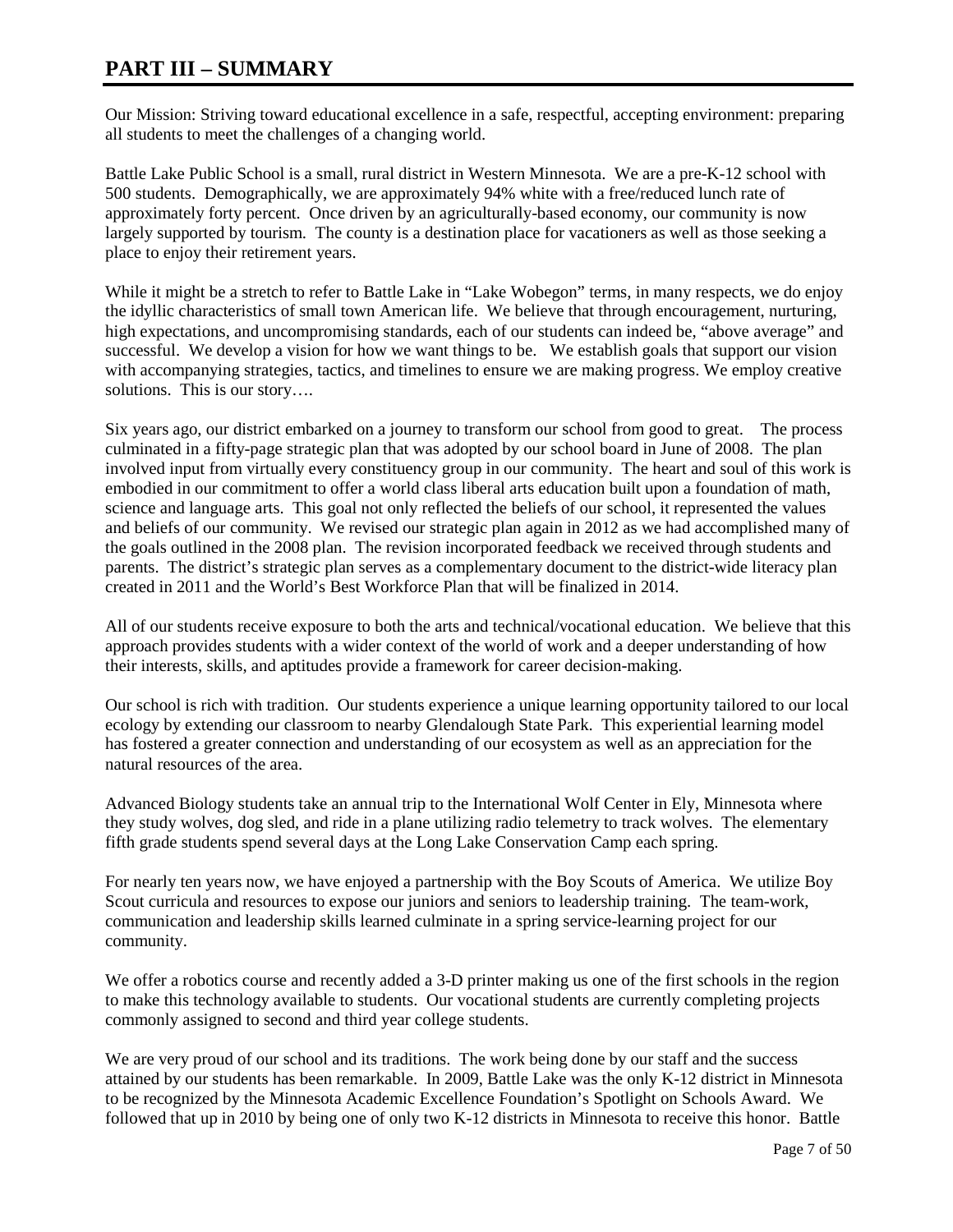# PART III – SUMMARY

Our Mission: Striving toward educational excellence in a safe, respectful, accepting environment: preparing all students to meet the challenges of a changing world.

Battle Lake Public School is a small, rural district in Western Minnesota. We are a pre-K-12 school with 500 students. Demographically, we are approximately 94% white with a free/reduced lunch rate of approximately forty percent. Once driven by an agriculturally-based economy, our community is now largely supported by tourism. The county is a destination place for vacationers as well as those seeking a place to enjoy their retirement years.

While it might be a stretch to refer to Battle Lake in "Lake Wobegon" terms, in many respects, we do enjoy the idyllic characteristics of small town American life. We believe that through encouragement, nurturing, high expectations, and uncompromising standards, each of our students can indeed be, "above average" and successful. We develop a vision for how we want things to be. We establish goals that support our vision with accompanying strategies, tactics, and timelines to ensure we are making progress. We employ creative solutions. This is our story….

Six years ago, our district embarked on a journey to transform our school from good to great. The process culminated in a fifty-page strategic plan that was adopted by our school board in June of 2008. The plan involved input from virtually every constituency group in our community. The heart and soul of this work is embodied in our commitment to offer a world class liberal arts education built upon a foundation of math, science and language arts. This goal not only reflected the beliefs of our school, it represented the values and beliefs of our community. We revised our strategic plan again in 2012 as we had accomplished many of the goals outlined in the 2008 plan. The revision incorporated feedback we received through students and parents. The district's strategic plan serves as a complementary document to the district-wide literacy plan created in 2011 and the World's Best Workforce Plan that will be finalized in 2014.

All of our students receive exposure to both the arts and technical/vocational education. We believe that this approach provides students with a wider context of the world of work and a deeper understanding of how their interests, skills, and aptitudes provide a framework for career decision-making.

Our school is rich with tradition. Our students experience a unique learning opportunity tailored to our local ecology by extending our classroom to nearby Glendalough State Park. This experiential learning model has fostered a greater connection and understanding of our ecosystem as well as an appreciation for the natural resources of the area.

Advanced Biology students take an annual trip to the International Wolf Center in Ely, Minnesota where they study wolves, dog sled, and ride in a plane utilizing radio telemetry to track wolves. The elementary fifth grade students spend several days at the Long Lake Conservation Camp each spring.

For nearly ten years now, we have enjoyed a partnership with the Boy Scouts of America. We utilize Boy Scout curricula and resources to expose our juniors and seniors to leadership training. The team-work, communication and leadership skills learned culminate in a spring service-learning project for our community.

We offer a robotics course and recently added a 3-D printer making us one of the first schools in the region to make this technology available to students. Our vocational students are currently completing projects commonly assigned to second and third year college students.

We are very proud of our school and its traditions. The work being done by our staff and the success attained by our students has been remarkable. In 2009, Battle Lake was the only K-12 district in Minnesota to be recognized by the Minnesota Academic Excellence Foundation's Spotlight on Schools Award. We followed that up in 2010 by being one of only two K-12 districts in Minnesota to receive this honor. Battle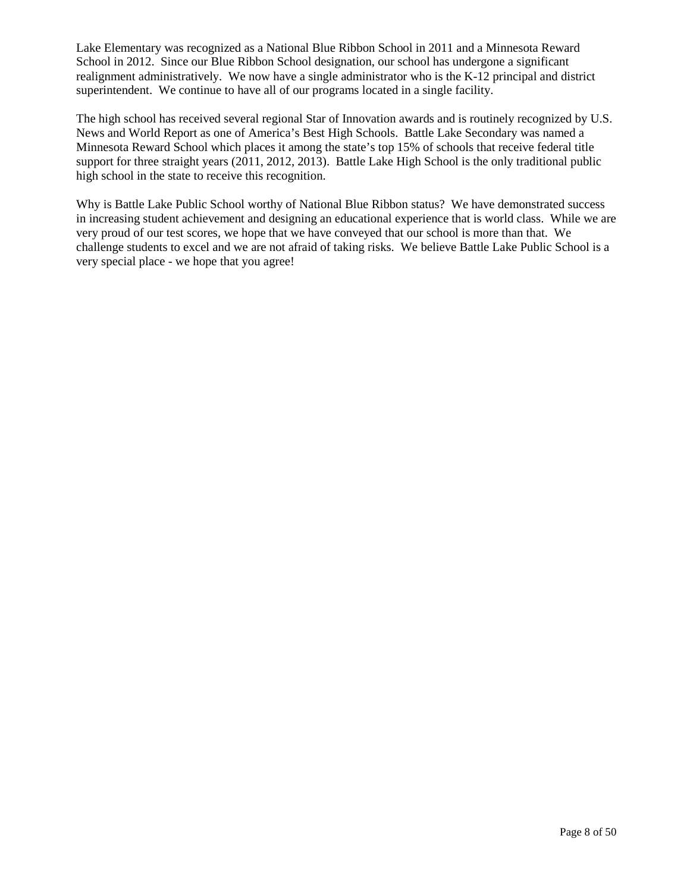Lake Elementary was recognized as a National Blue Ribbon School in 2011 and a Minnesota Reward School in 2012. Since our Blue Ribbon School designation, our school has undergone a significant realignment administratively. We now have a single administrator who is the K-12 principal and district superintendent. We continue to have all of our programs located in a single facility.

The high school has received several regional Star of Innovation awards and is routinely recognized by U.S. News and World Report as one of America's Best High Schools. Battle Lake Secondary was named a Minnesota Reward School which places it among the state's top 15% of schools that receive federal title support for three straight years (2011, 2012, 2013). Battle Lake High School is the only traditional public high school in the state to receive this recognition.

Why is Battle Lake Public School worthy of National Blue Ribbon status? We have demonstrated success in increasing student achievement and designing an educational experience that is world class. While we are very proud of our test scores, we hope that we have conveyed that our school is more than that. We challenge students to excel and we are not afraid of taking risks. We believe Battle Lake Public School is a very special place - we hope that you agree!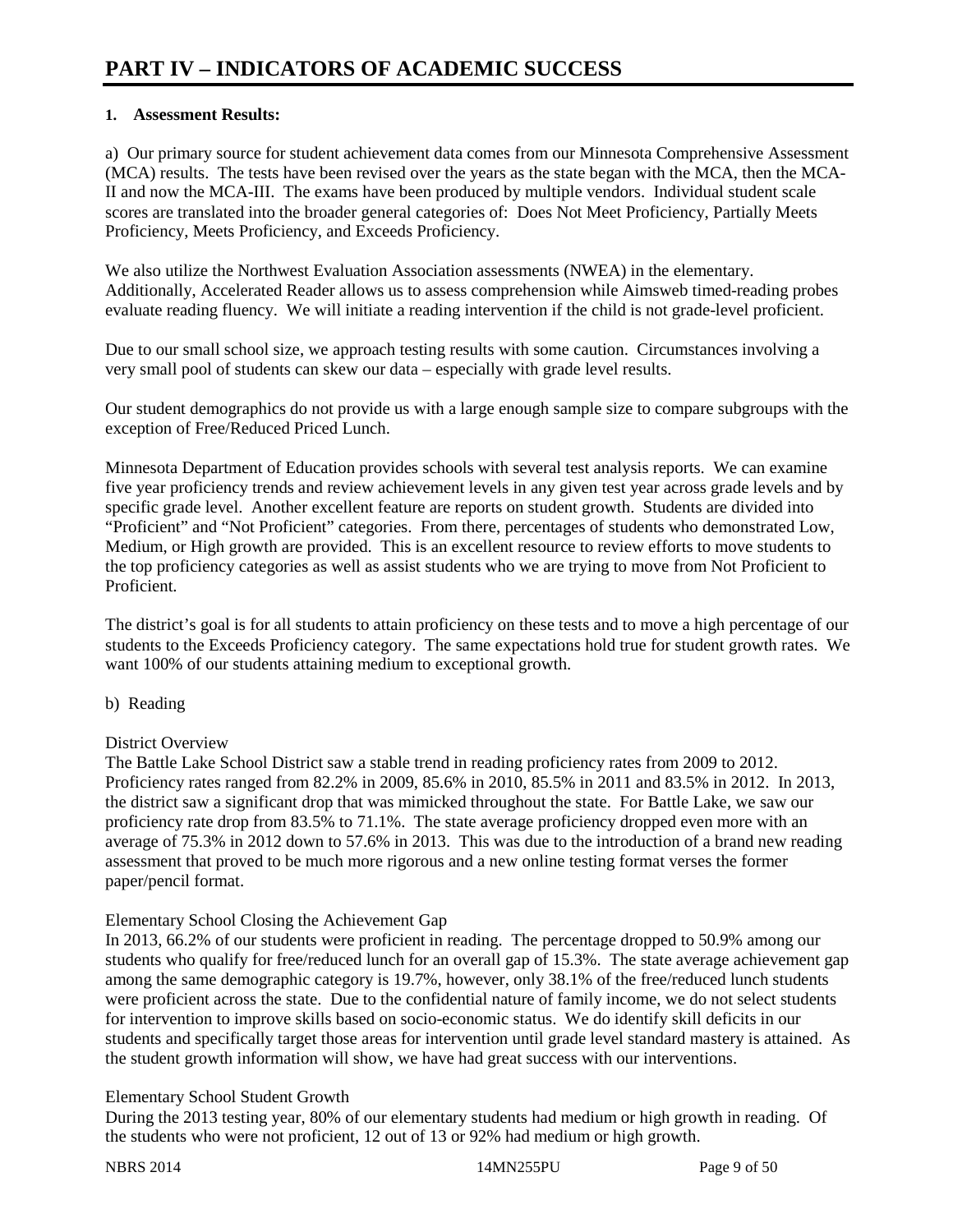# PART IV – INDICATORS OF ACADEMIC SUCCESS

**1. Assessment Results:**

a) Our primary source for student achievement data comes from our Minnesota Comprehensive Assessment (MCA) results. The tests have been revised over the years as the state began with the MCA, then the MCA-II and now the MCA-III. The exams have been produced by multiple vendors. Individual student scale scores are translated into the broader general categories of: Does Not Meet Proficiency, Partially Meets Proficiency, Meets Proficiency, and Exceeds Proficiency.

We also utilize the Northwest Evaluation Association assessments (NWEA) in the elementary. Additionally, Accelerated Reader allows us to assess comprehension while Aimsweb timed-reading probes evaluate reading fluency. We will initiate a reading intervention if the child is not grade-level proficient.

Due to our small school size, we approach testing results with some caution. Circumstances involving a very small pool of students can skew our data – especially with grade level results.

Our student demographics do not provide us with a large enough sample size to compare subgroups with the exception of Free/Reduced Priced Lunch.

Minnesota Department of Education provides schools with several test analysis reports. We can examine five year proficiency trends and review achievement levels in any given test year across grade levels and by specific grade level. Another excellent feature are reports on student growth. Students are divided into "Proficient" and "Not Proficient" categories. From there, percentages of students who demonstrated Low, Medium, or High growth are provided. This is an excellent resource to review efforts to move students to the top proficiency categories as well as assist students who we are trying to move from Not Proficient to Proficient.

The district's goal is for all students to attain proficiency on these tests and to move a high percentage of our students to the Exceeds Proficiency category. The same expectations hold true for student growth rates. We want 100% of our students attaining medium to exceptional growth.

b) Reading

District Overview
The Battle Lake School District saw a stable trend in reading proficiency rates from 2009 to 2012. Proficiency rates ranged from 82.2% in 2009, 85.6% in 2010, 85.5% in 2011 and 83.5% in 2012. In 2013, the district saw a significant drop that was mimicked throughout the state. For Battle Lake, we saw our proficiency rate drop from 83.5% to 71.1%. The state average proficiency dropped even more with an average of 75.3% in 2012 down to 57.6% in 2013. This was due to the introduction of a brand new reading assessment that proved to be much more rigorous and a new online testing format verses the former paper/pencil format.

Elementary School Closing the Achievement Gap
In 2013, 66.2% of our students were proficient in reading. The percentage dropped to 50.9% among our students who qualify for free/reduced lunch for an overall gap of 15.3%. The state average achievement gap among the same demographic category is 19.7%, however, only 38.1% of the free/reduced lunch students were proficient across the state. Due to the confidential nature of family income, we do not select students for intervention to improve skills based on socio-economic status. We do identify skill deficits in our students and specifically target those areas for intervention until grade level standard mastery is attained. As the student growth information will show, we have had great success with our interventions.

Elementary School Student Growth
During the 2013 testing year, 80% of our elementary students had medium or high growth in reading. Of the students who were not proficient, 12 out of 13 or 92% had medium or high growth.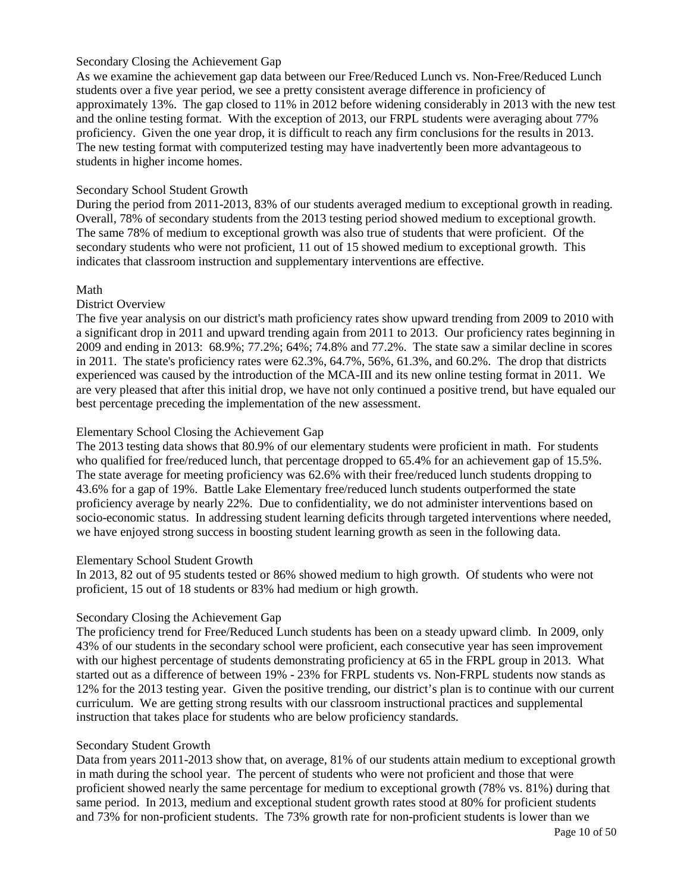Secondary Closing the Achievement Gap

As we examine the achievement gap data between our Free/Reduced Lunch vs. Non-Free/Reduced Lunch students over a five year period, we see a pretty consistent average difference in proficiency of approximately 13%. The gap closed to 11% in 2012 before widening considerably in 2013 with the new test and the online testing format. With the exception of 2013, our FRPL students were averaging about 77% proficiency. Given the one year drop, it is difficult to reach any firm conclusions for the results in 2013. The new testing format with computerized testing may have inadvertently been more advantageous to students in higher income homes.

Secondary School Student Growth

During the period from 2011-2013, 83% of our students averaged medium to exceptional growth in reading. Overall, 78% of secondary students from the 2013 testing period showed medium to exceptional growth. The same 78% of medium to exceptional growth was also true of students that were proficient. Of the secondary students who were not proficient, 11 out of 15 showed medium to exceptional growth. This indicates that classroom instruction and supplementary interventions are effective.

Math

District Overview

The five year analysis on our district's math proficiency rates show upward trending from 2009 to 2010 with a significant drop in 2011 and upward trending again from 2011 to 2013. Our proficiency rates beginning in 2009 and ending in 2013: 68.9%; 77.2%; 64%; 74.8% and 77.2%. The state saw a similar decline in scores in 2011. The state's proficiency rates were 62.3%, 64.7%, 56%, 61.3%, and 60.2%. The drop that districts experienced was caused by the introduction of the MCA-III and its new online testing format in 2011. We are very pleased that after this initial drop, we have not only continued a positive trend, but have equaled our best percentage preceding the implementation of the new assessment.

Elementary School Closing the Achievement Gap

The 2013 testing data shows that 80.9% of our elementary students were proficient in math. For students who qualified for free/reduced lunch, that percentage dropped to 65.4% for an achievement gap of 15.5%. The state average for meeting proficiency was 62.6% with their free/reduced lunch students dropping to 43.6% for a gap of 19%. Battle Lake Elementary free/reduced lunch students outperformed the state proficiency average by nearly 22%. Due to confidentiality, we do not administer interventions based on socio-economic status. In addressing student learning deficits through targeted interventions where needed, we have enjoyed strong success in boosting student learning growth as seen in the following data.

Elementary School Student Growth

In 2013, 82 out of 95 students tested or 86% showed medium to high growth. Of students who were not proficient, 15 out of 18 students or 83% had medium or high growth.

Secondary Closing the Achievement Gap

The proficiency trend for Free/Reduced Lunch students has been on a steady upward climb. In 2009, only 43% of our students in the secondary school were proficient, each consecutive year has seen improvement with our highest percentage of students demonstrating proficiency at 65 in the FRPL group in 2013. What started out as a difference of between 19% - 23% for FRPL students vs. Non-FRPL students now stands as 12% for the 2013 testing year. Given the positive trending, our district's plan is to continue with our current curriculum. We are getting strong results with our classroom instructional practices and supplemental instruction that takes place for students who are below proficiency standards.

Secondary Student Growth

Data from years 2011-2013 show that, on average, 81% of our students attain medium to exceptional growth in math during the school year. The percent of students who were not proficient and those that were proficient showed nearly the same percentage for medium to exceptional growth (78% vs. 81%) during that same period. In 2013, medium and exceptional student growth rates stood at 80% for proficient students and 73% for non-proficient students. The 73% growth rate for non-proficient students is lower than we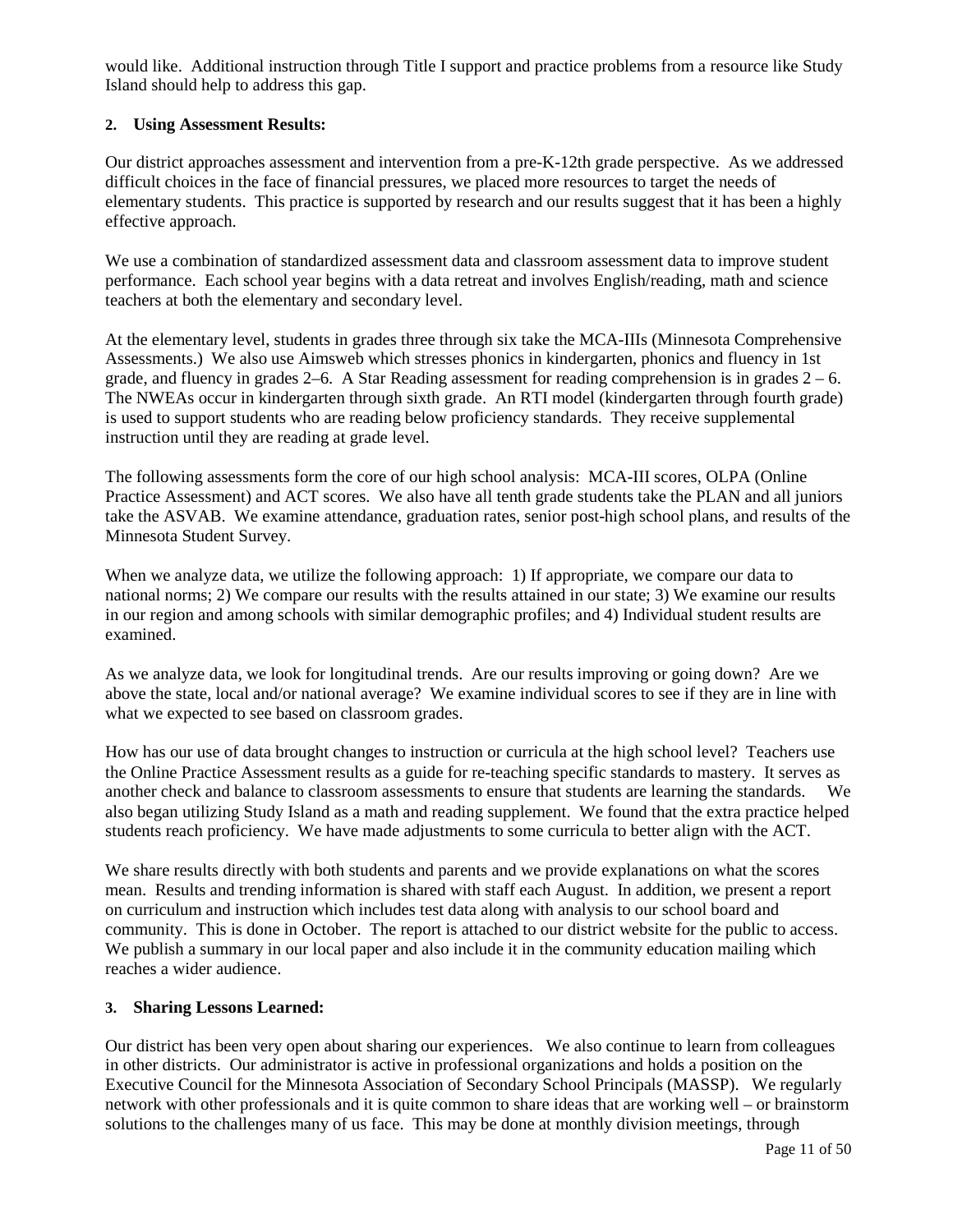would like. Additional instruction through Title I support and practice problems from a resource like Study Island should help to address this gap.

**2. Using Assessment Results:**

Our district approaches assessment and intervention from a pre-K-12th grade perspective. As we addressed difficult choices in the face of financial pressures, we placed more resources to target the needs of elementary students. This practice is supported by research and our results suggest that it has been a highly effective approach.

We use a combination of standardized assessment data and classroom assessment data to improve student performance. Each school year begins with a data retreat and involves English/reading, math and science teachers at both the elementary and secondary level.

At the elementary level, students in grades three through six take the MCA-IIIs (Minnesota Comprehensive Assessments.) We also use Aimsweb which stresses phonics in kindergarten, phonics and fluency in 1st grade, and fluency in grades 2–6. A Star Reading assessment for reading comprehension is in grades 2 – 6. The NWEAs occur in kindergarten through sixth grade. An RTI model (kindergarten through fourth grade) is used to support students who are reading below proficiency standards. They receive supplemental instruction until they are reading at grade level.

The following assessments form the core of our high school analysis: MCA-III scores, OLPA (Online Practice Assessment) and ACT scores. We also have all tenth grade students take the PLAN and all juniors take the ASVAB. We examine attendance, graduation rates, senior post-high school plans, and results of the Minnesota Student Survey.

When we analyze data, we utilize the following approach: 1) If appropriate, we compare our data to national norms; 2) We compare our results with the results attained in our state; 3) We examine our results in our region and among schools with similar demographic profiles; and 4) Individual student results are examined.

As we analyze data, we look for longitudinal trends. Are our results improving or going down? Are we above the state, local and/or national average? We examine individual scores to see if they are in line with what we expected to see based on classroom grades.

How has our use of data brought changes to instruction or curricula at the high school level? Teachers use the Online Practice Assessment results as a guide for re-teaching specific standards to mastery. It serves as another check and balance to classroom assessments to ensure that students are learning the standards. We also began utilizing Study Island as a math and reading supplement. We found that the extra practice helped students reach proficiency. We have made adjustments to some curricula to better align with the ACT.

We share results directly with both students and parents and we provide explanations on what the scores mean. Results and trending information is shared with staff each August. In addition, we present a report on curriculum and instruction which includes test data along with analysis to our school board and community. This is done in October. The report is attached to our district website for the public to access. We publish a summary in our local paper and also include it in the community education mailing which reaches a wider audience.

**3. Sharing Lessons Learned:**

Our district has been very open about sharing our experiences. We also continue to learn from colleagues in other districts. Our administrator is active in professional organizations and holds a position on the Executive Council for the Minnesota Association of Secondary School Principals (MASSP). We regularly network with other professionals and it is quite common to share ideas that are working well – or brainstorm solutions to the challenges many of us face. This may be done at monthly division meetings, through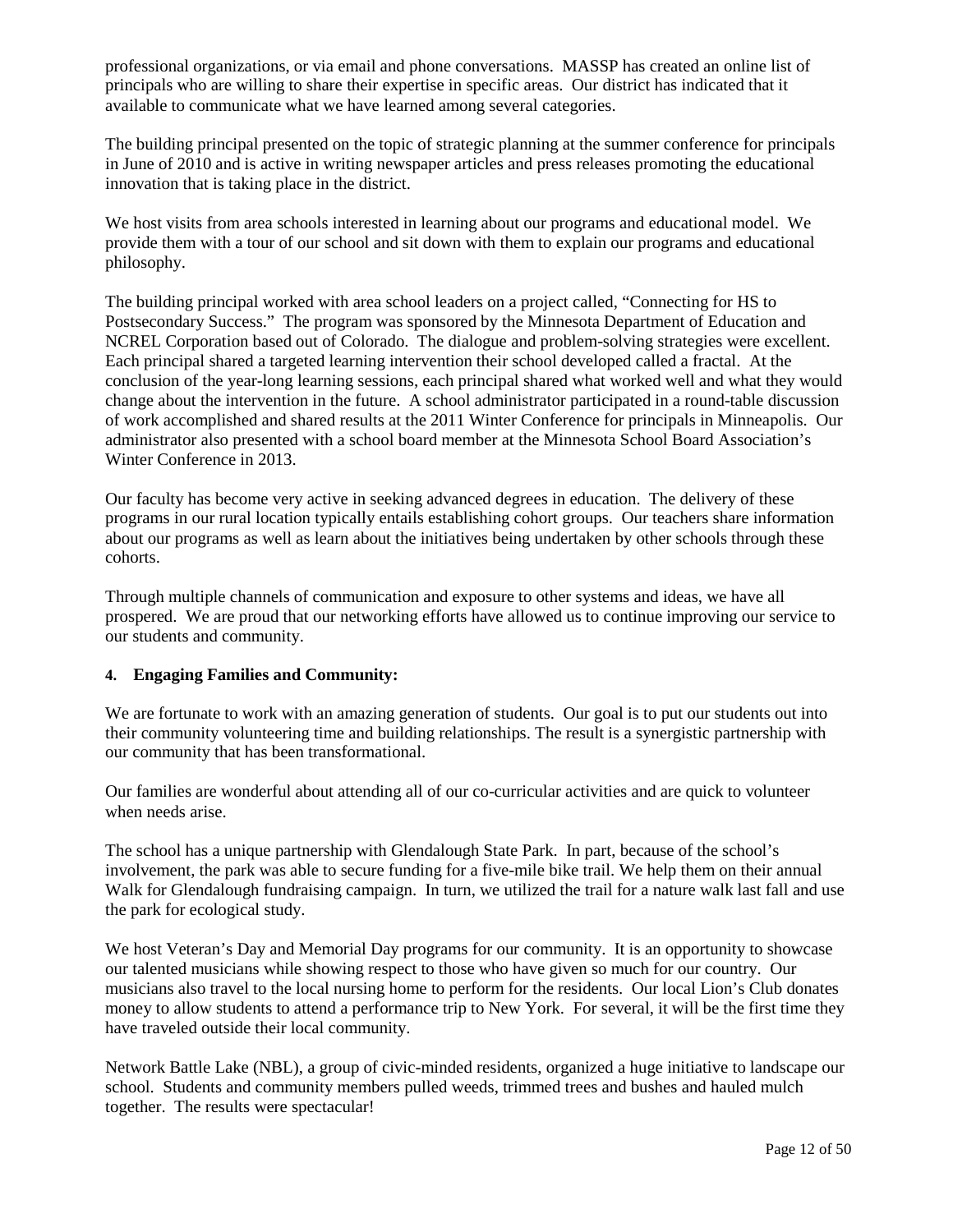professional organizations, or via email and phone conversations. MASSP has created an online list of principals who are willing to share their expertise in specific areas. Our district has indicated that it available to communicate what we have learned among several categories.

The building principal presented on the topic of strategic planning at the summer conference for principals in June of 2010 and is active in writing newspaper articles and press releases promoting the educational innovation that is taking place in the district.

We host visits from area schools interested in learning about our programs and educational model. We provide them with a tour of our school and sit down with them to explain our programs and educational philosophy.

The building principal worked with area school leaders on a project called, "Connecting for HS to Postsecondary Success." The program was sponsored by the Minnesota Department of Education and NCREL Corporation based out of Colorado. The dialogue and problem-solving strategies were excellent. Each principal shared a targeted learning intervention their school developed called a fractal. At the conclusion of the year-long learning sessions, each principal shared what worked well and what they would change about the intervention in the future. A school administrator participated in a round-table discussion of work accomplished and shared results at the 2011 Winter Conference for principals in Minneapolis. Our administrator also presented with a school board member at the Minnesota School Board Association's Winter Conference in 2013.

Our faculty has become very active in seeking advanced degrees in education. The delivery of these programs in our rural location typically entails establishing cohort groups. Our teachers share information about our programs as well as learn about the initiatives being undertaken by other schools through these cohorts.

Through multiple channels of communication and exposure to other systems and ideas, we have all prospered. We are proud that our networking efforts have allowed us to continue improving our service to our students and community.

**4. Engaging Families and Community:**

We are fortunate to work with an amazing generation of students. Our goal is to put our students out into their community volunteering time and building relationships. The result is a synergistic partnership with our community that has been transformational.

Our families are wonderful about attending all of our co-curricular activities and are quick to volunteer when needs arise.

The school has a unique partnership with Glendalough State Park. In part, because of the school's involvement, the park was able to secure funding for a five-mile bike trail. We help them on their annual Walk for Glendalough fundraising campaign. In turn, we utilized the trail for a nature walk last fall and use the park for ecological study.

We host Veteran's Day and Memorial Day programs for our community. It is an opportunity to showcase our talented musicians while showing respect to those who have given so much for our country. Our musicians also travel to the local nursing home to perform for the residents. Our local Lion's Club donates money to allow students to attend a performance trip to New York. For several, it will be the first time they have traveled outside their local community.

Network Battle Lake (NBL), a group of civic-minded residents, organized a huge initiative to landscape our school. Students and community members pulled weeds, trimmed trees and bushes and hauled mulch together. The results were spectacular!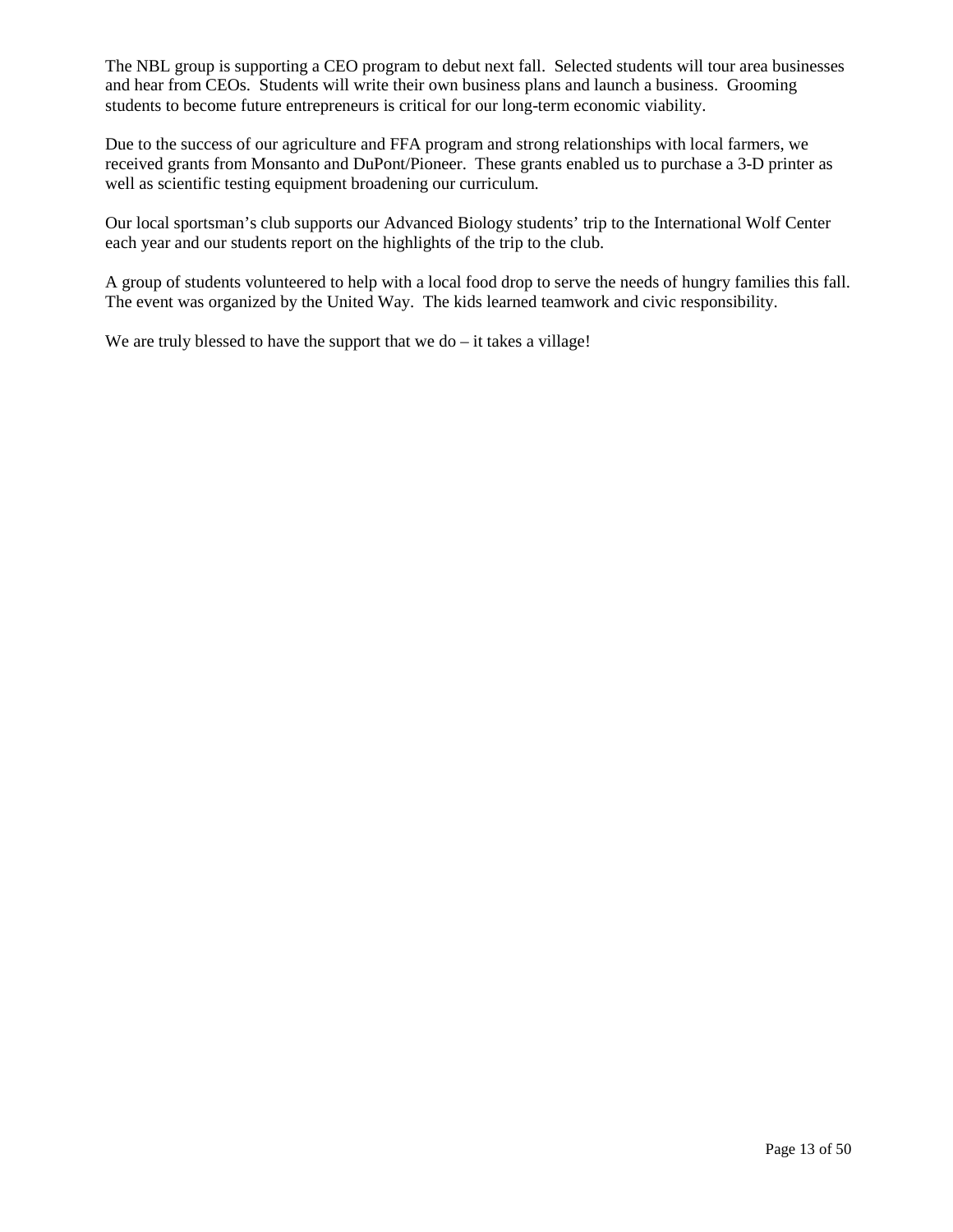The NBL group is supporting a CEO program to debut next fall. Selected students will tour area businesses and hear from CEOs. Students will write their own business plans and launch a business. Grooming students to become future entrepreneurs is critical for our long-term economic viability.

Due to the success of our agriculture and FFA program and strong relationships with local farmers, we received grants from Monsanto and DuPont/Pioneer. These grants enabled us to purchase a 3-D printer as well as scientific testing equipment broadening our curriculum.

Our local sportsman's club supports our Advanced Biology students' trip to the International Wolf Center each year and our students report on the highlights of the trip to the club.

A group of students volunteered to help with a local food drop to serve the needs of hungry families this fall. The event was organized by the United Way. The kids learned teamwork and civic responsibility.

We are truly blessed to have the support that we do – it takes a village!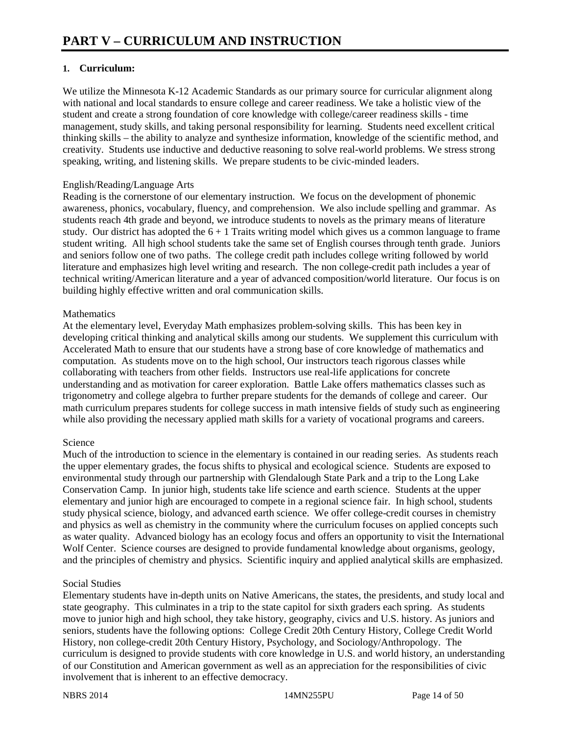# PART V – CURRICULUM AND INSTRUCTION

## 1. Curriculum:

We utilize the Minnesota K-12 Academic Standards as our primary source for curricular alignment along with national and local standards to ensure college and career readiness. We take a holistic view of the student and create a strong foundation of core knowledge with college/career readiness skills - time management, study skills, and taking personal responsibility for learning. Students need excellent critical thinking skills – the ability to analyze and synthesize information, knowledge of the scientific method, and creativity. Students use inductive and deductive reasoning to solve real-world problems. We stress strong speaking, writing, and listening skills. We prepare students to be civic-minded leaders.

English/Reading/Language Arts
Reading is the cornerstone of our elementary instruction. We focus on the development of phonemic awareness, phonics, vocabulary, fluency, and comprehension. We also include spelling and grammar. As students reach 4th grade and beyond, we introduce students to novels as the primary means of literature study. Our district has adopted the 6 + 1 Traits writing model which gives us a common language to frame student writing. All high school students take the same set of English courses through tenth grade. Juniors and seniors follow one of two paths. The college credit path includes college writing followed by world literature and emphasizes high level writing and research. The non college-credit path includes a year of technical writing/American literature and a year of advanced composition/world literature. Our focus is on building highly effective written and oral communication skills.

Mathematics
At the elementary level, Everyday Math emphasizes problem-solving skills. This has been key in developing critical thinking and analytical skills among our students. We supplement this curriculum with Accelerated Math to ensure that our students have a strong base of core knowledge of mathematics and computation. As students move on to the high school, Our instructors teach rigorous classes while collaborating with teachers from other fields. Instructors use real-life applications for concrete understanding and as motivation for career exploration. Battle Lake offers mathematics classes such as trigonometry and college algebra to further prepare students for the demands of college and career. Our math curriculum prepares students for college success in math intensive fields of study such as engineering while also providing the necessary applied math skills for a variety of vocational programs and careers.

Science
Much of the introduction to science in the elementary is contained in our reading series. As students reach the upper elementary grades, the focus shifts to physical and ecological science. Students are exposed to environmental study through our partnership with Glendalough State Park and a trip to the Long Lake Conservation Camp. In junior high, students take life science and earth science. Students at the upper elementary and junior high are encouraged to compete in a regional science fair. In high school, students study physical science, biology, and advanced earth science. We offer college-credit courses in chemistry and physics as well as chemistry in the community where the curriculum focuses on applied concepts such as water quality. Advanced biology has an ecology focus and offers an opportunity to visit the International Wolf Center. Science courses are designed to provide fundamental knowledge about organisms, geology, and the principles of chemistry and physics. Scientific inquiry and applied analytical skills are emphasized.

Social Studies
Elementary students have in-depth units on Native Americans, the states, the presidents, and study local and state geography. This culminates in a trip to the state capitol for sixth graders each spring. As students move to junior high and high school, they take history, geography, civics and U.S. history. As juniors and seniors, students have the following options: College Credit 20th Century History, College Credit World History, non college-credit 20th Century History, Psychology, and Sociology/Anthropology. The curriculum is designed to provide students with core knowledge in U.S. and world history, an understanding of our Constitution and American government as well as an appreciation for the responsibilities of civic involvement that is inherent to an effective democracy.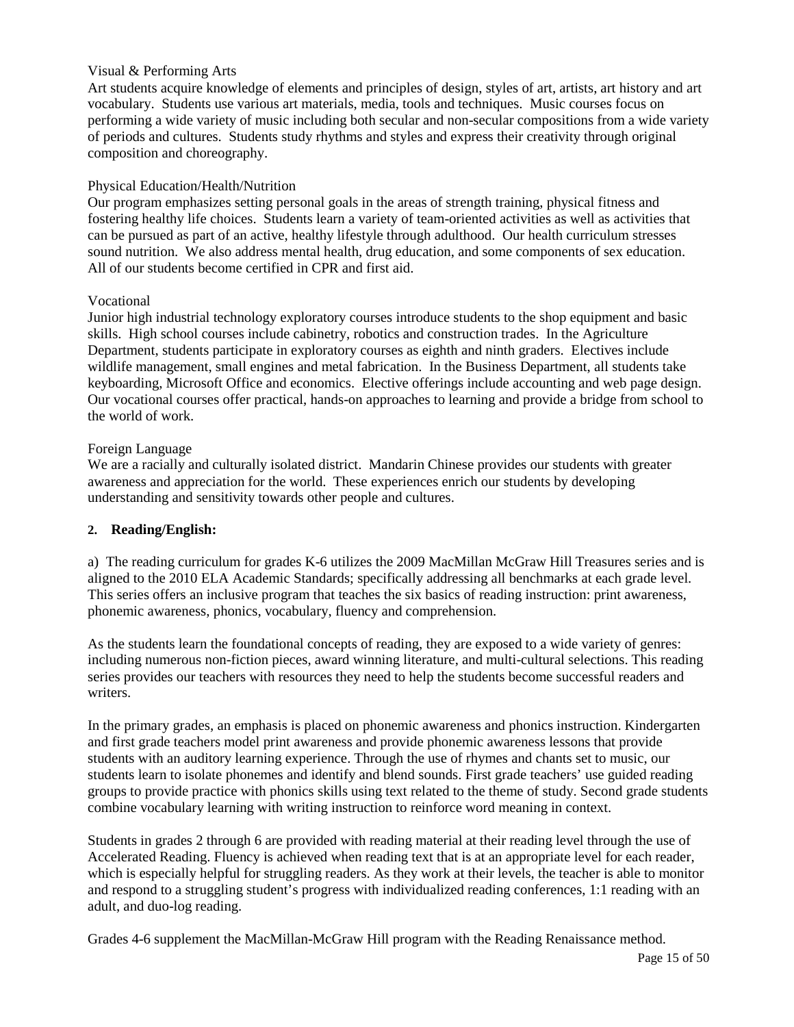Visual & Performing Arts

Art students acquire knowledge of elements and principles of design, styles of art, artists, art history and art vocabulary. Students use various art materials, media, tools and techniques. Music courses focus on performing a wide variety of music including both secular and non-secular compositions from a wide variety of periods and cultures. Students study rhythms and styles and express their creativity through original composition and choreography.

Physical Education/Health/Nutrition

Our program emphasizes setting personal goals in the areas of strength training, physical fitness and fostering healthy life choices. Students learn a variety of team-oriented activities as well as activities that can be pursued as part of an active, healthy lifestyle through adulthood. Our health curriculum stresses sound nutrition. We also address mental health, drug education, and some components of sex education. All of our students become certified in CPR and first aid.

Vocational

Junior high industrial technology exploratory courses introduce students to the shop equipment and basic skills. High school courses include cabinetry, robotics and construction trades. In the Agriculture Department, students participate in exploratory courses as eighth and ninth graders. Electives include wildlife management, small engines and metal fabrication. In the Business Department, all students take keyboarding, Microsoft Office and economics. Elective offerings include accounting and web page design. Our vocational courses offer practical, hands-on approaches to learning and provide a bridge from school to the world of work.

Foreign Language

We are a racially and culturally isolated district. Mandarin Chinese provides our students with greater awareness and appreciation for the world. These experiences enrich our students by developing understanding and sensitivity towards other people and cultures.

**2. Reading/English:**

a) The reading curriculum for grades K-6 utilizes the 2009 MacMillan McGraw Hill Treasures series and is aligned to the 2010 ELA Academic Standards; specifically addressing all benchmarks at each grade level. This series offers an inclusive program that teaches the six basics of reading instruction: print awareness, phonemic awareness, phonics, vocabulary, fluency and comprehension.

As the students learn the foundational concepts of reading, they are exposed to a wide variety of genres: including numerous non-fiction pieces, award winning literature, and multi-cultural selections. This reading series provides our teachers with resources they need to help the students become successful readers and writers.

In the primary grades, an emphasis is placed on phonemic awareness and phonics instruction. Kindergarten and first grade teachers model print awareness and provide phonemic awareness lessons that provide students with an auditory learning experience. Through the use of rhymes and chants set to music, our students learn to isolate phonemes and identify and blend sounds. First grade teachers' use guided reading groups to provide practice with phonics skills using text related to the theme of study. Second grade students combine vocabulary learning with writing instruction to reinforce word meaning in context.

Students in grades 2 through 6 are provided with reading material at their reading level through the use of Accelerated Reading. Fluency is achieved when reading text that is at an appropriate level for each reader, which is especially helpful for struggling readers. As they work at their levels, the teacher is able to monitor and respond to a struggling student's progress with individualized reading conferences, 1:1 reading with an adult, and duo-log reading.

Grades 4-6 supplement the MacMillan-McGraw Hill program with the Reading Renaissance method.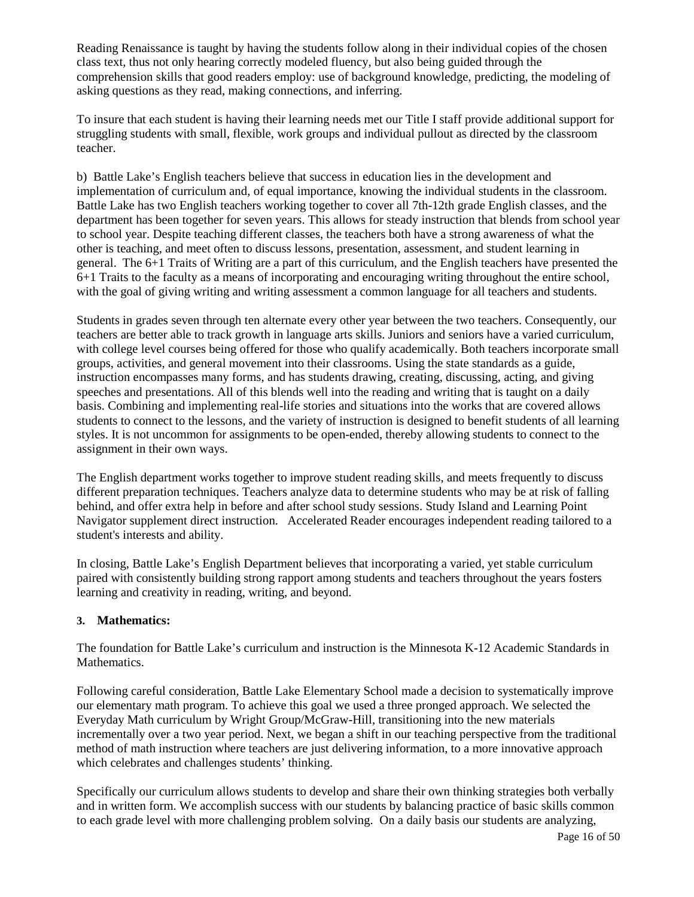Reading Renaissance is taught by having the students follow along in their individual copies of the chosen class text, thus not only hearing correctly modeled fluency, but also being guided through the comprehension skills that good readers employ: use of background knowledge, predicting, the modeling of asking questions as they read, making connections, and inferring.

To insure that each student is having their learning needs met our Title I staff provide additional support for struggling students with small, flexible, work groups and individual pullout as directed by the classroom teacher.

b) Battle Lake's English teachers believe that success in education lies in the development and implementation of curriculum and, of equal importance, knowing the individual students in the classroom. Battle Lake has two English teachers working together to cover all 7th-12th grade English classes, and the department has been together for seven years. This allows for steady instruction that blends from school year to school year. Despite teaching different classes, the teachers both have a strong awareness of what the other is teaching, and meet often to discuss lessons, presentation, assessment, and student learning in general. The 6+1 Traits of Writing are a part of this curriculum, and the English teachers have presented the 6+1 Traits to the faculty as a means of incorporating and encouraging writing throughout the entire school, with the goal of giving writing and writing assessment a common language for all teachers and students.

Students in grades seven through ten alternate every other year between the two teachers. Consequently, our teachers are better able to track growth in language arts skills. Juniors and seniors have a varied curriculum, with college level courses being offered for those who qualify academically. Both teachers incorporate small groups, activities, and general movement into their classrooms. Using the state standards as a guide, instruction encompasses many forms, and has students drawing, creating, discussing, acting, and giving speeches and presentations. All of this blends well into the reading and writing that is taught on a daily basis. Combining and implementing real-life stories and situations into the works that are covered allows students to connect to the lessons, and the variety of instruction is designed to benefit students of all learning styles. It is not uncommon for assignments to be open-ended, thereby allowing students to connect to the assignment in their own ways.

The English department works together to improve student reading skills, and meets frequently to discuss different preparation techniques. Teachers analyze data to determine students who may be at risk of falling behind, and offer extra help in before and after school study sessions. Study Island and Learning Point Navigator supplement direct instruction. Accelerated Reader encourages independent reading tailored to a student's interests and ability.

In closing, Battle Lake's English Department believes that incorporating a varied, yet stable curriculum paired with consistently building strong rapport among students and teachers throughout the years fosters learning and creativity in reading, writing, and beyond.

**3. Mathematics:**

The foundation for Battle Lake's curriculum and instruction is the Minnesota K-12 Academic Standards in Mathematics.

Following careful consideration, Battle Lake Elementary School made a decision to systematically improve our elementary math program. To achieve this goal we used a three pronged approach. We selected the Everyday Math curriculum by Wright Group/McGraw-Hill, transitioning into the new materials incrementally over a two year period. Next, we began a shift in our teaching perspective from the traditional method of math instruction where teachers are just delivering information, to a more innovative approach which celebrates and challenges students' thinking.

Specifically our curriculum allows students to develop and share their own thinking strategies both verbally and in written form. We accomplish success with our students by balancing practice of basic skills common to each grade level with more challenging problem solving. On a daily basis our students are analyzing,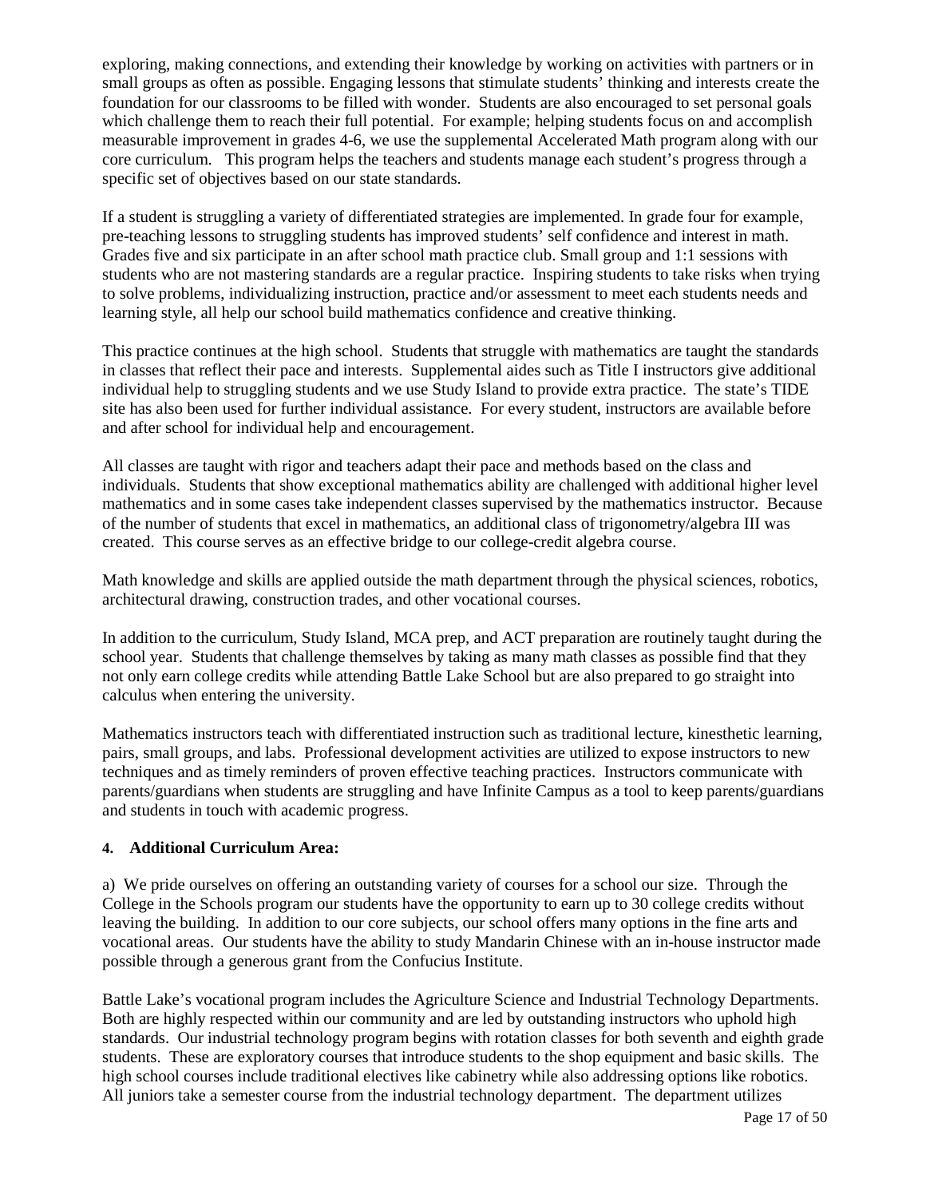exploring, making connections, and extending their knowledge by working on activities with partners or in small groups as often as possible. Engaging lessons that stimulate students' thinking and interests create the foundation for our classrooms to be filled with wonder. Students are also encouraged to set personal goals which challenge them to reach their full potential. For example; helping students focus on and accomplish measurable improvement in grades 4-6, we use the supplemental Accelerated Math program along with our core curriculum. This program helps the teachers and students manage each student's progress through a specific set of objectives based on our state standards.

If a student is struggling a variety of differentiated strategies are implemented. In grade four for example, pre-teaching lessons to struggling students has improved students' self confidence and interest in math. Grades five and six participate in an after school math practice club. Small group and 1:1 sessions with students who are not mastering standards are a regular practice. Inspiring students to take risks when trying to solve problems, individualizing instruction, practice and/or assessment to meet each students needs and learning style, all help our school build mathematics confidence and creative thinking.

This practice continues at the high school. Students that struggle with mathematics are taught the standards in classes that reflect their pace and interests. Supplemental aides such as Title I instructors give additional individual help to struggling students and we use Study Island to provide extra practice. The state's TIDE site has also been used for further individual assistance. For every student, instructors are available before and after school for individual help and encouragement.

All classes are taught with rigor and teachers adapt their pace and methods based on the class and individuals. Students that show exceptional mathematics ability are challenged with additional higher level mathematics and in some cases take independent classes supervised by the mathematics instructor. Because of the number of students that excel in mathematics, an additional class of trigonometry/algebra III was created. This course serves as an effective bridge to our college-credit algebra course.

Math knowledge and skills are applied outside the math department through the physical sciences, robotics, architectural drawing, construction trades, and other vocational courses.

In addition to the curriculum, Study Island, MCA prep, and ACT preparation are routinely taught during the school year. Students that challenge themselves by taking as many math classes as possible find that they not only earn college credits while attending Battle Lake School but are also prepared to go straight into calculus when entering the university.

Mathematics instructors teach with differentiated instruction such as traditional lecture, kinesthetic learning, pairs, small groups, and labs. Professional development activities are utilized to expose instructors to new techniques and as timely reminders of proven effective teaching practices. Instructors communicate with parents/guardians when students are struggling and have Infinite Campus as a tool to keep parents/guardians and students in touch with academic progress.

**4. Additional Curriculum Area:**

a) We pride ourselves on offering an outstanding variety of courses for a school our size. Through the College in the Schools program our students have the opportunity to earn up to 30 college credits without leaving the building. In addition to our core subjects, our school offers many options in the fine arts and vocational areas. Our students have the ability to study Mandarin Chinese with an in-house instructor made possible through a generous grant from the Confucius Institute.

Battle Lake's vocational program includes the Agriculture Science and Industrial Technology Departments. Both are highly respected within our community and are led by outstanding instructors who uphold high standards. Our industrial technology program begins with rotation classes for both seventh and eighth grade students. These are exploratory courses that introduce students to the shop equipment and basic skills. The high school courses include traditional electives like cabinetry while also addressing options like robotics. All juniors take a semester course from the industrial technology department. The department utilizes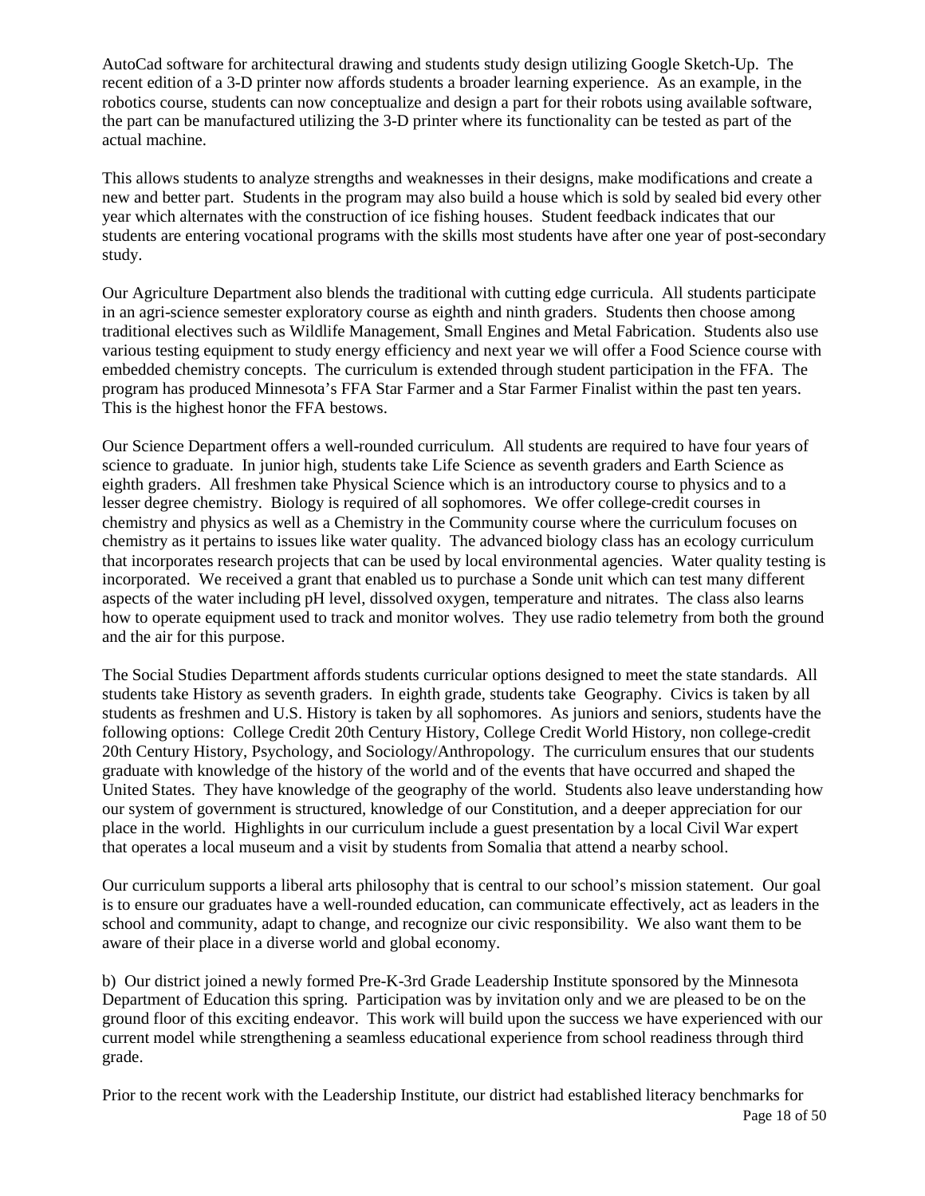AutoCad software for architectural drawing and students study design utilizing Google Sketch-Up. The recent edition of a 3-D printer now affords students a broader learning experience. As an example, in the robotics course, students can now conceptualize and design a part for their robots using available software, the part can be manufactured utilizing the 3-D printer where its functionality can be tested as part of the actual machine.

This allows students to analyze strengths and weaknesses in their designs, make modifications and create a new and better part. Students in the program may also build a house which is sold by sealed bid every other year which alternates with the construction of ice fishing houses. Student feedback indicates that our students are entering vocational programs with the skills most students have after one year of post-secondary study.

Our Agriculture Department also blends the traditional with cutting edge curricula. All students participate in an agri-science semester exploratory course as eighth and ninth graders. Students then choose among traditional electives such as Wildlife Management, Small Engines and Metal Fabrication. Students also use various testing equipment to study energy efficiency and next year we will offer a Food Science course with embedded chemistry concepts. The curriculum is extended through student participation in the FFA. The program has produced Minnesota's FFA Star Farmer and a Star Farmer Finalist within the past ten years. This is the highest honor the FFA bestows.

Our Science Department offers a well-rounded curriculum. All students are required to have four years of science to graduate. In junior high, students take Life Science as seventh graders and Earth Science as eighth graders. All freshmen take Physical Science which is an introductory course to physics and to a lesser degree chemistry. Biology is required of all sophomores. We offer college-credit courses in chemistry and physics as well as a Chemistry in the Community course where the curriculum focuses on chemistry as it pertains to issues like water quality. The advanced biology class has an ecology curriculum that incorporates research projects that can be used by local environmental agencies. Water quality testing is incorporated. We received a grant that enabled us to purchase a Sonde unit which can test many different aspects of the water including pH level, dissolved oxygen, temperature and nitrates. The class also learns how to operate equipment used to track and monitor wolves. They use radio telemetry from both the ground and the air for this purpose.

The Social Studies Department affords students curricular options designed to meet the state standards. All students take History as seventh graders. In eighth grade, students take Geography. Civics is taken by all students as freshmen and U.S. History is taken by all sophomores. As juniors and seniors, students have the following options: College Credit 20th Century History, College Credit World History, non college-credit 20th Century History, Psychology, and Sociology/Anthropology. The curriculum ensures that our students graduate with knowledge of the history of the world and of the events that have occurred and shaped the United States. They have knowledge of the geography of the world. Students also leave understanding how our system of government is structured, knowledge of our Constitution, and a deeper appreciation for our place in the world. Highlights in our curriculum include a guest presentation by a local Civil War expert that operates a local museum and a visit by students from Somalia that attend a nearby school.

Our curriculum supports a liberal arts philosophy that is central to our school's mission statement. Our goal is to ensure our graduates have a well-rounded education, can communicate effectively, act as leaders in the school and community, adapt to change, and recognize our civic responsibility. We also want them to be aware of their place in a diverse world and global economy.

b) Our district joined a newly formed Pre-K-3rd Grade Leadership Institute sponsored by the Minnesota Department of Education this spring. Participation was by invitation only and we are pleased to be on the ground floor of this exciting endeavor. This work will build upon the success we have experienced with our current model while strengthening a seamless educational experience from school readiness through third grade.

Prior to the recent work with the Leadership Institute, our district had established literacy benchmarks for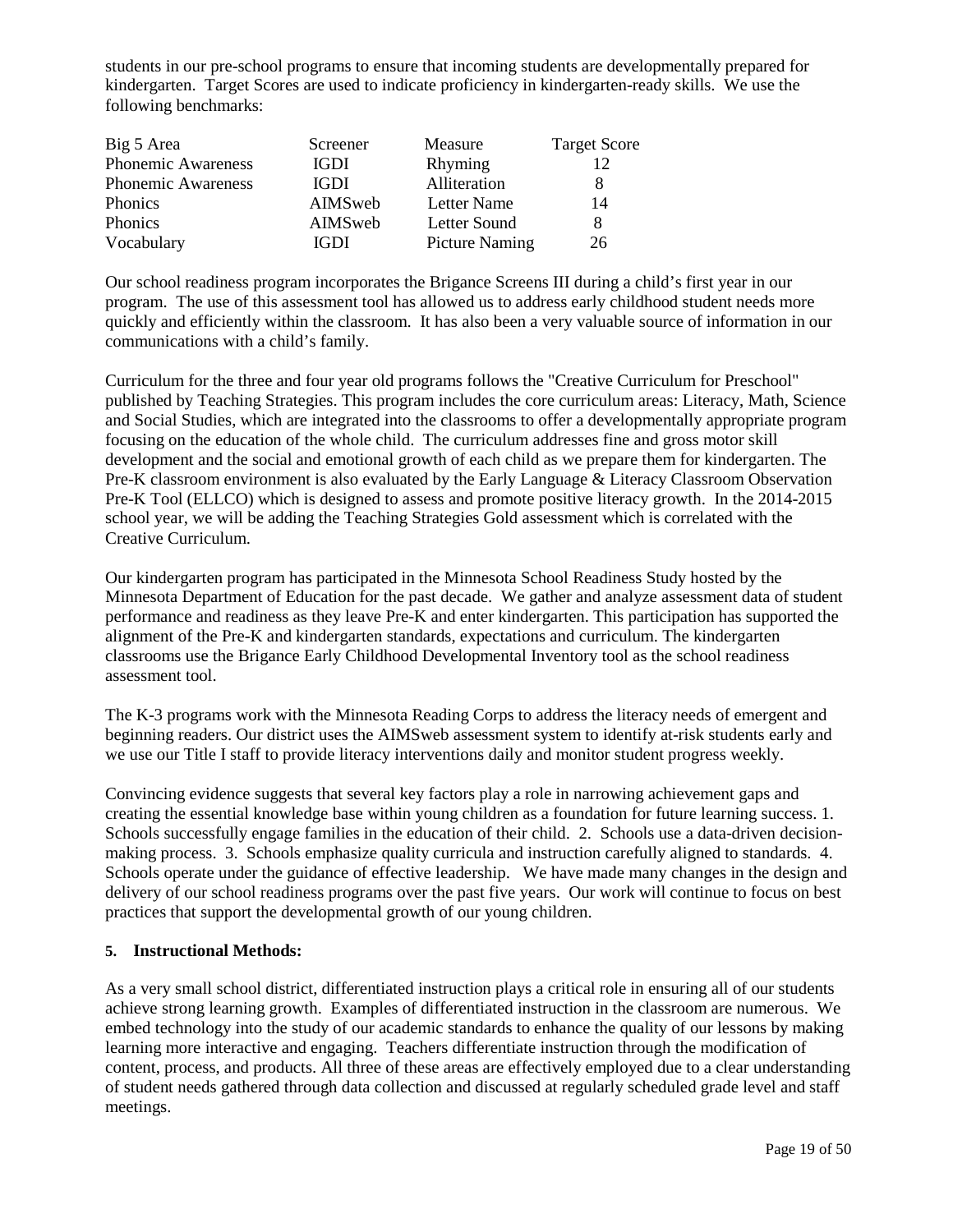students in our pre-school programs to ensure that incoming students are developmentally prepared for kindergarten. Target Scores are used to indicate proficiency in kindergarten-ready skills. We use the following benchmarks:

| Big 5 Area | Screener | Measure | Target Score |
|---|---|---|---|
| Phonemic Awareness | IGDI | Rhyming | 12 |
| Phonemic Awareness | IGDI | Alliteration | 8 |
| Phonics | AIMSweb | Letter Name | 14 |
| Phonics | AIMSweb | Letter Sound | 8 |
| Vocabulary | IGDI | Picture Naming | 26 |

Our school readiness program incorporates the Brigance Screens III during a child's first year in our program. The use of this assessment tool has allowed us to address early childhood student needs more quickly and efficiently within the classroom. It has also been a very valuable source of information in our communications with a child's family.

Curriculum for the three and four year old programs follows the "Creative Curriculum for Preschool" published by Teaching Strategies. This program includes the core curriculum areas: Literacy, Math, Science and Social Studies, which are integrated into the classrooms to offer a developmentally appropriate program focusing on the education of the whole child. The curriculum addresses fine and gross motor skill development and the social and emotional growth of each child as we prepare them for kindergarten. The Pre-K classroom environment is also evaluated by the Early Language & Literacy Classroom Observation Pre-K Tool (ELLCO) which is designed to assess and promote positive literacy growth. In the 2014-2015 school year, we will be adding the Teaching Strategies Gold assessment which is correlated with the Creative Curriculum.

Our kindergarten program has participated in the Minnesota School Readiness Study hosted by the Minnesota Department of Education for the past decade. We gather and analyze assessment data of student performance and readiness as they leave Pre-K and enter kindergarten. This participation has supported the alignment of the Pre-K and kindergarten standards, expectations and curriculum. The kindergarten classrooms use the Brigance Early Childhood Developmental Inventory tool as the school readiness assessment tool.

The K-3 programs work with the Minnesota Reading Corps to address the literacy needs of emergent and beginning readers. Our district uses the AIMSweb assessment system to identify at-risk students early and we use our Title I staff to provide literacy interventions daily and monitor student progress weekly.

Convincing evidence suggests that several key factors play a role in narrowing achievement gaps and creating the essential knowledge base within young children as a foundation for future learning success. 1. Schools successfully engage families in the education of their child. 2. Schools use a data-driven decision-making process. 3. Schools emphasize quality curricula and instruction carefully aligned to standards. 4. Schools operate under the guidance of effective leadership. We have made many changes in the design and delivery of our school readiness programs over the past five years. Our work will continue to focus on best practices that support the developmental growth of our young children.

**5. Instructional Methods:**

As a very small school district, differentiated instruction plays a critical role in ensuring all of our students achieve strong learning growth. Examples of differentiated instruction in the classroom are numerous. We embed technology into the study of our academic standards to enhance the quality of our lessons by making learning more interactive and engaging. Teachers differentiate instruction through the modification of content, process, and products. All three of these areas are effectively employed due to a clear understanding of student needs gathered through data collection and discussed at regularly scheduled grade level and staff meetings.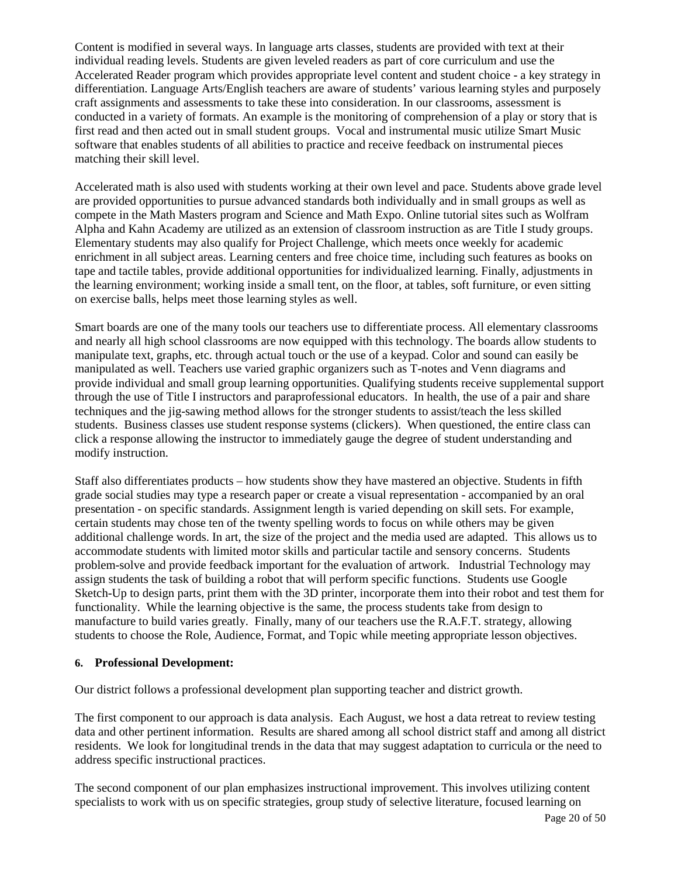Content is modified in several ways. In language arts classes, students are provided with text at their individual reading levels. Students are given leveled readers as part of core curriculum and use the Accelerated Reader program which provides appropriate level content and student choice - a key strategy in differentiation. Language Arts/English teachers are aware of students' various learning styles and purposely craft assignments and assessments to take these into consideration. In our classrooms, assessment is conducted in a variety of formats. An example is the monitoring of comprehension of a play or story that is first read and then acted out in small student groups. Vocal and instrumental music utilize Smart Music software that enables students of all abilities to practice and receive feedback on instrumental pieces matching their skill level.

Accelerated math is also used with students working at their own level and pace. Students above grade level are provided opportunities to pursue advanced standards both individually and in small groups as well as compete in the Math Masters program and Science and Math Expo. Online tutorial sites such as Wolfram Alpha and Kahn Academy are utilized as an extension of classroom instruction as are Title I study groups. Elementary students may also qualify for Project Challenge, which meets once weekly for academic enrichment in all subject areas. Learning centers and free choice time, including such features as books on tape and tactile tables, provide additional opportunities for individualized learning. Finally, adjustments in the learning environment; working inside a small tent, on the floor, at tables, soft furniture, or even sitting on exercise balls, helps meet those learning styles as well.

Smart boards are one of the many tools our teachers use to differentiate process. All elementary classrooms and nearly all high school classrooms are now equipped with this technology. The boards allow students to manipulate text, graphs, etc. through actual touch or the use of a keypad. Color and sound can easily be manipulated as well. Teachers use varied graphic organizers such as T-notes and Venn diagrams and provide individual and small group learning opportunities. Qualifying students receive supplemental support through the use of Title I instructors and paraprofessional educators. In health, the use of a pair and share techniques and the jig-sawing method allows for the stronger students to assist/teach the less skilled students. Business classes use student response systems (clickers). When questioned, the entire class can click a response allowing the instructor to immediately gauge the degree of student understanding and modify instruction.

Staff also differentiates products – how students show they have mastered an objective. Students in fifth grade social studies may type a research paper or create a visual representation - accompanied by an oral presentation - on specific standards. Assignment length is varied depending on skill sets. For example, certain students may chose ten of the twenty spelling words to focus on while others may be given additional challenge words. In art, the size of the project and the media used are adapted. This allows us to accommodate students with limited motor skills and particular tactile and sensory concerns. Students problem-solve and provide feedback important for the evaluation of artwork. Industrial Technology may assign students the task of building a robot that will perform specific functions. Students use Google Sketch-Up to design parts, print them with the 3D printer, incorporate them into their robot and test them for functionality. While the learning objective is the same, the process students take from design to manufacture to build varies greatly. Finally, many of our teachers use the R.A.F.T. strategy, allowing students to choose the Role, Audience, Format, and Topic while meeting appropriate lesson objectives.

**6. Professional Development:**

Our district follows a professional development plan supporting teacher and district growth.

The first component to our approach is data analysis. Each August, we host a data retreat to review testing data and other pertinent information. Results are shared among all school district staff and among all district residents. We look for longitudinal trends in the data that may suggest adaptation to curricula or the need to address specific instructional practices.

The second component of our plan emphasizes instructional improvement. This involves utilizing content specialists to work with us on specific strategies, group study of selective literature, focused learning on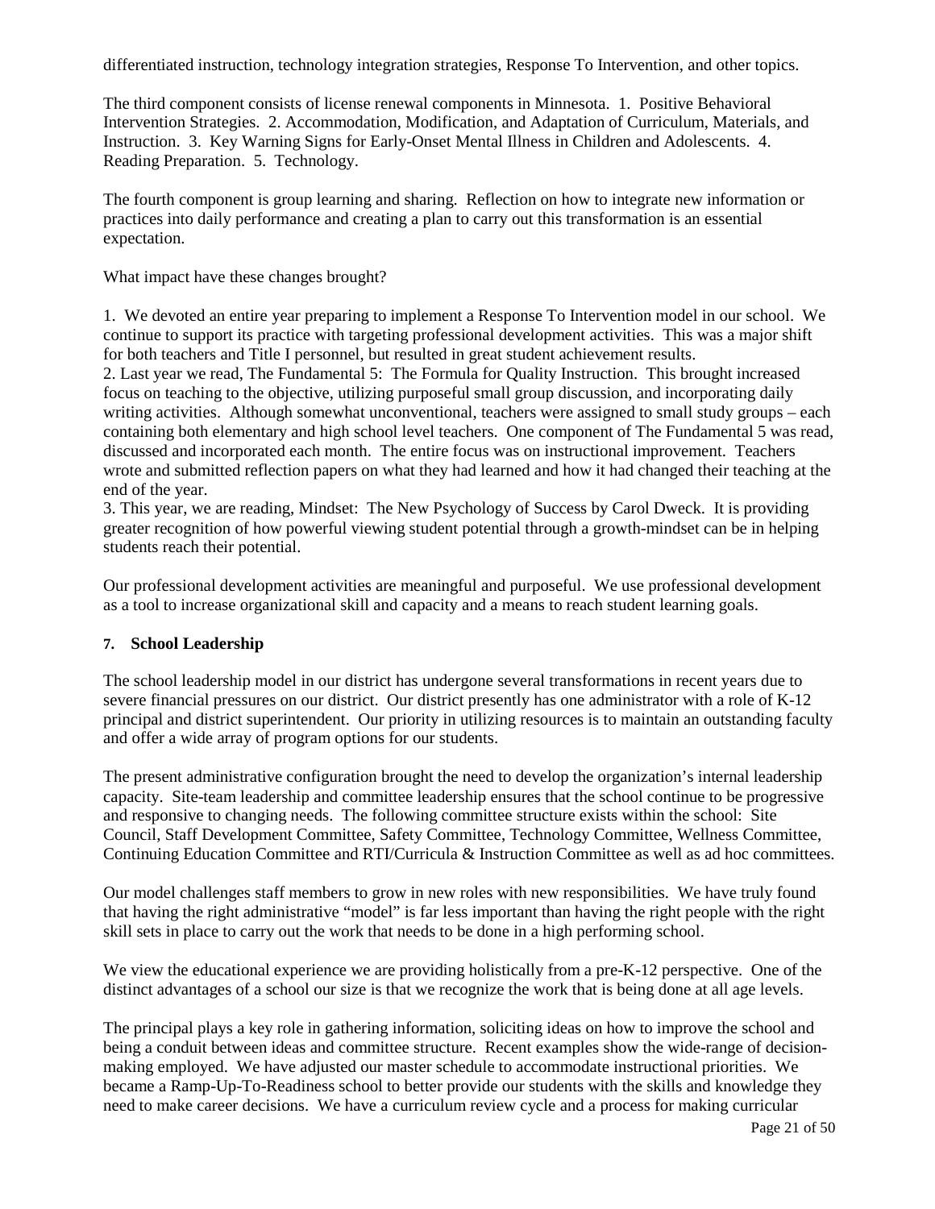differentiated instruction, technology integration strategies, Response To Intervention, and other topics.

The third component consists of license renewal components in Minnesota. 1. Positive Behavioral Intervention Strategies. 2. Accommodation, Modification, and Adaptation of Curriculum, Materials, and Instruction. 3. Key Warning Signs for Early-Onset Mental Illness in Children and Adolescents. 4. Reading Preparation. 5. Technology.

The fourth component is group learning and sharing. Reflection on how to integrate new information or practices into daily performance and creating a plan to carry out this transformation is an essential expectation.

What impact have these changes brought?

1. We devoted an entire year preparing to implement a Response To Intervention model in our school. We continue to support its practice with targeting professional development activities. This was a major shift for both teachers and Title I personnel, but resulted in great student achievement results.
2. Last year we read, The Fundamental 5: The Formula for Quality Instruction. This brought increased focus on teaching to the objective, utilizing purposeful small group discussion, and incorporating daily writing activities. Although somewhat unconventional, teachers were assigned to small study groups – each containing both elementary and high school level teachers. One component of The Fundamental 5 was read, discussed and incorporated each month. The entire focus was on instructional improvement. Teachers wrote and submitted reflection papers on what they had learned and how it had changed their teaching at the end of the year.
3. This year, we are reading, Mindset: The New Psychology of Success by Carol Dweck. It is providing greater recognition of how powerful viewing student potential through a growth-mindset can be in helping students reach their potential.

Our professional development activities are meaningful and purposeful. We use professional development as a tool to increase organizational skill and capacity and a means to reach student learning goals.

## 7. School Leadership

The school leadership model in our district has undergone several transformations in recent years due to severe financial pressures on our district. Our district presently has one administrator with a role of K-12 principal and district superintendent. Our priority in utilizing resources is to maintain an outstanding faculty and offer a wide array of program options for our students.

The present administrative configuration brought the need to develop the organization's internal leadership capacity. Site-team leadership and committee leadership ensures that the school continue to be progressive and responsive to changing needs. The following committee structure exists within the school: Site Council, Staff Development Committee, Safety Committee, Technology Committee, Wellness Committee, Continuing Education Committee and RTI/Curricula & Instruction Committee as well as ad hoc committees.

Our model challenges staff members to grow in new roles with new responsibilities. We have truly found that having the right administrative "model" is far less important than having the right people with the right skill sets in place to carry out the work that needs to be done in a high performing school.

We view the educational experience we are providing holistically from a pre-K-12 perspective. One of the distinct advantages of a school our size is that we recognize the work that is being done at all age levels.

The principal plays a key role in gathering information, soliciting ideas on how to improve the school and being a conduit between ideas and committee structure. Recent examples show the wide-range of decision-making employed. We have adjusted our master schedule to accommodate instructional priorities. We became a Ramp-Up-To-Readiness school to better provide our students with the skills and knowledge they need to make career decisions. We have a curriculum review cycle and a process for making curricular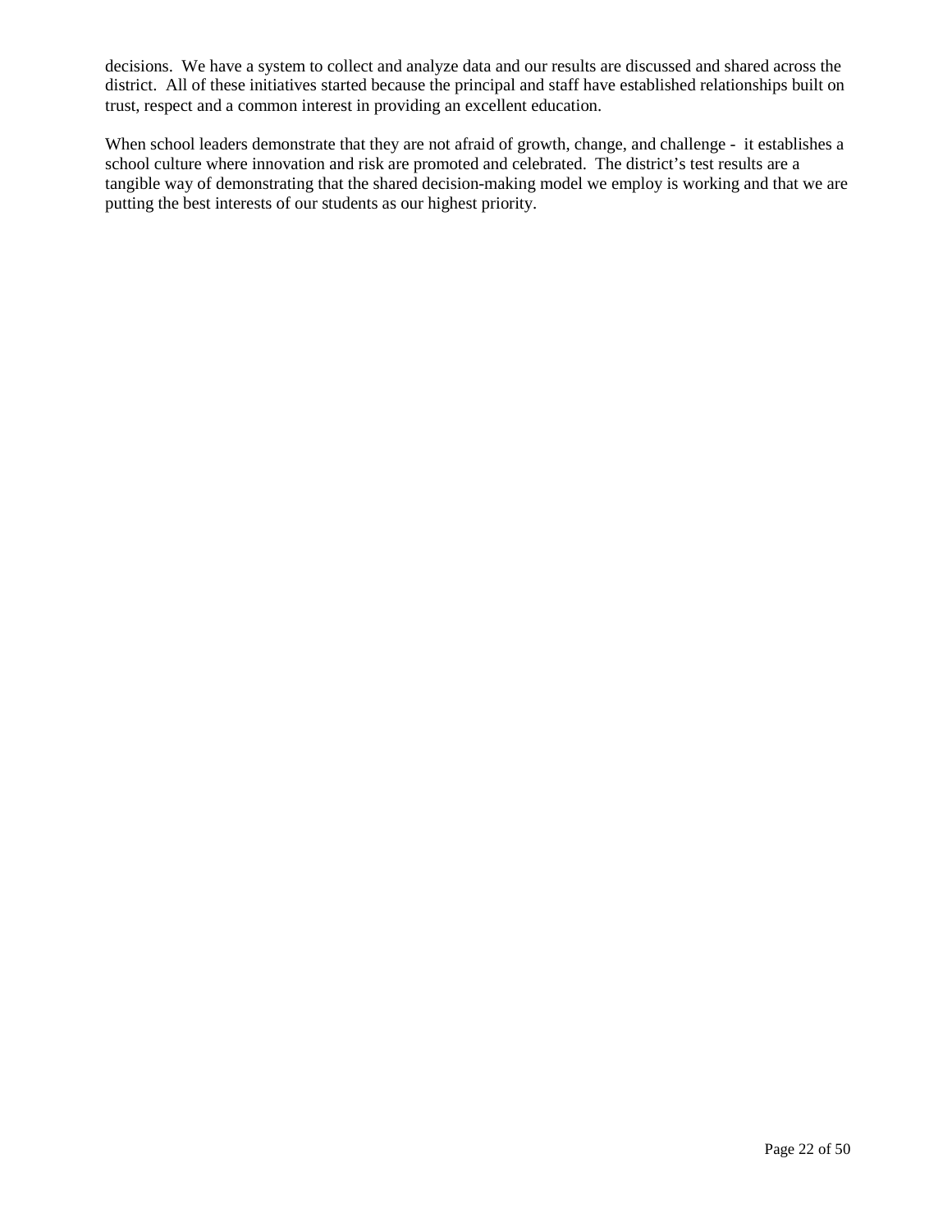decisions. We have a system to collect and analyze data and our results are discussed and shared across the district. All of these initiatives started because the principal and staff have established relationships built on trust, respect and a common interest in providing an excellent education.

When school leaders demonstrate that they are not afraid of growth, change, and challenge - it establishes a school culture where innovation and risk are promoted and celebrated. The district's test results are a tangible way of demonstrating that the shared decision-making model we employ is working and that we are putting the best interests of our students as our highest priority.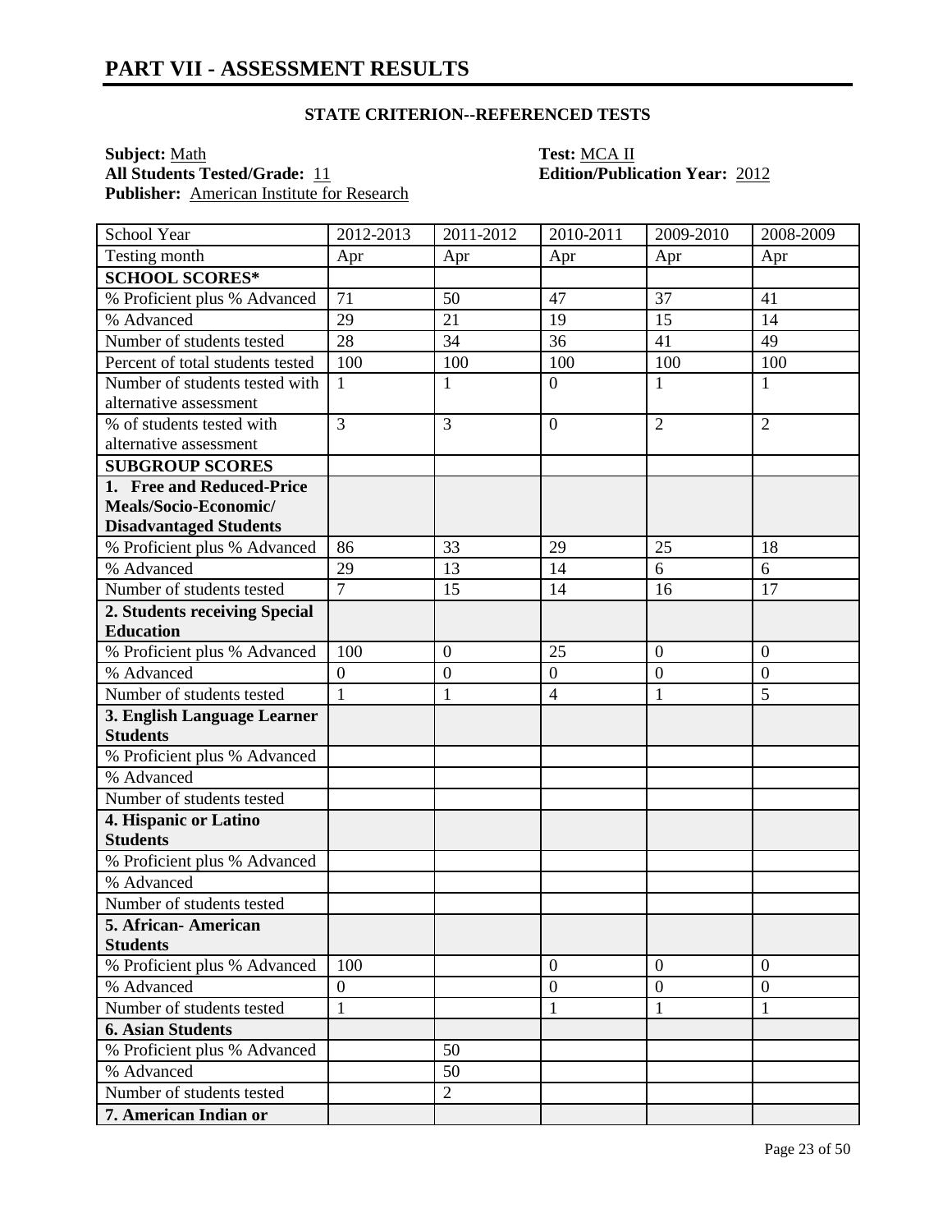# PART VII - ASSESSMENT RESULTS

### STATE CRITERION--REFERENCED TESTS

**Subject:** Math
**Test:** MCA II
**All Students Tested/Grade:** 11
**Edition/Publication Year:** 2012
**Publisher:** American Institute for Research

| School Year | 2012-2013 | 2011-2012 | 2010-2011 | 2009-2010 | 2008-2009 |
|---|---|---|---|---|---|
| Testing month | Apr | Apr | Apr | Apr | Apr |
| **SCHOOL SCORES*** | | | | | |
| % Proficient plus % Advanced | 71 | 50 | 47 | 37 | 41 |
| % Advanced | 29 | 21 | 19 | 15 | 14 |
| Number of students tested | 28 | 34 | 36 | 41 | 49 |
| Percent of total students tested | 100 | 100 | 100 | 100 | 100 |
| Number of students tested with alternative assessment | 1 | 1 | 0 | 1 | 1 |
| % of students tested with alternative assessment | 3 | 3 | 0 | 2 | 2 |
| **SUBGROUP SCORES** | | | | | |
| **1. Free and Reduced-Price Meals/Socio-Economic/ Disadvantaged Students** | | | | | |
| % Proficient plus % Advanced | 86 | 33 | 29 | 25 | 18 |
| % Advanced | 29 | 13 | 14 | 6 | 6 |
| Number of students tested | 7 | 15 | 14 | 16 | 17 |
| **2. Students receiving Special Education** | | | | | |
| % Proficient plus % Advanced | 100 | 0 | 25 | 0 | 0 |
| % Advanced | 0 | 0 | 0 | 0 | 0 |
| Number of students tested | 1 | 1 | 4 | 1 | 5 |
| **3. English Language Learner Students** | | | | | |
| % Proficient plus % Advanced | | | | | |
| % Advanced | | | | | |
| Number of students tested | | | | | |
| **4. Hispanic or Latino Students** | | | | | |
| % Proficient plus % Advanced | | | | | |
| % Advanced | | | | | |
| Number of students tested | | | | | |
| **5. African- American Students** | | | | | |
| % Proficient plus % Advanced | 100 | | 0 | 0 | 0 |
| % Advanced | 0 | | 0 | 0 | 0 |
| Number of students tested | 1 | | 1 | 1 | 1 |
| **6. Asian Students** | | | | | |
| % Proficient plus % Advanced | | 50 | | | |
| % Advanced | | 50 | | | |
| Number of students tested | | 2 | | | |
| **7. American Indian or** | | | | | |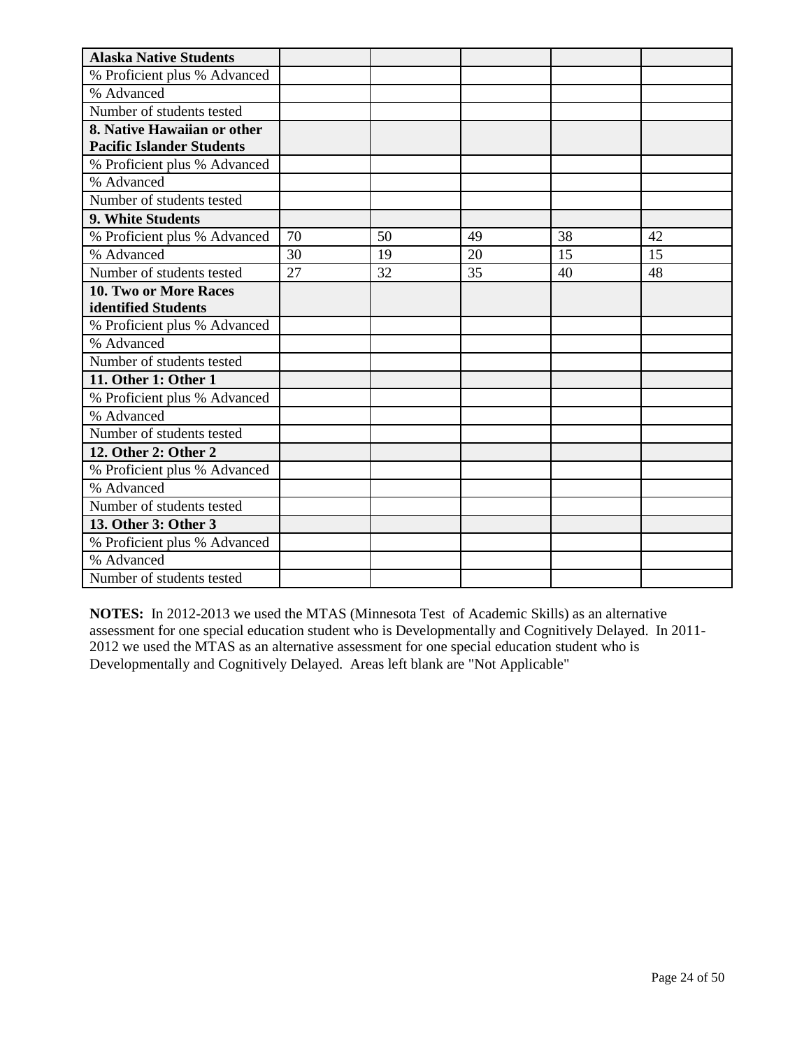| Alaska Native Students | | | | | |
|---|---|---|---|---|---|
| % Proficient plus % Advanced | | | | | |
| % Advanced | | | | | |
| Number of students tested | | | | | |
| **8. Native Hawaiian or other Pacific Islander Students** | | | | | |
| % Proficient plus % Advanced | | | | | |
| % Advanced | | | | | |
| Number of students tested | | | | | |
| **9. White Students** | | | | | |
| % Proficient plus % Advanced | 70 | 50 | 49 | 38 | 42 |
| % Advanced | 30 | 19 | 20 | 15 | 15 |
| Number of students tested | 27 | 32 | 35 | 40 | 48 |
| **10. Two or More Races identified Students** | | | | | |
| % Proficient plus % Advanced | | | | | |
| % Advanced | | | | | |
| Number of students tested | | | | | |
| **11. Other 1: Other 1** | | | | | |
| % Proficient plus % Advanced | | | | | |
| % Advanced | | | | | |
| Number of students tested | | | | | |
| **12. Other 2: Other 2** | | | | | |
| % Proficient plus % Advanced | | | | | |
| % Advanced | | | | | |
| Number of students tested | | | | | |
| **13. Other 3: Other 3** | | | | | |
| % Proficient plus % Advanced | | | | | |
| % Advanced | | | | | |
| Number of students tested | | | | | |

**NOTES:** In 2012-2013 we used the MTAS (Minnesota Test of Academic Skills) as an alternative assessment for one special education student who is Developmentally and Cognitively Delayed. In 2011-2012 we used the MTAS as an alternative assessment for one special education student who is Developmentally and Cognitively Delayed. Areas left blank are "Not Applicable"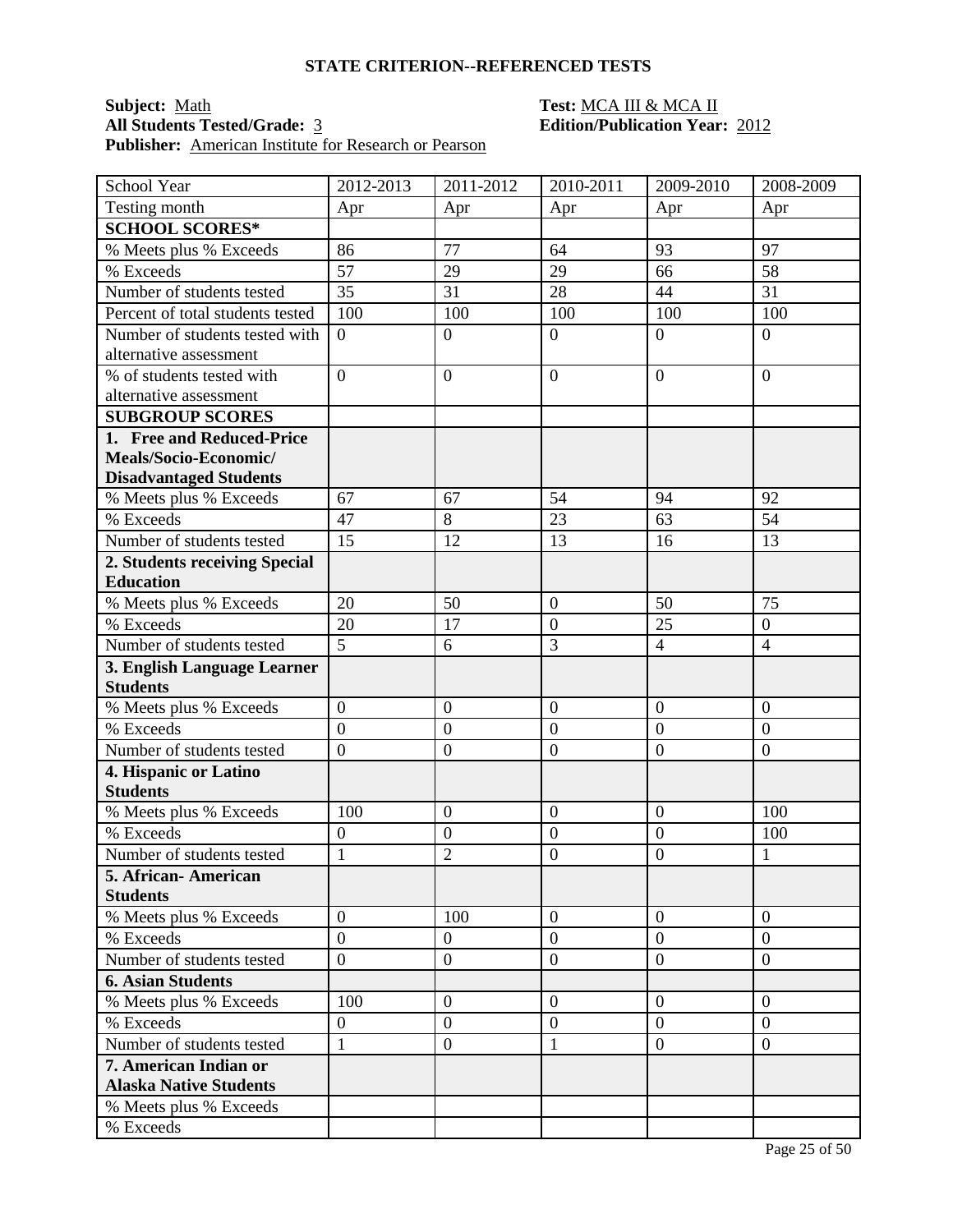## STATE CRITERION--REFERENCED TESTS

**Subject:** Math  
**All Students Tested/Grade:** 3  
**Publisher:** American Institute for Research or Pearson  
**Test:** MCA III & MCA II  
**Edition/Publication Year:** 2012

| School Year | 2012-2013 | 2011-2012 | 2010-2011 | 2009-2010 | 2008-2009 |
|---|---|---|---|---|---|
| Testing month | Apr | Apr | Apr | Apr | Apr |
| **SCHOOL SCORES*** | | | | | |
| % Meets plus % Exceeds | 86 | 77 | 64 | 93 | 97 |
| % Exceeds | 57 | 29 | 29 | 66 | 58 |
| Number of students tested | 35 | 31 | 28 | 44 | 31 |
| Percent of total students tested | 100 | 100 | 100 | 100 | 100 |
| Number of students tested with alternative assessment | 0 | 0 | 0 | 0 | 0 |
| % of students tested with alternative assessment | 0 | 0 | 0 | 0 | 0 |
| **SUBGROUP SCORES** | | | | | |
| **1. Free and Reduced-Price Meals/Socio-Economic/ Disadvantaged Students** | | | | | |
| % Meets plus % Exceeds | 67 | 67 | 54 | 94 | 92 |
| % Exceeds | 47 | 8 | 23 | 63 | 54 |
| Number of students tested | 15 | 12 | 13 | 16 | 13 |
| **2. Students receiving Special Education** | | | | | |
| % Meets plus % Exceeds | 20 | 50 | 0 | 50 | 75 |
| % Exceeds | 20 | 17 | 0 | 25 | 0 |
| Number of students tested | 5 | 6 | 3 | 4 | 4 |
| **3. English Language Learner Students** | | | | | |
| % Meets plus % Exceeds | 0 | 0 | 0 | 0 | 0 |
| % Exceeds | 0 | 0 | 0 | 0 | 0 |
| Number of students tested | 0 | 0 | 0 | 0 | 0 |
| **4. Hispanic or Latino Students** | | | | | |
| % Meets plus % Exceeds | 100 | 0 | 0 | 0 | 100 |
| % Exceeds | 0 | 0 | 0 | 0 | 100 |
| Number of students tested | 1 | 2 | 0 | 0 | 1 |
| **5. African- American Students** | | | | | |
| % Meets plus % Exceeds | 0 | 100 | 0 | 0 | 0 |
| % Exceeds | 0 | 0 | 0 | 0 | 0 |
| Number of students tested | 0 | 0 | 0 | 0 | 0 |
| **6. Asian Students** | | | | | |
| % Meets plus % Exceeds | 100 | 0 | 0 | 0 | 0 |
| % Exceeds | 0 | 0 | 0 | 0 | 0 |
| Number of students tested | 1 | 0 | 1 | 0 | 0 |
| **7. American Indian or Alaska Native Students** | | | | | |
| % Meets plus % Exceeds | | | | | |
| % Exceeds | | | | | |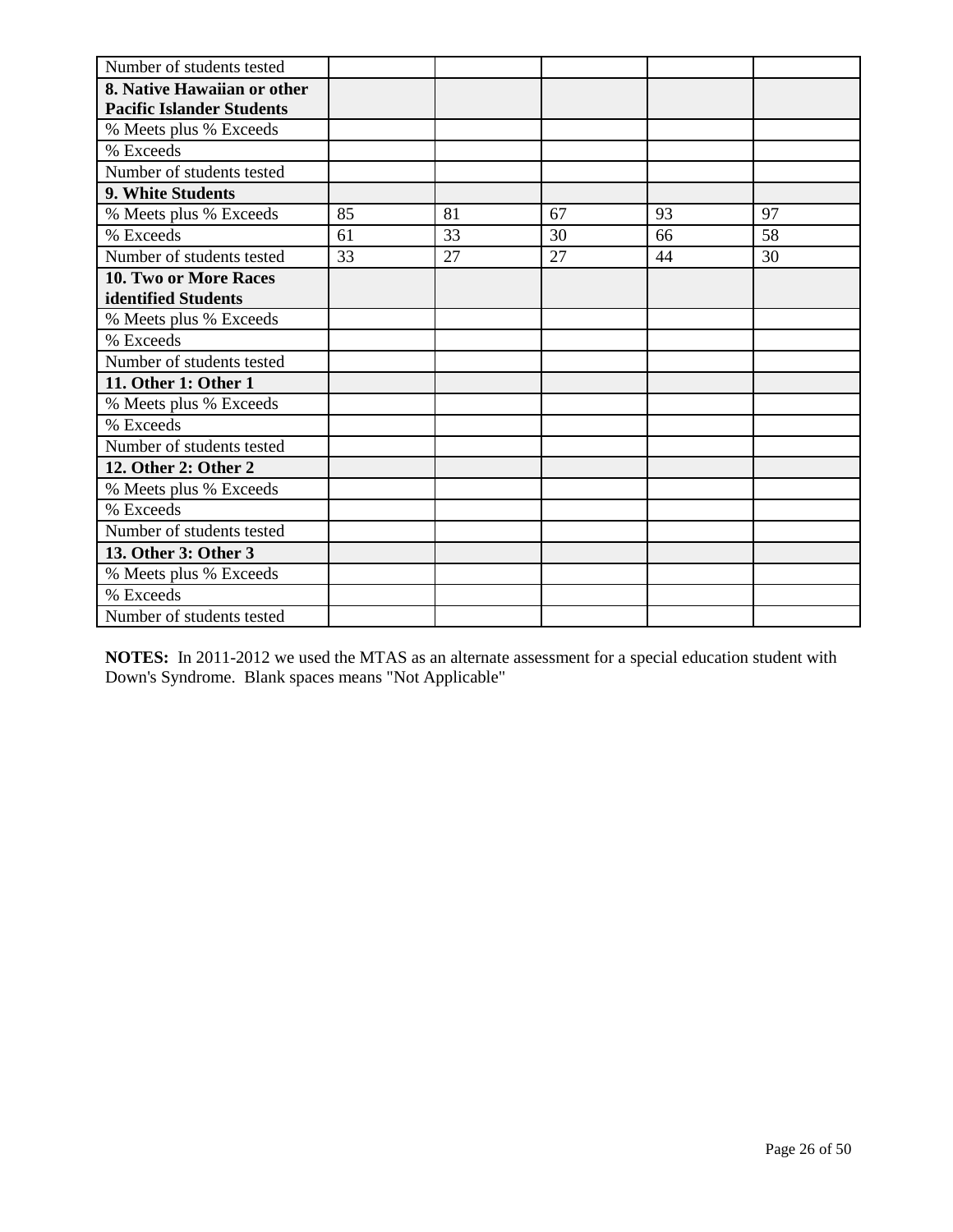| Number of students tested | | | | | |
|---|---|---|---|---|---|
| **8. Native Hawaiian or other Pacific Islander Students** | | | | | |
| % Meets plus % Exceeds | | | | | |
| % Exceeds | | | | | |
| Number of students tested | | | | | |
| **9. White Students** | | | | | |
| % Meets plus % Exceeds | 85 | 81 | 67 | 93 | 97 |
| % Exceeds | 61 | 33 | 30 | 66 | 58 |
| Number of students tested | 33 | 27 | 27 | 44 | 30 |
| **10. Two or More Races identified Students** | | | | | |
| % Meets plus % Exceeds | | | | | |
| % Exceeds | | | | | |
| Number of students tested | | | | | |
| **11. Other 1: Other 1** | | | | | |
| % Meets plus % Exceeds | | | | | |
| % Exceeds | | | | | |
| Number of students tested | | | | | |
| **12. Other 2: Other 2** | | | | | |
| % Meets plus % Exceeds | | | | | |
| % Exceeds | | | | | |
| Number of students tested | | | | | |
| **13. Other 3: Other 3** | | | | | |
| % Meets plus % Exceeds | | | | | |
| % Exceeds | | | | | |
| Number of students tested | | | | | |

**NOTES:** In 2011-2012 we used the MTAS as an alternate assessment for a special education student with Down's Syndrome. Blank spaces means "Not Applicable"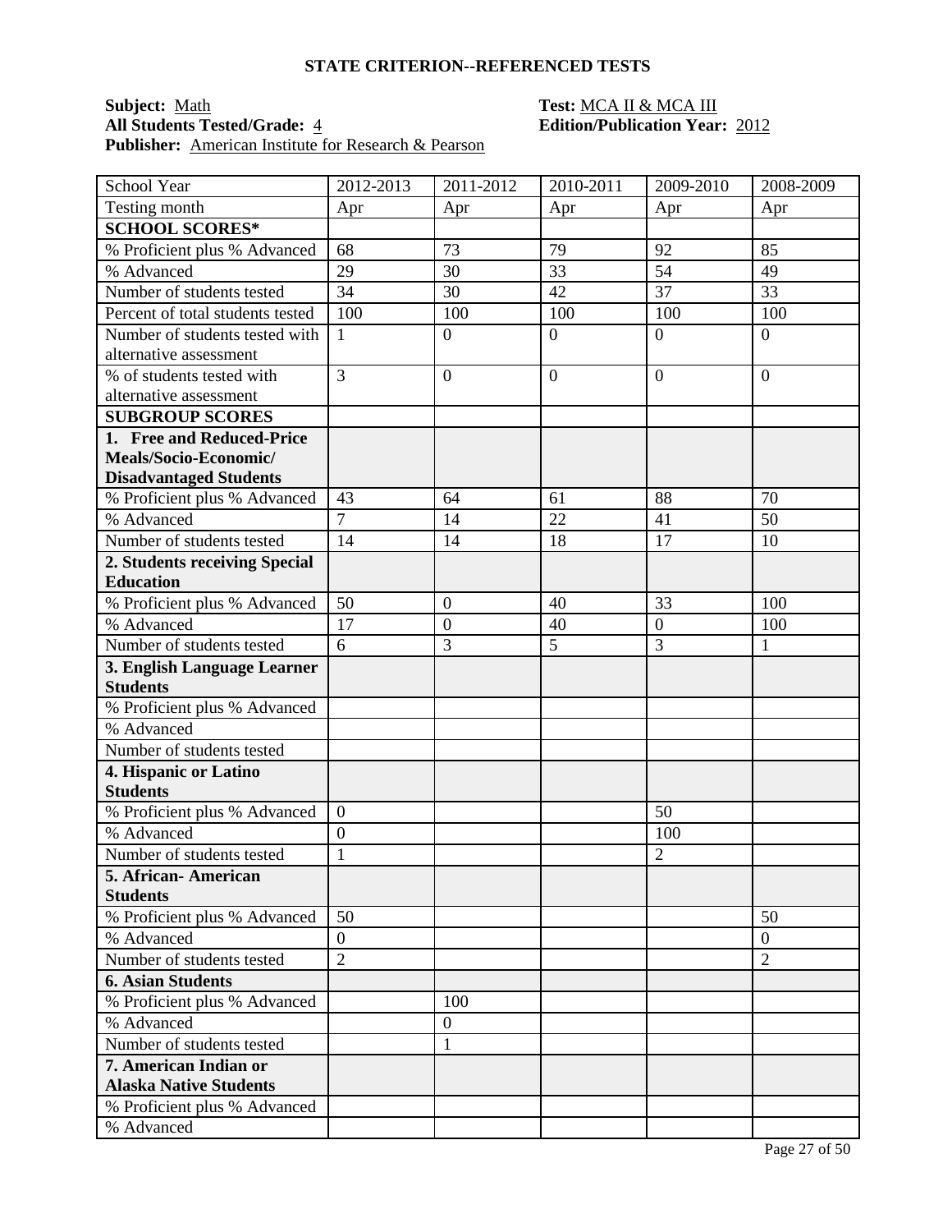## STATE CRITERION--REFERENCED TESTS

**Subject:** Math **Test:** MCA II & MCA III
**All Students Tested/Grade:** 4 **Edition/Publication Year:** 2012
**Publisher:** American Institute for Research & Pearson

| School Year | 2012-2013 | 2011-2012 | 2010-2011 | 2009-2010 | 2008-2009 |
|---|---|---|---|---|---|
| Testing month | Apr | Apr | Apr | Apr | Apr |
| **SCHOOL SCORES*** | | | | | |
| % Proficient plus % Advanced | 68 | 73 | 79 | 92 | 85 |
| % Advanced | 29 | 30 | 33 | 54 | 49 |
| Number of students tested | 34 | 30 | 42 | 37 | 33 |
| Percent of total students tested | 100 | 100 | 100 | 100 | 100 |
| Number of students tested with alternative assessment | 1 | 0 | 0 | 0 | 0 |
| % of students tested with alternative assessment | 3 | 0 | 0 | 0 | 0 |
| **SUBGROUP SCORES** | | | | | |
| **1. Free and Reduced-Price Meals/Socio-Economic/ Disadvantaged Students** | | | | | |
| % Proficient plus % Advanced | 43 | 64 | 61 | 88 | 70 |
| % Advanced | 7 | 14 | 22 | 41 | 50 |
| Number of students tested | 14 | 14 | 18 | 17 | 10 |
| **2. Students receiving Special Education** | | | | | |
| % Proficient plus % Advanced | 50 | 0 | 40 | 33 | 100 |
| % Advanced | 17 | 0 | 40 | 0 | 100 |
| Number of students tested | 6 | 3 | 5 | 3 | 1 |
| **3. English Language Learner Students** | | | | | |
| % Proficient plus % Advanced | | | | | |
| % Advanced | | | | | |
| Number of students tested | | | | | |
| **4. Hispanic or Latino Students** | | | | | |
| % Proficient plus % Advanced | 0 | | | 50 | |
| % Advanced | 0 | | | 100 | |
| Number of students tested | 1 | | | 2 | |
| **5. African- American Students** | | | | | |
| % Proficient plus % Advanced | 50 | | | | 50 |
| % Advanced | 0 | | | | 0 |
| Number of students tested | 2 | | | | 2 |
| **6. Asian Students** | | | | | |
| % Proficient plus % Advanced | | 100 | | | |
| % Advanced | | 0 | | | |
| Number of students tested | | 1 | | | |
| **7. American Indian or Alaska Native Students** | | | | | |
| % Proficient plus % Advanced | | | | | |
| % Advanced | | | | | |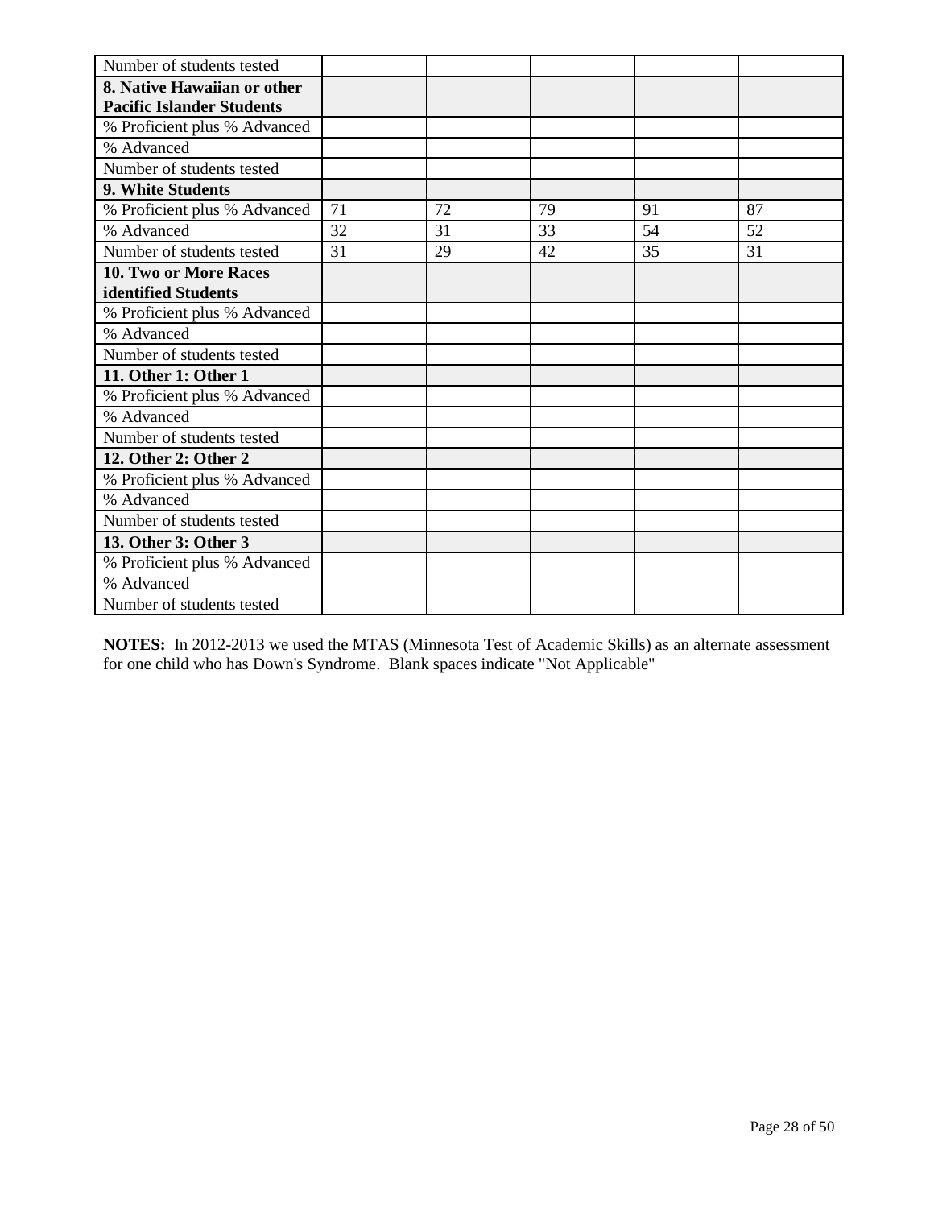| Number of students tested | | | | | |
|---|---|---|---|---|---|
| **8. Native Hawaiian or other Pacific Islander Students** | | | | | |
| % Proficient plus % Advanced | | | | | |
| % Advanced | | | | | |
| Number of students tested | | | | | |
| **9. White Students** | | | | | |
| % Proficient plus % Advanced | 71 | 72 | 79 | 91 | 87 |
| % Advanced | 32 | 31 | 33 | 54 | 52 |
| Number of students tested | 31 | 29 | 42 | 35 | 31 |
| **10. Two or More Races identified Students** | | | | | |
| % Proficient plus % Advanced | | | | | |
| % Advanced | | | | | |
| Number of students tested | | | | | |
| **11. Other 1: Other 1** | | | | | |
| % Proficient plus % Advanced | | | | | |
| % Advanced | | | | | |
| Number of students tested | | | | | |
| **12. Other 2: Other 2** | | | | | |
| % Proficient plus % Advanced | | | | | |
| % Advanced | | | | | |
| Number of students tested | | | | | |
| **13. Other 3: Other 3** | | | | | |
| % Proficient plus % Advanced | | | | | |
| % Advanced | | | | | |
| Number of students tested | | | | | |

**NOTES:** In 2012-2013 we used the MTAS (Minnesota Test of Academic Skills) as an alternate assessment for one child who has Down's Syndrome. Blank spaces indicate "Not Applicable"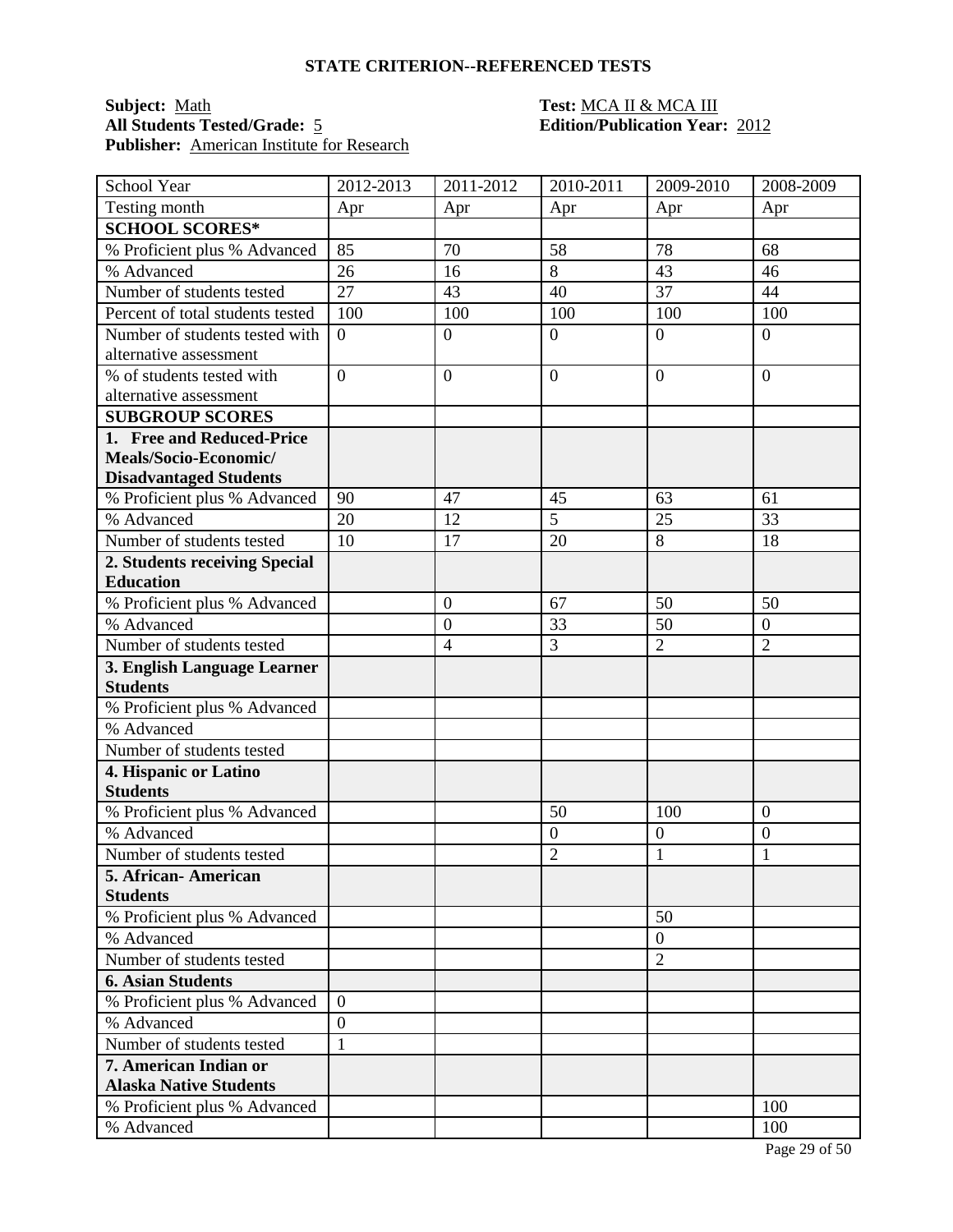## STATE CRITERION--REFERENCED TESTS

**Subject:** Math  
**All Students Tested/Grade:** 5  
**Publisher:** American Institute for Research

**Test:** MCA II & MCA III  
**Edition/Publication Year:** 2012

| School Year | 2012-2013 | 2011-2012 | 2010-2011 | 2009-2010 | 2008-2009 |
|---|---|---|---|---|---|
| Testing month | Apr | Apr | Apr | Apr | Apr |
| **SCHOOL SCORES*** | | | | | |
| % Proficient plus % Advanced | 85 | 70 | 58 | 78 | 68 |
| % Advanced | 26 | 16 | 8 | 43 | 46 |
| Number of students tested | 27 | 43 | 40 | 37 | 44 |
| Percent of total students tested | 100 | 100 | 100 | 100 | 100 |
| Number of students tested with alternative assessment | 0 | 0 | 0 | 0 | 0 |
| % of students tested with alternative assessment | 0 | 0 | 0 | 0 | 0 |
| **SUBGROUP SCORES** | | | | | |
| **1. Free and Reduced-Price Meals/Socio-Economic/ Disadvantaged Students** | | | | | |
| % Proficient plus % Advanced | 90 | 47 | 45 | 63 | 61 |
| % Advanced | 20 | 12 | 5 | 25 | 33 |
| Number of students tested | 10 | 17 | 20 | 8 | 18 |
| **2. Students receiving Special Education** | | | | | |
| % Proficient plus % Advanced | | 0 | 67 | 50 | 50 |
| % Advanced | | 0 | 33 | 50 | 0 |
| Number of students tested | | 4 | 3 | 2 | 2 |
| **3. English Language Learner Students** | | | | | |
| % Proficient plus % Advanced | | | | | |
| % Advanced | | | | | |
| Number of students tested | | | | | |
| **4. Hispanic or Latino Students** | | | | | |
| % Proficient plus % Advanced | | | 50 | 100 | 0 |
| % Advanced | | | 0 | 0 | 0 |
| Number of students tested | | | 2 | 1 | 1 |
| **5. African- American Students** | | | | | |
| % Proficient plus % Advanced | | | | 50 | |
| % Advanced | | | | 0 | |
| Number of students tested | | | | 2 | |
| **6. Asian Students** | | | | | |
| % Proficient plus % Advanced | 0 | | | | |
| % Advanced | 0 | | | | |
| Number of students tested | 1 | | | | |
| **7. American Indian or Alaska Native Students** | | | | | |
| % Proficient plus % Advanced | | | | | 100 |
| % Advanced | | | | | 100 |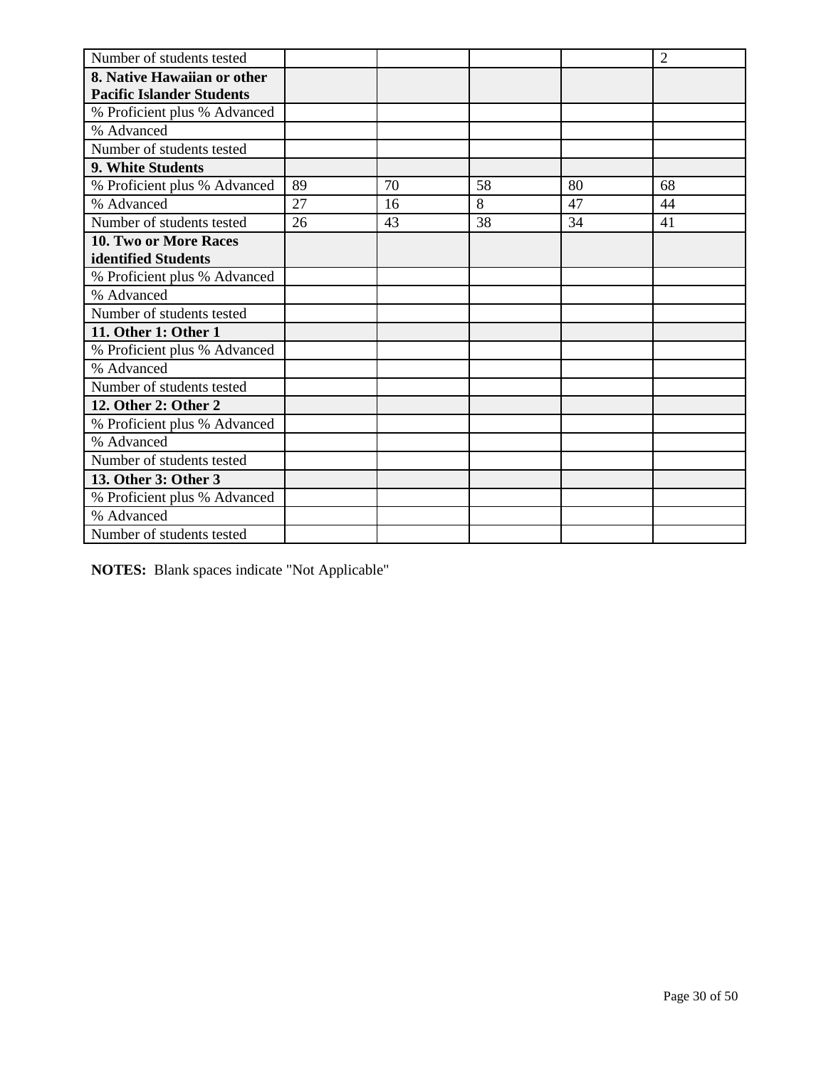| | | | | | |
|---|---|---|---|---|---|
| Number of students tested | | | | | 2 |
| **8. Native Hawaiian or other Pacific Islander Students** | | | | | |
| % Proficient plus % Advanced | | | | | |
| % Advanced | | | | | |
| Number of students tested | | | | | |
| **9. White Students** | | | | | |
| % Proficient plus % Advanced | 89 | 70 | 58 | 80 | 68 |
| % Advanced | 27 | 16 | 8 | 47 | 44 |
| Number of students tested | 26 | 43 | 38 | 34 | 41 |
| **10. Two or More Races identified Students** | | | | | |
| % Proficient plus % Advanced | | | | | |
| % Advanced | | | | | |
| Number of students tested | | | | | |
| **11. Other 1: Other 1** | | | | | |
| % Proficient plus % Advanced | | | | | |
| % Advanced | | | | | |
| Number of students tested | | | | | |
| **12. Other 2: Other 2** | | | | | |
| % Proficient plus % Advanced | | | | | |
| % Advanced | | | | | |
| Number of students tested | | | | | |
| **13. Other 3: Other 3** | | | | | |
| % Proficient plus % Advanced | | | | | |
| % Advanced | | | | | |
| Number of students tested | | | | | |

**NOTES:** Blank spaces indicate "Not Applicable"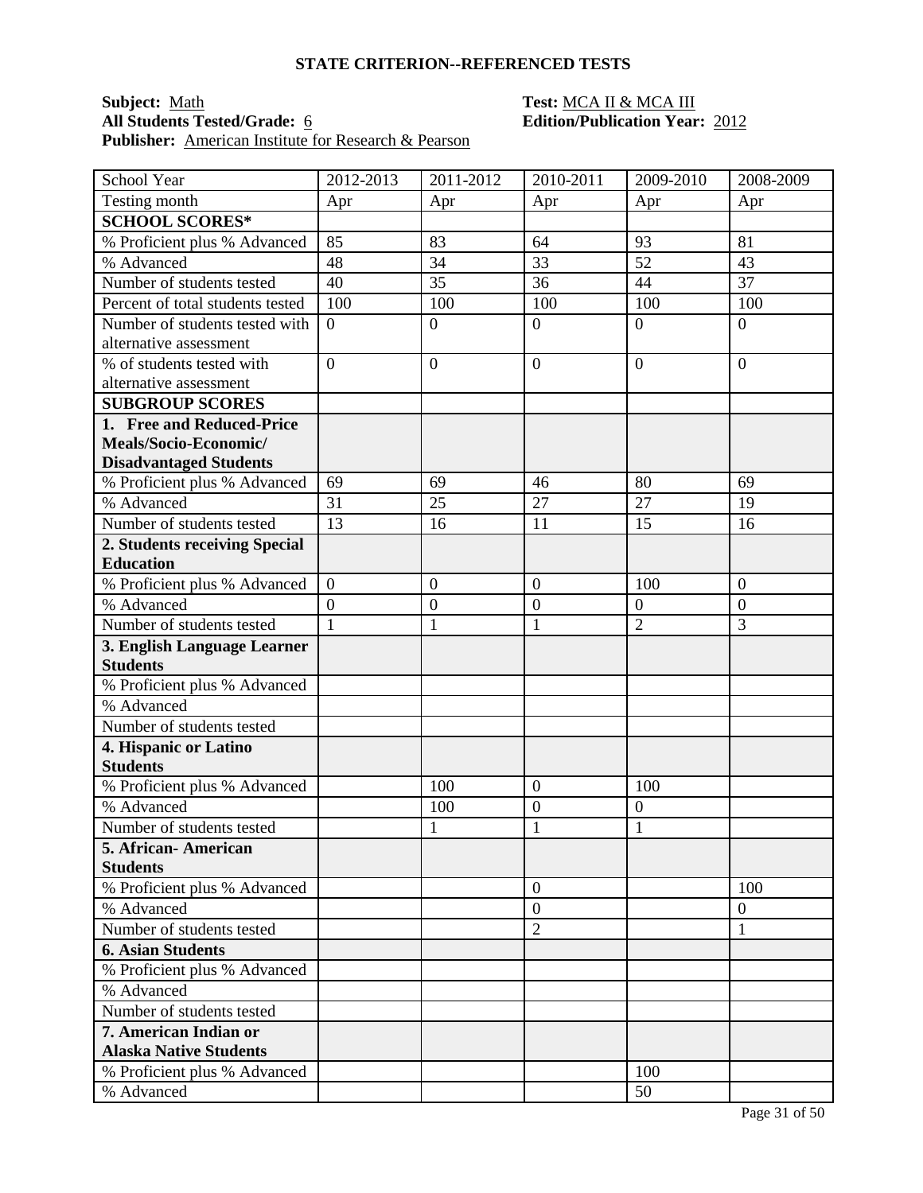## STATE CRITERION--REFERENCED TESTS

**Subject:** Math **Test:** MCA II & MCA III
**All Students Tested/Grade:** 6 **Edition/Publication Year:** 2012
**Publisher:** American Institute for Research & Pearson

| School Year | 2012-2013 | 2011-2012 | 2010-2011 | 2009-2010 | 2008-2009 |
|---|---|---|---|---|---|
| Testing month | Apr | Apr | Apr | Apr | Apr |
| **SCHOOL SCORES*** | | | | | |
| % Proficient plus % Advanced | 85 | 83 | 64 | 93 | 81 |
| % Advanced | 48 | 34 | 33 | 52 | 43 |
| Number of students tested | 40 | 35 | 36 | 44 | 37 |
| Percent of total students tested | 100 | 100 | 100 | 100 | 100 |
| Number of students tested with alternative assessment | 0 | 0 | 0 | 0 | 0 |
| % of students tested with alternative assessment | 0 | 0 | 0 | 0 | 0 |
| **SUBGROUP SCORES** | | | | | |
| **1. Free and Reduced-Price Meals/Socio-Economic/ Disadvantaged Students** | | | | | |
| % Proficient plus % Advanced | 69 | 69 | 46 | 80 | 69 |
| % Advanced | 31 | 25 | 27 | 27 | 19 |
| Number of students tested | 13 | 16 | 11 | 15 | 16 |
| **2. Students receiving Special Education** | | | | | |
| % Proficient plus % Advanced | 0 | 0 | 0 | 100 | 0 |
| % Advanced | 0 | 0 | 0 | 0 | 0 |
| Number of students tested | 1 | 1 | 1 | 2 | 3 |
| **3. English Language Learner Students** | | | | | |
| % Proficient plus % Advanced | | | | | |
| % Advanced | | | | | |
| Number of students tested | | | | | |
| **4. Hispanic or Latino Students** | | | | | |
| % Proficient plus % Advanced | | 100 | 0 | 100 | |
| % Advanced | | 100 | 0 | 0 | |
| Number of students tested | | 1 | 1 | 1 | |
| **5. African- American Students** | | | | | |
| % Proficient plus % Advanced | | | 0 | | 100 |
| % Advanced | | | 0 | | 0 |
| Number of students tested | | | 2 | | 1 |
| **6. Asian Students** | | | | | |
| % Proficient plus % Advanced | | | | | |
| % Advanced | | | | | |
| Number of students tested | | | | | |
| **7. American Indian or Alaska Native Students** | | | | | |
| % Proficient plus % Advanced | | | | 100 | |
| % Advanced | | | | 50 | |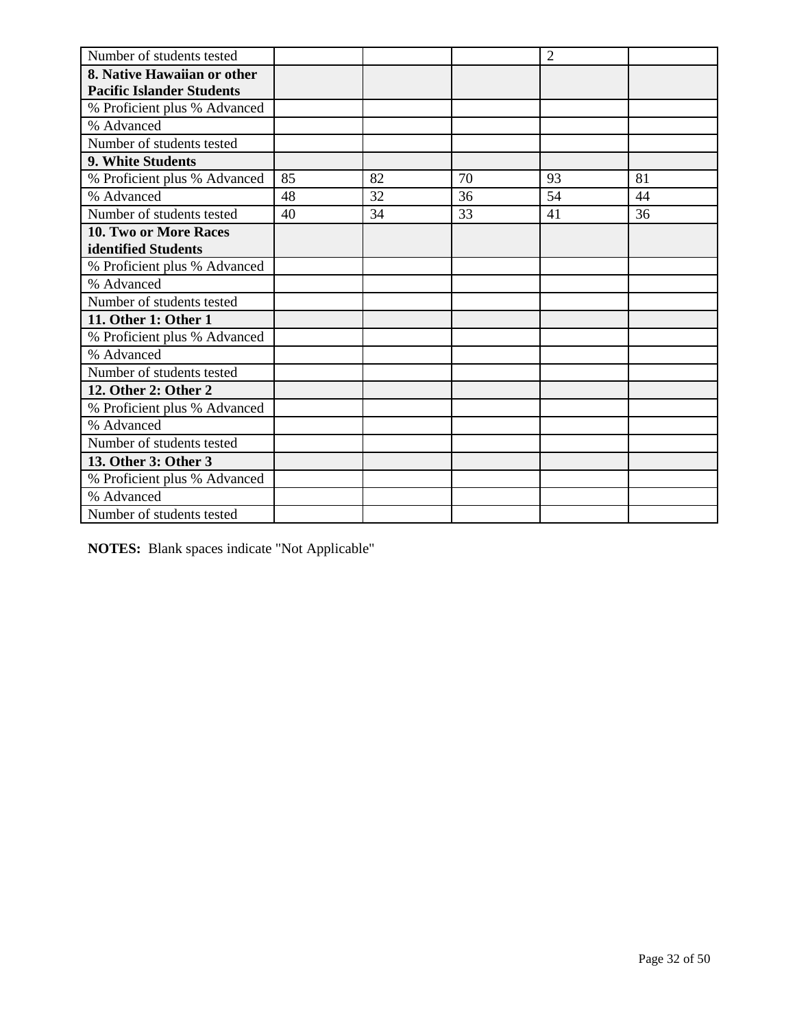| | | | | | |
|---|---|---|---|---|---|
| Number of students tested | | | | 2 | |
| **8. Native Hawaiian or other Pacific Islander Students** | | | | | |
| % Proficient plus % Advanced | | | | | |
| % Advanced | | | | | |
| Number of students tested | | | | | |
| **9. White Students** | | | | | |
| % Proficient plus % Advanced | 85 | 82 | 70 | 93 | 81 |
| % Advanced | 48 | 32 | 36 | 54 | 44 |
| Number of students tested | 40 | 34 | 33 | 41 | 36 |
| **10. Two or More Races identified Students** | | | | | |
| % Proficient plus % Advanced | | | | | |
| % Advanced | | | | | |
| Number of students tested | | | | | |
| **11. Other 1: Other 1** | | | | | |
| % Proficient plus % Advanced | | | | | |
| % Advanced | | | | | |
| Number of students tested | | | | | |
| **12. Other 2: Other 2** | | | | | |
| % Proficient plus % Advanced | | | | | |
| % Advanced | | | | | |
| Number of students tested | | | | | |
| **13. Other 3: Other 3** | | | | | |
| % Proficient plus % Advanced | | | | | |
| % Advanced | | | | | |
| Number of students tested | | | | | |

**NOTES:** Blank spaces indicate "Not Applicable"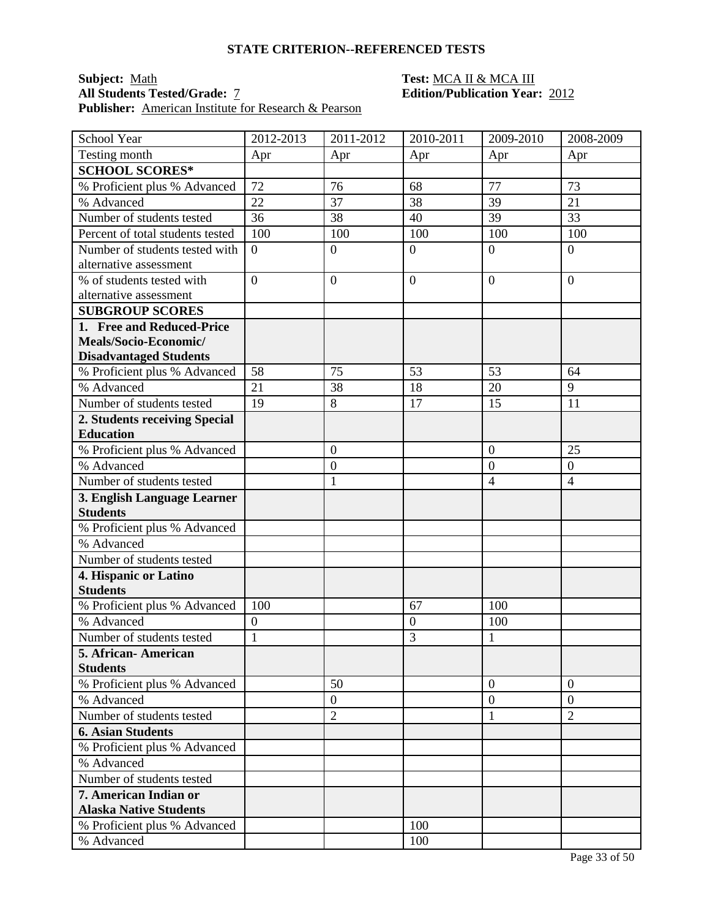## STATE CRITERION--REFERENCED TESTS

**Subject:** Math **Test:** MCA II & MCA III
**All Students Tested/Grade:** 7 **Edition/Publication Year:** 2012
**Publisher:** American Institute for Research & Pearson

| School Year | 2012-2013 | 2011-2012 | 2010-2011 | 2009-2010 | 2008-2009 |
|---|---|---|---|---|---|
| Testing month | Apr | Apr | Apr | Apr | Apr |
| **SCHOOL SCORES*** | | | | | |
| % Proficient plus % Advanced | 72 | 76 | 68 | 77 | 73 |
| % Advanced | 22 | 37 | 38 | 39 | 21 |
| Number of students tested | 36 | 38 | 40 | 39 | 33 |
| Percent of total students tested | 100 | 100 | 100 | 100 | 100 |
| Number of students tested with alternative assessment | 0 | 0 | 0 | 0 | 0 |
| % of students tested with alternative assessment | 0 | 0 | 0 | 0 | 0 |
| **SUBGROUP SCORES** | | | | | |
| **1. Free and Reduced-Price Meals/Socio-Economic/ Disadvantaged Students** | | | | | |
| % Proficient plus % Advanced | 58 | 75 | 53 | 53 | 64 |
| % Advanced | 21 | 38 | 18 | 20 | 9 |
| Number of students tested | 19 | 8 | 17 | 15 | 11 |
| **2. Students receiving Special Education** | | | | | |
| % Proficient plus % Advanced | | 0 | | 0 | 25 |
| % Advanced | | 0 | | 0 | 0 |
| Number of students tested | | 1 | | 4 | 4 |
| **3. English Language Learner Students** | | | | | |
| % Proficient plus % Advanced | | | | | |
| % Advanced | | | | | |
| Number of students tested | | | | | |
| **4. Hispanic or Latino Students** | | | | | |
| % Proficient plus % Advanced | 100 | | 67 | 100 | |
| % Advanced | 0 | | 0 | 100 | |
| Number of students tested | 1 | | 3 | 1 | |
| **5. African- American Students** | | | | | |
| % Proficient plus % Advanced | | 50 | | 0 | 0 |
| % Advanced | | 0 | | 0 | 0 |
| Number of students tested | | 2 | | 1 | 2 |
| **6. Asian Students** | | | | | |
| % Proficient plus % Advanced | | | | | |
| % Advanced | | | | | |
| Number of students tested | | | | | |
| **7. American Indian or Alaska Native Students** | | | | | |
| % Proficient plus % Advanced | | | 100 | | |
| % Advanced | | | 100 | | |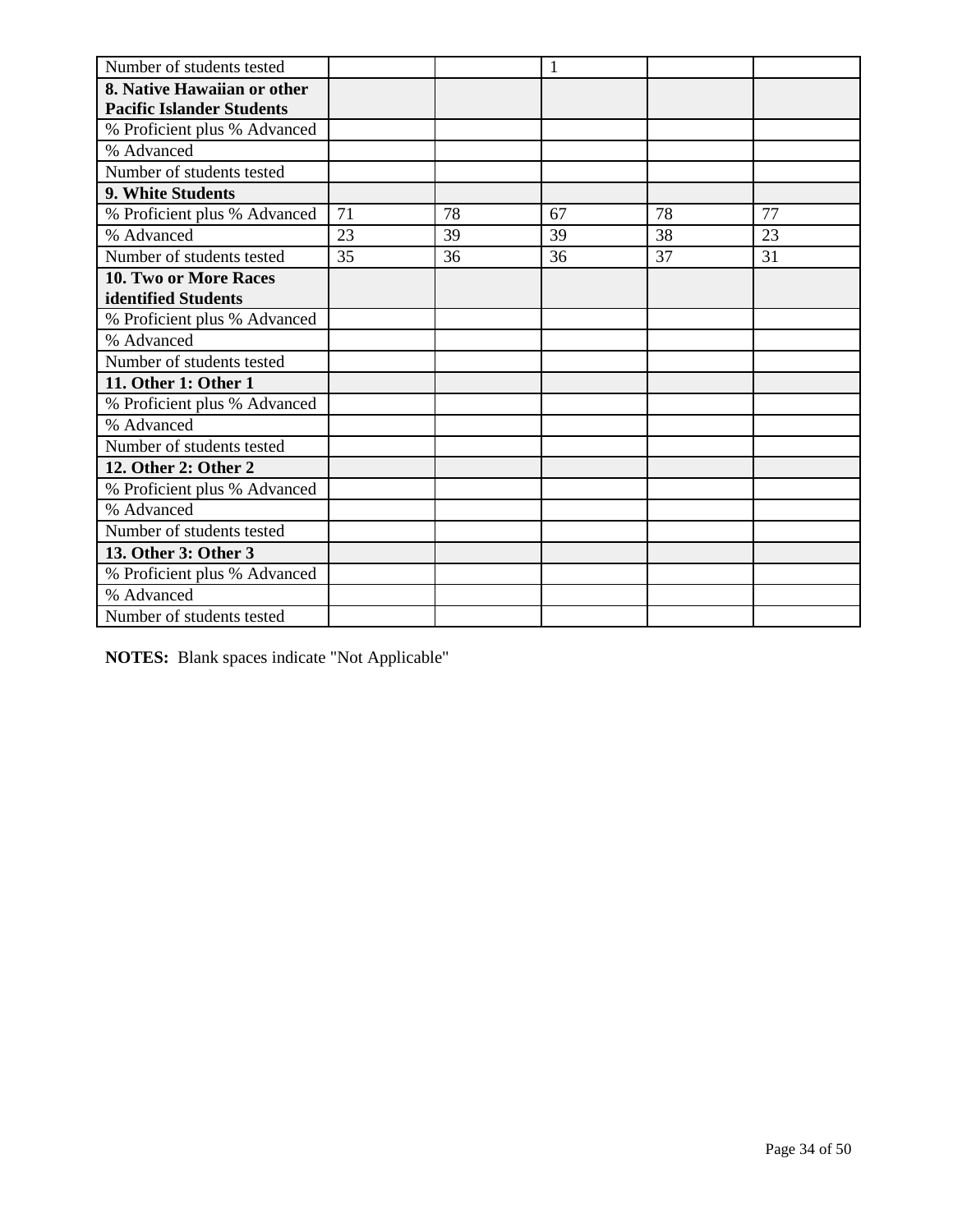| | | | | | |
|---|---|---|---|---|---|
| Number of students tested | | | 1 | | |
| **8. Native Hawaiian or other Pacific Islander Students** | | | | | |
| % Proficient plus % Advanced | | | | | |
| % Advanced | | | | | |
| Number of students tested | | | | | |
| **9. White Students** | | | | | |
| % Proficient plus % Advanced | 71 | 78 | 67 | 78 | 77 |
| % Advanced | 23 | 39 | 39 | 38 | 23 |
| Number of students tested | 35 | 36 | 36 | 37 | 31 |
| **10. Two or More Races identified Students** | | | | | |
| % Proficient plus % Advanced | | | | | |
| % Advanced | | | | | |
| Number of students tested | | | | | |
| **11. Other 1: Other 1** | | | | | |
| % Proficient plus % Advanced | | | | | |
| % Advanced | | | | | |
| Number of students tested | | | | | |
| **12. Other 2: Other 2** | | | | | |
| % Proficient plus % Advanced | | | | | |
| % Advanced | | | | | |
| Number of students tested | | | | | |
| **13. Other 3: Other 3** | | | | | |
| % Proficient plus % Advanced | | | | | |
| % Advanced | | | | | |
| Number of students tested | | | | | |

**NOTES:** Blank spaces indicate "Not Applicable"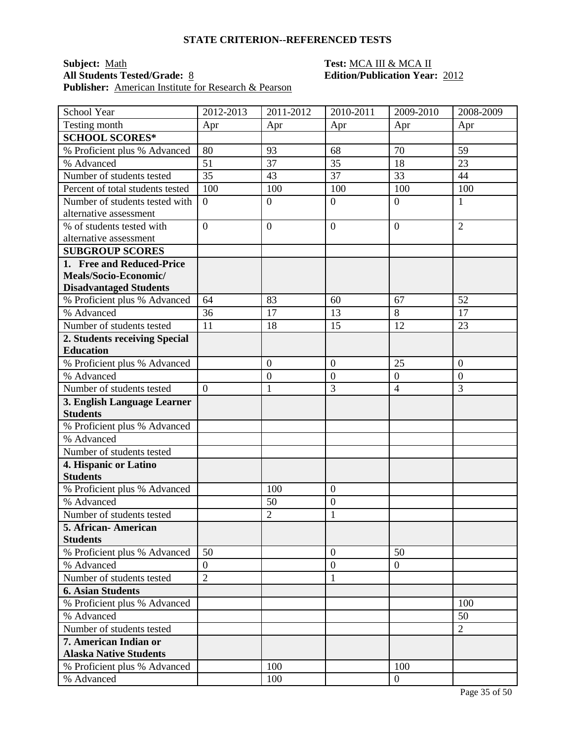## STATE CRITERION--REFERENCED TESTS

**Subject:** Math **Test:** MCA III & MCA II
**All Students Tested/Grade:** 8 **Edition/Publication Year:** 2012
**Publisher:** American Institute for Research & Pearson

| School Year | 2012-2013 | 2011-2012 | 2010-2011 | 2009-2010 | 2008-2009 |
|---|---|---|---|---|---|
| Testing month | Apr | Apr | Apr | Apr | Apr |
| **SCHOOL SCORES*** | | | | | |
| % Proficient plus % Advanced | 80 | 93 | 68 | 70 | 59 |
| % Advanced | 51 | 37 | 35 | 18 | 23 |
| Number of students tested | 35 | 43 | 37 | 33 | 44 |
| Percent of total students tested | 100 | 100 | 100 | 100 | 100 |
| Number of students tested with alternative assessment | 0 | 0 | 0 | 0 | 1 |
| % of students tested with alternative assessment | 0 | 0 | 0 | 0 | 2 |
| **SUBGROUP SCORES** | | | | | |
| **1. Free and Reduced-Price Meals/Socio-Economic/ Disadvantaged Students** | | | | | |
| % Proficient plus % Advanced | 64 | 83 | 60 | 67 | 52 |
| % Advanced | 36 | 17 | 13 | 8 | 17 |
| Number of students tested | 11 | 18 | 15 | 12 | 23 |
| **2. Students receiving Special Education** | | | | | |
| % Proficient plus % Advanced | | 0 | 0 | 25 | 0 |
| % Advanced | | 0 | 0 | 0 | 0 |
| Number of students tested | 0 | 1 | 3 | 4 | 3 |
| **3. English Language Learner Students** | | | | | |
| % Proficient plus % Advanced | | | | | |
| % Advanced | | | | | |
| Number of students tested | | | | | |
| **4. Hispanic or Latino Students** | | | | | |
| % Proficient plus % Advanced | | 100 | 0 | | |
| % Advanced | | 50 | 0 | | |
| Number of students tested | | 2 | 1 | | |
| **5. African- American Students** | | | | | |
| % Proficient plus % Advanced | 50 | | 0 | 50 | |
| % Advanced | 0 | | 0 | 0 | |
| Number of students tested | 2 | | 1 | | |
| **6. Asian Students** | | | | | |
| % Proficient plus % Advanced | | | | | 100 |
| % Advanced | | | | | 50 |
| Number of students tested | | | | | 2 |
| **7. American Indian or Alaska Native Students** | | | | | |
| % Proficient plus % Advanced | | 100 | | 100 | |
| % Advanced | | 100 | | 0 | |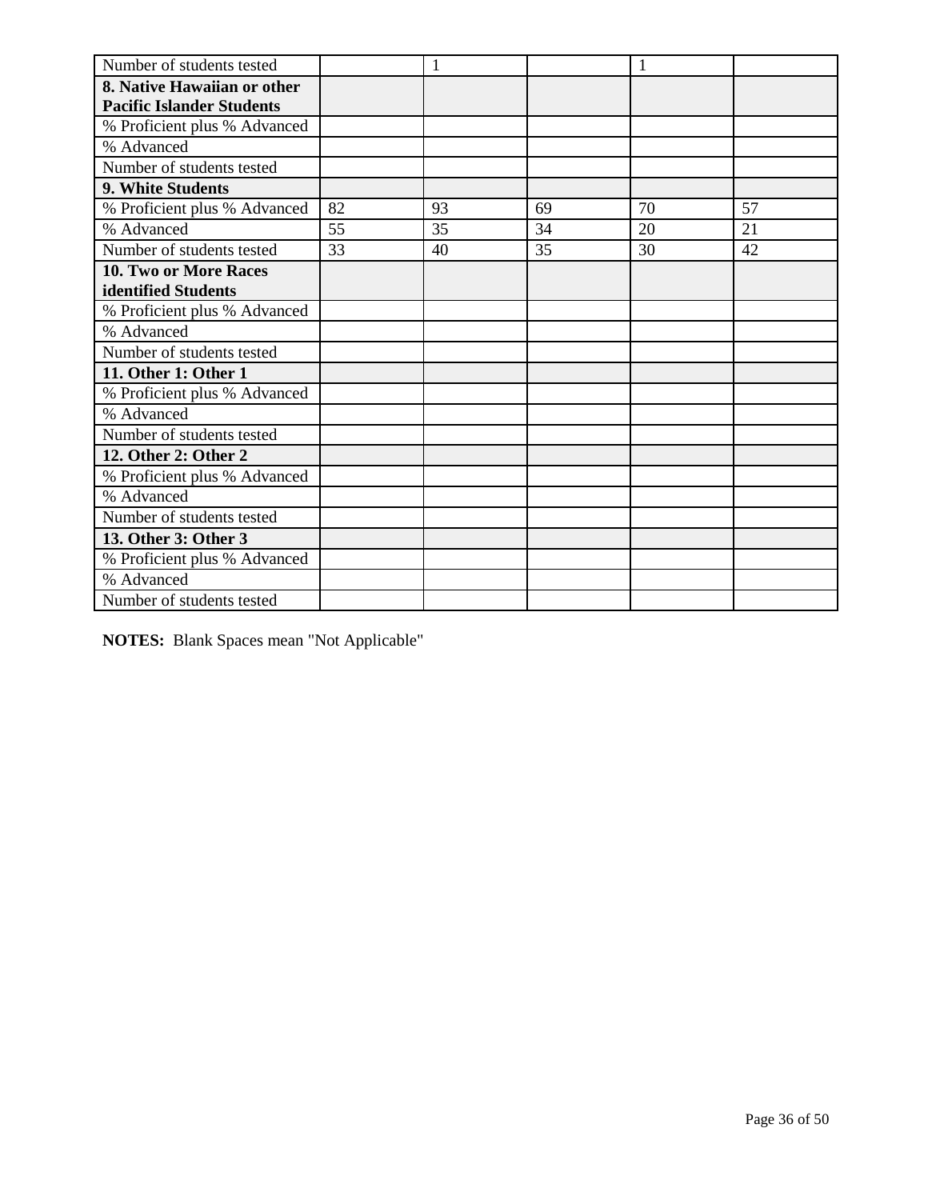| | | | | | |
|---|---|---|---|---|---|
| Number of students tested | | 1 | | 1 | |
| **8. Native Hawaiian or other Pacific Islander Students** | | | | | |
| % Proficient plus % Advanced | | | | | |
| % Advanced | | | | | |
| Number of students tested | | | | | |
| **9. White Students** | | | | | |
| % Proficient plus % Advanced | 82 | 93 | 69 | 70 | 57 |
| % Advanced | 55 | 35 | 34 | 20 | 21 |
| Number of students tested | 33 | 40 | 35 | 30 | 42 |
| **10. Two or More Races identified Students** | | | | | |
| % Proficient plus % Advanced | | | | | |
| % Advanced | | | | | |
| Number of students tested | | | | | |
| **11. Other 1: Other 1** | | | | | |
| % Proficient plus % Advanced | | | | | |
| % Advanced | | | | | |
| Number of students tested | | | | | |
| **12. Other 2: Other 2** | | | | | |
| % Proficient plus % Advanced | | | | | |
| % Advanced | | | | | |
| Number of students tested | | | | | |
| **13. Other 3: Other 3** | | | | | |
| % Proficient plus % Advanced | | | | | |
| % Advanced | | | | | |
| Number of students tested | | | | | |

**NOTES:** Blank Spaces mean "Not Applicable"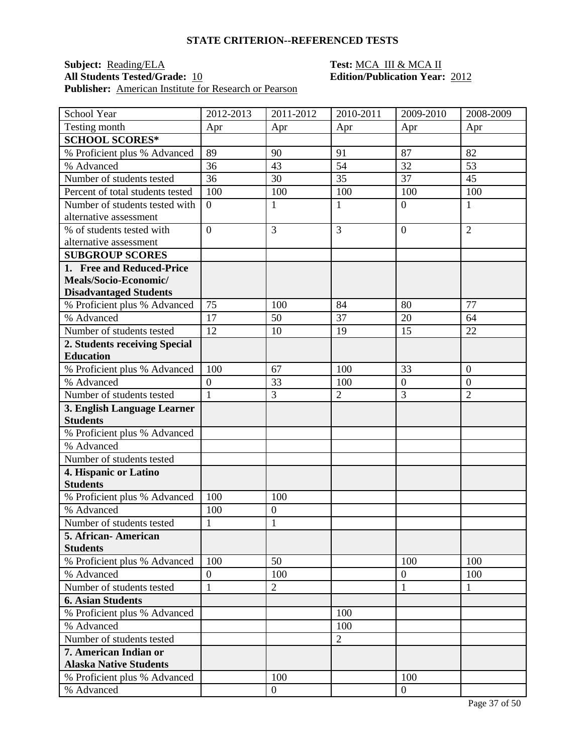## STATE CRITERION--REFERENCED TESTS

**Subject:** Reading/ELA **Test:** MCA III & MCA II
**All Students Tested/Grade:** 10 **Edition/Publication Year:** 2012
**Publisher:** American Institute for Research or Pearson

| School Year | 2012-2013 | 2011-2012 | 2010-2011 | 2009-2010 | 2008-2009 |
|---|---|---|---|---|---|
| Testing month | Apr | Apr | Apr | Apr | Apr |
| **SCHOOL SCORES*** | | | | | |
| % Proficient plus % Advanced | 89 | 90 | 91 | 87 | 82 |
| % Advanced | 36 | 43 | 54 | 32 | 53 |
| Number of students tested | 36 | 30 | 35 | 37 | 45 |
| Percent of total students tested | 100 | 100 | 100 | 100 | 100 |
| Number of students tested with alternative assessment | 0 | 1 | 1 | 0 | 1 |
| % of students tested with alternative assessment | 0 | 3 | 3 | 0 | 2 |
| **SUBGROUP SCORES** | | | | | |
| **1. Free and Reduced-Price Meals/Socio-Economic/ Disadvantaged Students** | | | | | |
| % Proficient plus % Advanced | 75 | 100 | 84 | 80 | 77 |
| % Advanced | 17 | 50 | 37 | 20 | 64 |
| Number of students tested | 12 | 10 | 19 | 15 | 22 |
| **2. Students receiving Special Education** | | | | | |
| % Proficient plus % Advanced | 100 | 67 | 100 | 33 | 0 |
| % Advanced | 0 | 33 | 100 | 0 | 0 |
| Number of students tested | 1 | 3 | 2 | 3 | 2 |
| **3. English Language Learner Students** | | | | | |
| % Proficient plus % Advanced | | | | | |
| % Advanced | | | | | |
| Number of students tested | | | | | |
| **4. Hispanic or Latino Students** | | | | | |
| % Proficient plus % Advanced | 100 | 100 | | | |
| % Advanced | 100 | 0 | | | |
| Number of students tested | 1 | 1 | | | |
| **5. African- American Students** | | | | | |
| % Proficient plus % Advanced | 100 | 50 | | 100 | 100 |
| % Advanced | 0 | 100 | | 0 | 100 |
| Number of students tested | 1 | 2 | | 1 | 1 |
| **6. Asian Students** | | | | | |
| % Proficient plus % Advanced | | | 100 | | |
| % Advanced | | | 100 | | |
| Number of students tested | | | 2 | | |
| **7. American Indian or Alaska Native Students** | | | | | |
| % Proficient plus % Advanced | | 100 | | 100 | |
| % Advanced | | 0 | | 0 | |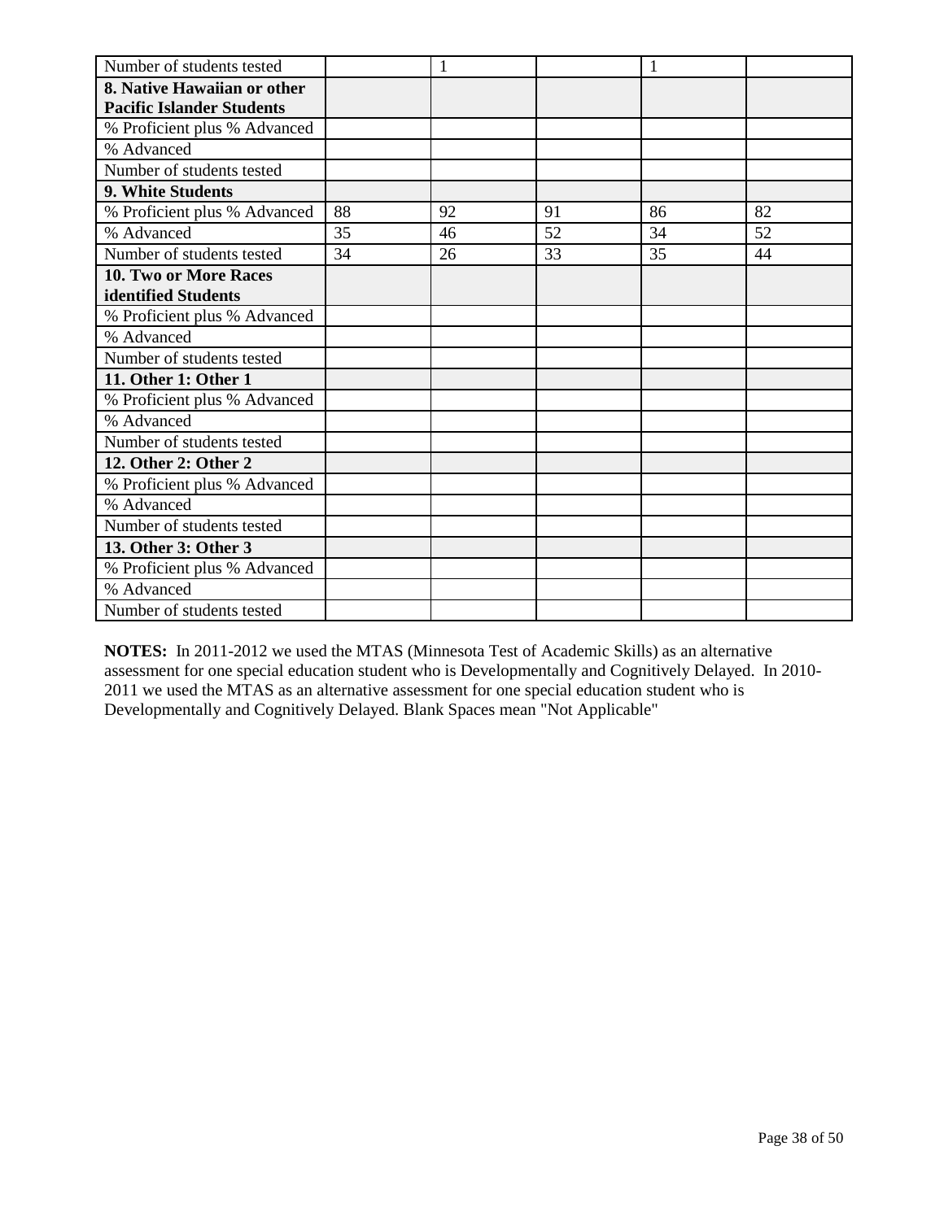| Number of students tested | | 1 | | 1 | |
|---|---|---|---|---|---|
| **8. Native Hawaiian or other Pacific Islander Students** | | | | | |
| % Proficient plus % Advanced | | | | | |
| % Advanced | | | | | |
| Number of students tested | | | | | |
| **9. White Students** | | | | | |
| % Proficient plus % Advanced | 88 | 92 | 91 | 86 | 82 |
| % Advanced | 35 | 46 | 52 | 34 | 52 |
| Number of students tested | 34 | 26 | 33 | 35 | 44 |
| **10. Two or More Races identified Students** | | | | | |
| % Proficient plus % Advanced | | | | | |
| % Advanced | | | | | |
| Number of students tested | | | | | |
| **11. Other 1: Other 1** | | | | | |
| % Proficient plus % Advanced | | | | | |
| % Advanced | | | | | |
| Number of students tested | | | | | |
| **12. Other 2: Other 2** | | | | | |
| % Proficient plus % Advanced | | | | | |
| % Advanced | | | | | |
| Number of students tested | | | | | |
| **13. Other 3: Other 3** | | | | | |
| % Proficient plus % Advanced | | | | | |
| % Advanced | | | | | |
| Number of students tested | | | | | |

**NOTES:** In 2011-2012 we used the MTAS (Minnesota Test of Academic Skills) as an alternative assessment for one special education student who is Developmentally and Cognitively Delayed. In 2010-2011 we used the MTAS as an alternative assessment for one special education student who is Developmentally and Cognitively Delayed. Blank Spaces mean "Not Applicable"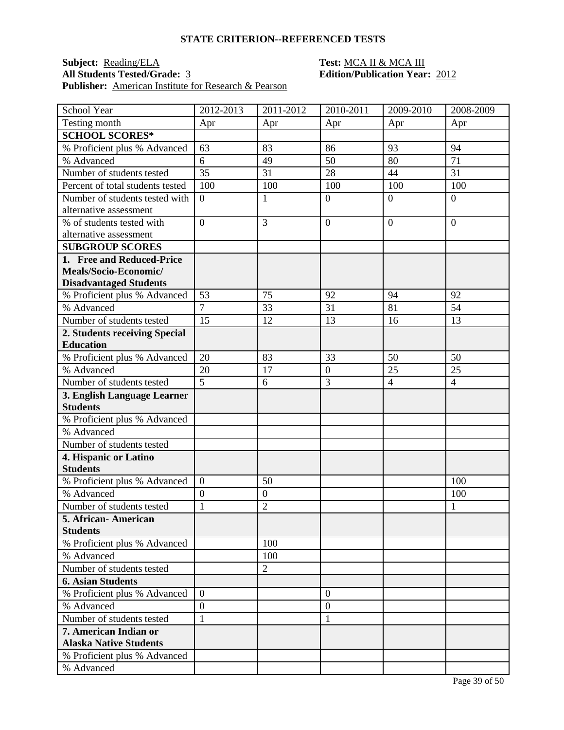## STATE CRITERION--REFERENCED TESTS

**Subject:** Reading/ELA **Test:** MCA II & MCA III
**All Students Tested/Grade:** 3 **Edition/Publication Year:** 2012
**Publisher:** American Institute for Research & Pearson

| School Year | 2012-2013 | 2011-2012 | 2010-2011 | 2009-2010 | 2008-2009 |
|---|---|---|---|---|---|
| Testing month | Apr | Apr | Apr | Apr | Apr |
| **SCHOOL SCORES*** | | | | | |
| % Proficient plus % Advanced | 63 | 83 | 86 | 93 | 94 |
| % Advanced | 6 | 49 | 50 | 80 | 71 |
| Number of students tested | 35 | 31 | 28 | 44 | 31 |
| Percent of total students tested | 100 | 100 | 100 | 100 | 100 |
| Number of students tested with alternative assessment | 0 | 1 | 0 | 0 | 0 |
| % of students tested with alternative assessment | 0 | 3 | 0 | 0 | 0 |
| **SUBGROUP SCORES** | | | | | |
| **1. Free and Reduced-Price Meals/Socio-Economic/ Disadvantaged Students** | | | | | |
| % Proficient plus % Advanced | 53 | 75 | 92 | 94 | 92 |
| % Advanced | 7 | 33 | 31 | 81 | 54 |
| Number of students tested | 15 | 12 | 13 | 16 | 13 |
| **2. Students receiving Special Education** | | | | | |
| % Proficient plus % Advanced | 20 | 83 | 33 | 50 | 50 |
| % Advanced | 20 | 17 | 0 | 25 | 25 |
| Number of students tested | 5 | 6 | 3 | 4 | 4 |
| **3. English Language Learner Students** | | | | | |
| % Proficient plus % Advanced | | | | | |
| % Advanced | | | | | |
| Number of students tested | | | | | |
| **4. Hispanic or Latino Students** | | | | | |
| % Proficient plus % Advanced | 0 | 50 | | | 100 |
| % Advanced | 0 | 0 | | | 100 |
| Number of students tested | 1 | 2 | | | 1 |
| **5. African- American Students** | | | | | |
| % Proficient plus % Advanced | | 100 | | | |
| % Advanced | | 100 | | | |
| Number of students tested | | 2 | | | |
| **6. Asian Students** | | | | | |
| % Proficient plus % Advanced | 0 | | 0 | | |
| % Advanced | 0 | | 0 | | |
| Number of students tested | 1 | | 1 | | |
| **7. American Indian or Alaska Native Students** | | | | | |
| % Proficient plus % Advanced | | | | | |
| % Advanced | | | | | |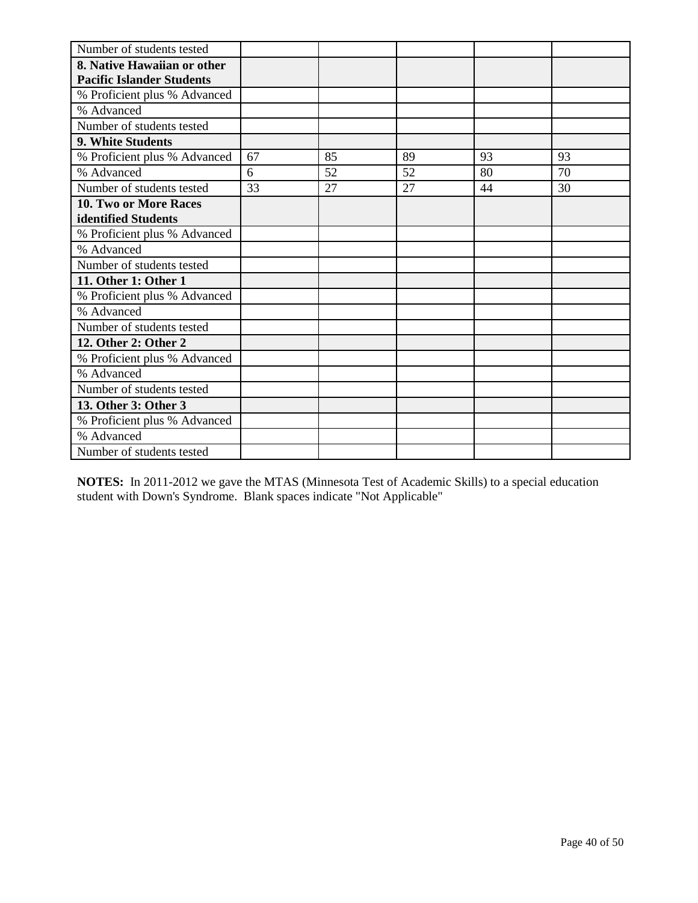| | | | | | |
|---|---|---|---|---|---|
| Number of students tested | | | | | |
| **8. Native Hawaiian or other Pacific Islander Students** | | | | | |
| % Proficient plus % Advanced | | | | | |
| % Advanced | | | | | |
| Number of students tested | | | | | |
| **9. White Students** | | | | | |
| % Proficient plus % Advanced | 67 | 85 | 89 | 93 | 93 |
| % Advanced | 6 | 52 | 52 | 80 | 70 |
| Number of students tested | 33 | 27 | 27 | 44 | 30 |
| **10. Two or More Races identified Students** | | | | | |
| % Proficient plus % Advanced | | | | | |
| % Advanced | | | | | |
| Number of students tested | | | | | |
| **11. Other 1: Other 1** | | | | | |
| % Proficient plus % Advanced | | | | | |
| % Advanced | | | | | |
| Number of students tested | | | | | |
| **12. Other 2: Other 2** | | | | | |
| % Proficient plus % Advanced | | | | | |
| % Advanced | | | | | |
| Number of students tested | | | | | |
| **13. Other 3: Other 3** | | | | | |
| % Proficient plus % Advanced | | | | | |
| % Advanced | | | | | |
| Number of students tested | | | | | |

**NOTES:** In 2011-2012 we gave the MTAS (Minnesota Test of Academic Skills) to a special education student with Down's Syndrome. Blank spaces indicate "Not Applicable"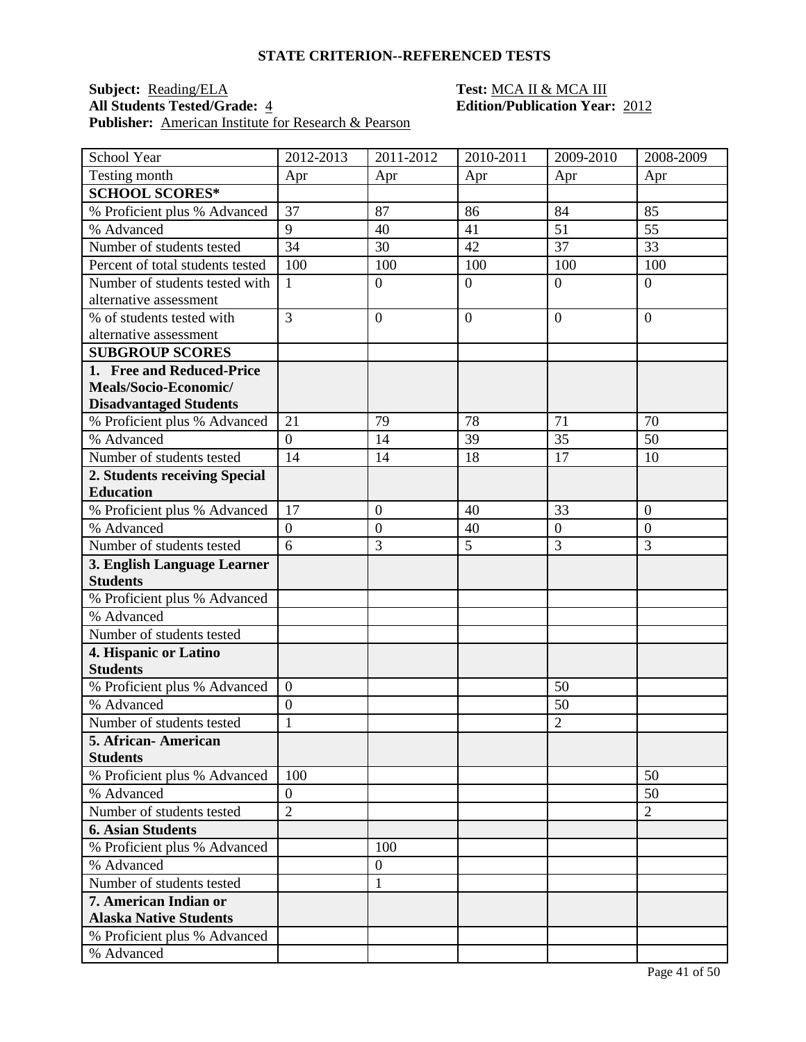## STATE CRITERION--REFERENCED TESTS

**Subject:** Reading/ELA **Test:** MCA II & MCA III
**All Students Tested/Grade:** 4 **Edition/Publication Year:** 2012
**Publisher:** American Institute for Research & Pearson

| School Year | 2012-2013 | 2011-2012 | 2010-2011 | 2009-2010 | 2008-2009 |
|---|---|---|---|---|---|
| Testing month | Apr | Apr | Apr | Apr | Apr |
| **SCHOOL SCORES*** | | | | | |
| % Proficient plus % Advanced | 37 | 87 | 86 | 84 | 85 |
| % Advanced | 9 | 40 | 41 | 51 | 55 |
| Number of students tested | 34 | 30 | 42 | 37 | 33 |
| Percent of total students tested | 100 | 100 | 100 | 100 | 100 |
| Number of students tested with alternative assessment | 1 | 0 | 0 | 0 | 0 |
| % of students tested with alternative assessment | 3 | 0 | 0 | 0 | 0 |
| **SUBGROUP SCORES** | | | | | |
| **1. Free and Reduced-Price Meals/Socio-Economic/ Disadvantaged Students** | | | | | |
| % Proficient plus % Advanced | 21 | 79 | 78 | 71 | 70 |
| % Advanced | 0 | 14 | 39 | 35 | 50 |
| Number of students tested | 14 | 14 | 18 | 17 | 10 |
| **2. Students receiving Special Education** | | | | | |
| % Proficient plus % Advanced | 17 | 0 | 40 | 33 | 0 |
| % Advanced | 0 | 0 | 40 | 0 | 0 |
| Number of students tested | 6 | 3 | 5 | 3 | 3 |
| **3. English Language Learner Students** | | | | | |
| % Proficient plus % Advanced | | | | | |
| % Advanced | | | | | |
| Number of students tested | | | | | |
| **4. Hispanic or Latino Students** | | | | | |
| % Proficient plus % Advanced | 0 | | | 50 | |
| % Advanced | 0 | | | 50 | |
| Number of students tested | 1 | | | 2 | |
| **5. African- American Students** | | | | | |
| % Proficient plus % Advanced | 100 | | | | 50 |
| % Advanced | 0 | | | | 50 |
| Number of students tested | 2 | | | | 2 |
| **6. Asian Students** | | | | | |
| % Proficient plus % Advanced | | 100 | | | |
| % Advanced | | 0 | | | |
| Number of students tested | | 1 | | | |
| **7. American Indian or Alaska Native Students** | | | | | |
| % Proficient plus % Advanced | | | | | |
| % Advanced | | | | | |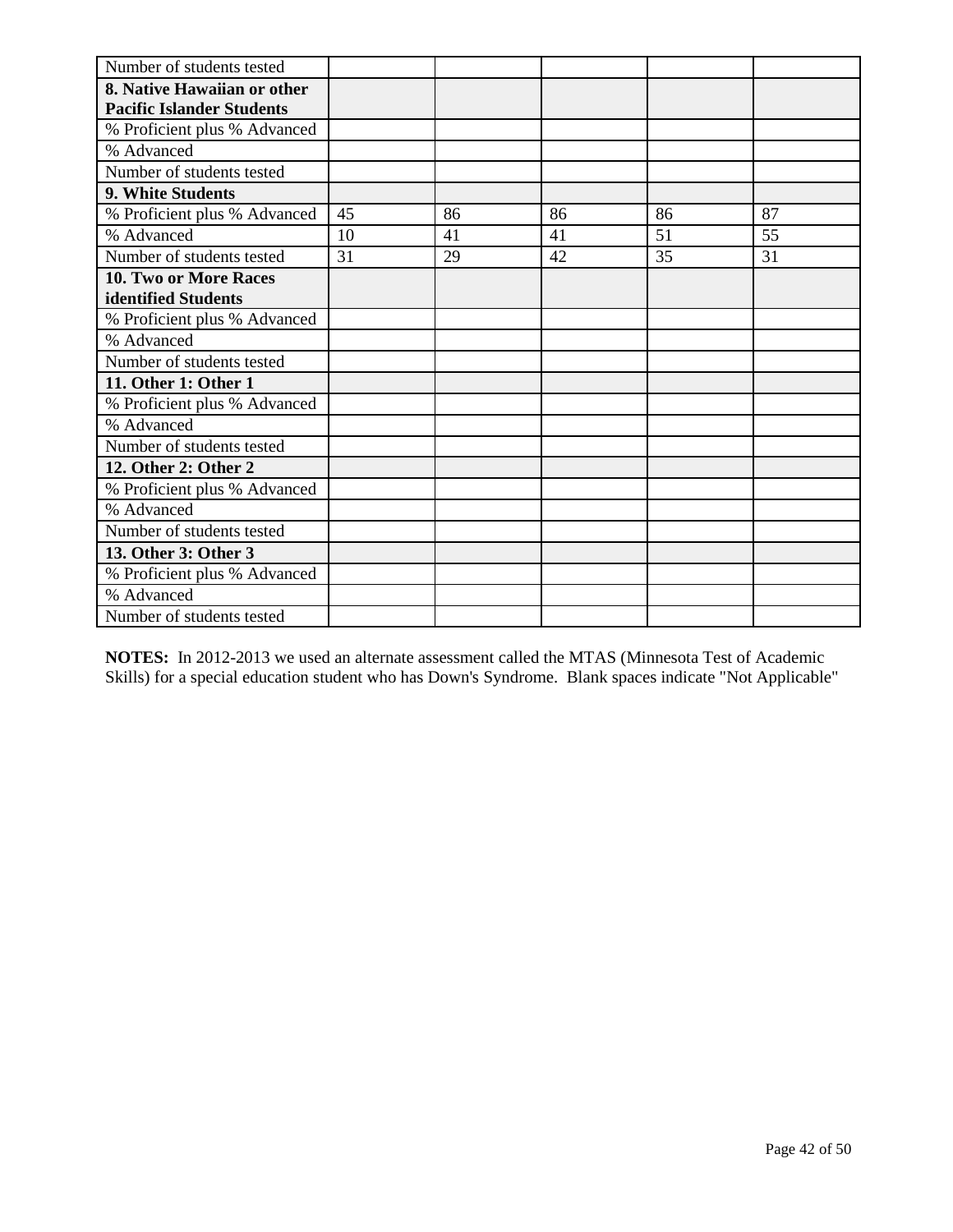| | | | | | |
|---|---|---|---|---|---|
| Number of students tested | | | | | |
| **8. Native Hawaiian or other Pacific Islander Students** | | | | | |
| % Proficient plus % Advanced | | | | | |
| % Advanced | | | | | |
| Number of students tested | | | | | |
| **9. White Students** | | | | | |
| % Proficient plus % Advanced | 45 | 86 | 86 | 86 | 87 |
| % Advanced | 10 | 41 | 41 | 51 | 55 |
| Number of students tested | 31 | 29 | 42 | 35 | 31 |
| **10. Two or More Races identified Students** | | | | | |
| % Proficient plus % Advanced | | | | | |
| % Advanced | | | | | |
| Number of students tested | | | | | |
| **11. Other 1: Other 1** | | | | | |
| % Proficient plus % Advanced | | | | | |
| % Advanced | | | | | |
| Number of students tested | | | | | |
| **12. Other 2: Other 2** | | | | | |
| % Proficient plus % Advanced | | | | | |
| % Advanced | | | | | |
| Number of students tested | | | | | |
| **13. Other 3: Other 3** | | | | | |
| % Proficient plus % Advanced | | | | | |
| % Advanced | | | | | |
| Number of students tested | | | | | |

**NOTES:** In 2012-2013 we used an alternate assessment called the MTAS (Minnesota Test of Academic Skills) for a special education student who has Down's Syndrome. Blank spaces indicate "Not Applicable"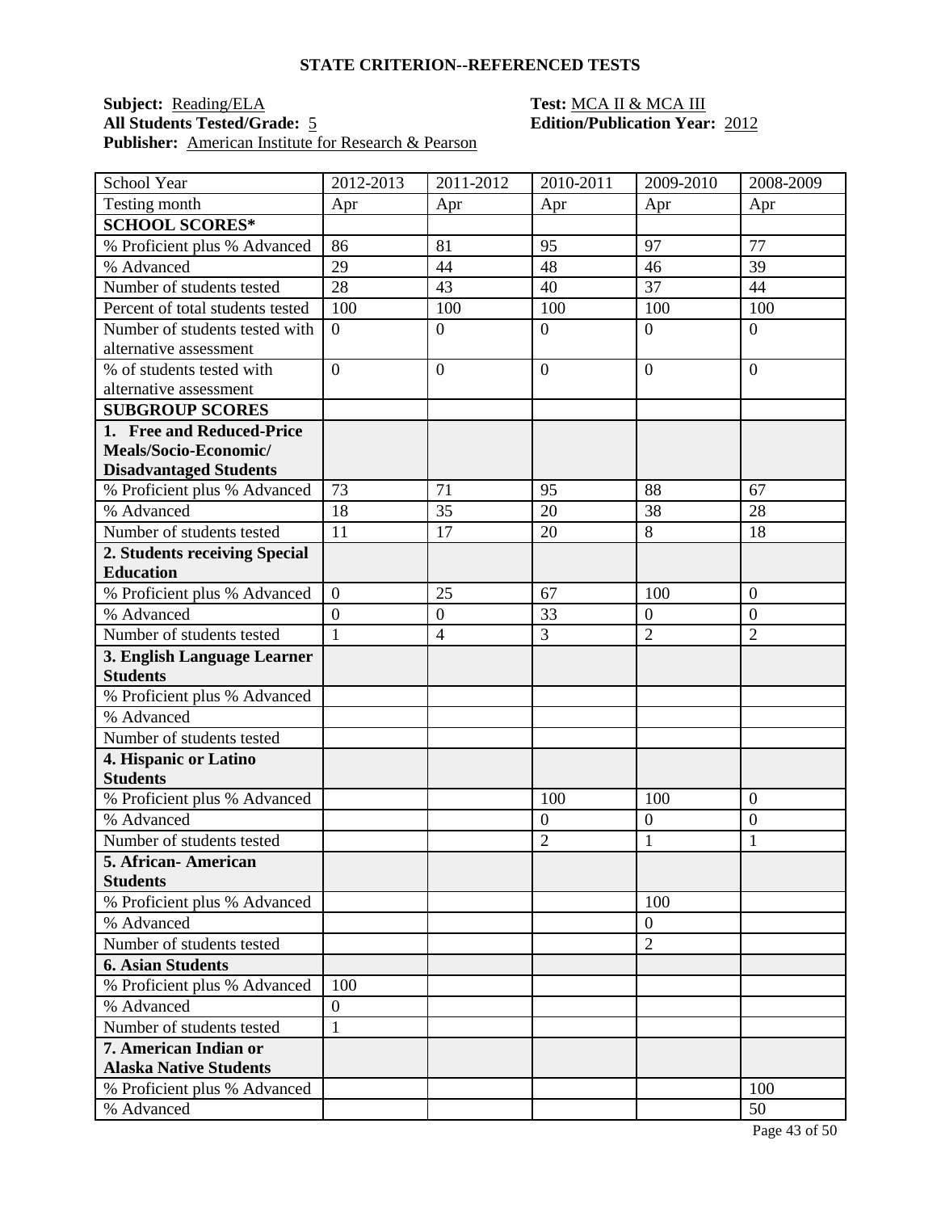### STATE CRITERION--REFERENCED TESTS

**Subject:** Reading/ELA **Test:** MCA II & MCA III
**All Students Tested/Grade:** 5 **Edition/Publication Year:** 2012
**Publisher:** American Institute for Research & Pearson

| School Year | 2012-2013 | 2011-2012 | 2010-2011 | 2009-2010 | 2008-2009 |
|---|---|---|---|---|---|
| Testing month | Apr | Apr | Apr | Apr | Apr |
| **SCHOOL SCORES*** | | | | | |
| % Proficient plus % Advanced | 86 | 81 | 95 | 97 | 77 |
| % Advanced | 29 | 44 | 48 | 46 | 39 |
| Number of students tested | 28 | 43 | 40 | 37 | 44 |
| Percent of total students tested | 100 | 100 | 100 | 100 | 100 |
| Number of students tested with alternative assessment | 0 | 0 | 0 | 0 | 0 |
| % of students tested with alternative assessment | 0 | 0 | 0 | 0 | 0 |
| **SUBGROUP SCORES** | | | | | |
| **1. Free and Reduced-Price Meals/Socio-Economic/ Disadvantaged Students** | | | | | |
| % Proficient plus % Advanced | 73 | 71 | 95 | 88 | 67 |
| % Advanced | 18 | 35 | 20 | 38 | 28 |
| Number of students tested | 11 | 17 | 20 | 8 | 18 |
| **2. Students receiving Special Education** | | | | | |
| % Proficient plus % Advanced | 0 | 25 | 67 | 100 | 0 |
| % Advanced | 0 | 0 | 33 | 0 | 0 |
| Number of students tested | 1 | 4 | 3 | 2 | 2 |
| **3. English Language Learner Students** | | | | | |
| % Proficient plus % Advanced | | | | | |
| % Advanced | | | | | |
| Number of students tested | | | | | |
| **4. Hispanic or Latino Students** | | | | | |
| % Proficient plus % Advanced | | | 100 | 100 | 0 |
| % Advanced | | | 0 | 0 | 0 |
| Number of students tested | | | 2 | 1 | 1 |
| **5. African- American Students** | | | | | |
| % Proficient plus % Advanced | | | | 100 | |
| % Advanced | | | | 0 | |
| Number of students tested | | | | 2 | |
| **6. Asian Students** | | | | | |
| % Proficient plus % Advanced | 100 | | | | |
| % Advanced | 0 | | | | |
| Number of students tested | 1 | | | | |
| **7. American Indian or Alaska Native Students** | | | | | |
| % Proficient plus % Advanced | | | | | 100 |
| % Advanced | | | | | 50 |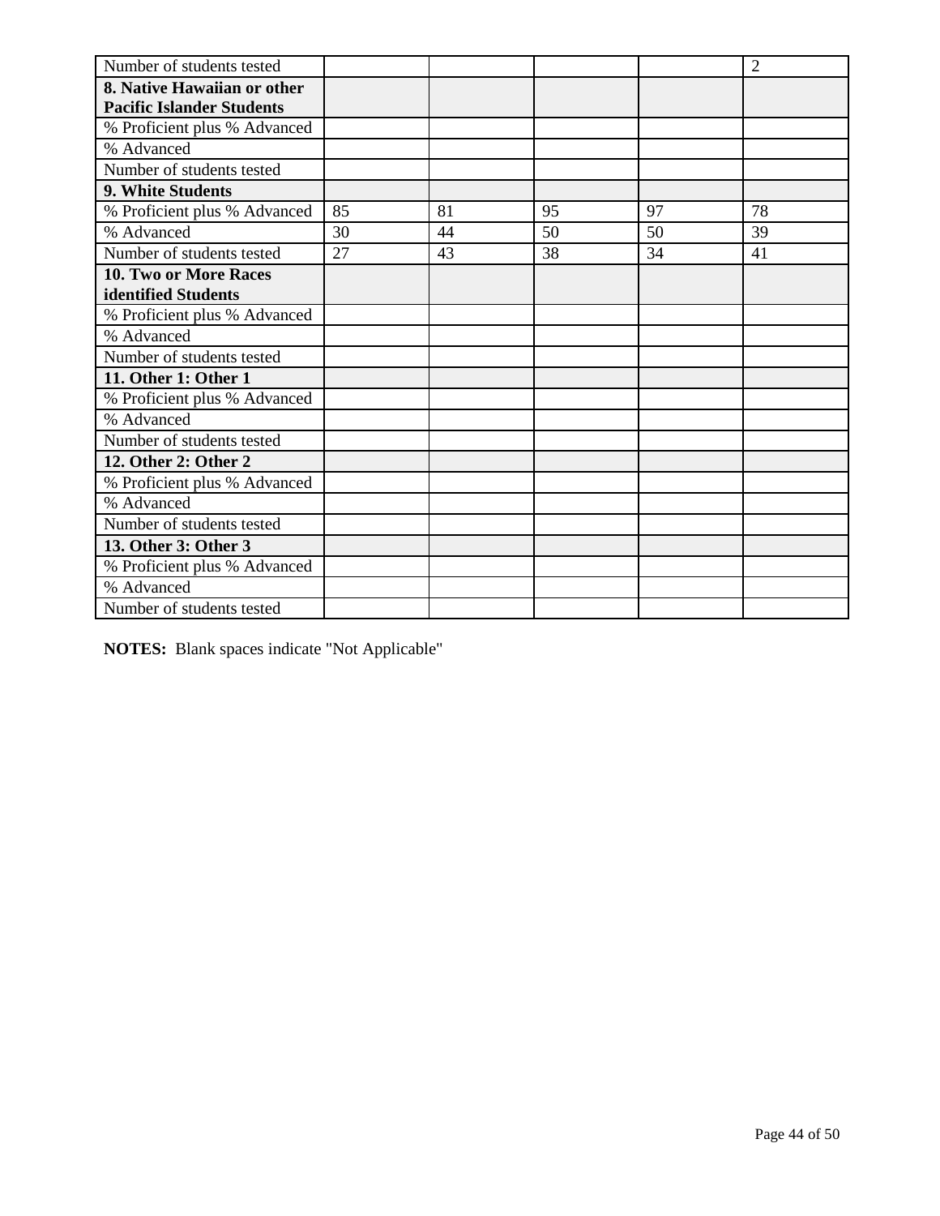| | | | | | |
|---|---|---|---|---|---|
| Number of students tested | | | | | 2 |
| **8. Native Hawaiian or other Pacific Islander Students** | | | | | |
| % Proficient plus % Advanced | | | | | |
| % Advanced | | | | | |
| Number of students tested | | | | | |
| **9. White Students** | | | | | |
| % Proficient plus % Advanced | 85 | 81 | 95 | 97 | 78 |
| % Advanced | 30 | 44 | 50 | 50 | 39 |
| Number of students tested | 27 | 43 | 38 | 34 | 41 |
| **10. Two or More Races identified Students** | | | | | |
| % Proficient plus % Advanced | | | | | |
| % Advanced | | | | | |
| Number of students tested | | | | | |
| **11. Other 1: Other 1** | | | | | |
| % Proficient plus % Advanced | | | | | |
| % Advanced | | | | | |
| Number of students tested | | | | | |
| **12. Other 2: Other 2** | | | | | |
| % Proficient plus % Advanced | | | | | |
| % Advanced | | | | | |
| Number of students tested | | | | | |
| **13. Other 3: Other 3** | | | | | |
| % Proficient plus % Advanced | | | | | |
| % Advanced | | | | | |
| Number of students tested | | | | | |

**NOTES:** Blank spaces indicate "Not Applicable"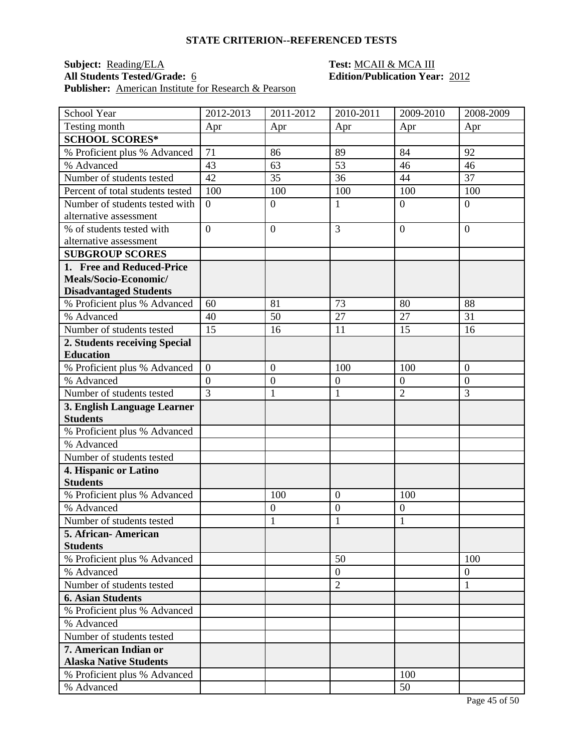## STATE CRITERION--REFERENCED TESTS

**Subject:** Reading/ELA **Test:** MCAII & MCA III
**All Students Tested/Grade:** 6 **Edition/Publication Year:** 2012
**Publisher:** American Institute for Research & Pearson

| School Year | 2012-2013 | 2011-2012 | 2010-2011 | 2009-2010 | 2008-2009 |
|---|---|---|---|---|---|
| Testing month | Apr | Apr | Apr | Apr | Apr |
| **SCHOOL SCORES*** | | | | | |
| % Proficient plus % Advanced | 71 | 86 | 89 | 84 | 92 |
| % Advanced | 43 | 63 | 53 | 46 | 46 |
| Number of students tested | 42 | 35 | 36 | 44 | 37 |
| Percent of total students tested | 100 | 100 | 100 | 100 | 100 |
| Number of students tested with alternative assessment | 0 | 0 | 1 | 0 | 0 |
| % of students tested with alternative assessment | 0 | 0 | 3 | 0 | 0 |
| **SUBGROUP SCORES** | | | | | |
| **1. Free and Reduced-Price Meals/Socio-Economic/ Disadvantaged Students** | | | | | |
| % Proficient plus % Advanced | 60 | 81 | 73 | 80 | 88 |
| % Advanced | 40 | 50 | 27 | 27 | 31 |
| Number of students tested | 15 | 16 | 11 | 15 | 16 |
| **2. Students receiving Special Education** | | | | | |
| % Proficient plus % Advanced | 0 | 0 | 100 | 100 | 0 |
| % Advanced | 0 | 0 | 0 | 0 | 0 |
| Number of students tested | 3 | 1 | 1 | 2 | 3 |
| **3. English Language Learner Students** | | | | | |
| % Proficient plus % Advanced | | | | | |
| % Advanced | | | | | |
| Number of students tested | | | | | |
| **4. Hispanic or Latino Students** | | | | | |
| % Proficient plus % Advanced | | 100 | 0 | 100 | |
| % Advanced | | 0 | 0 | 0 | |
| Number of students tested | | 1 | 1 | 1 | |
| **5. African- American Students** | | | | | |
| % Proficient plus % Advanced | | | 50 | | 100 |
| % Advanced | | | 0 | | 0 |
| Number of students tested | | | 2 | | 1 |
| **6. Asian Students** | | | | | |
| % Proficient plus % Advanced | | | | | |
| % Advanced | | | | | |
| Number of students tested | | | | | |
| **7. American Indian or Alaska Native Students** | | | | | |
| % Proficient plus % Advanced | | | | 100 | |
| % Advanced | | | | 50 | |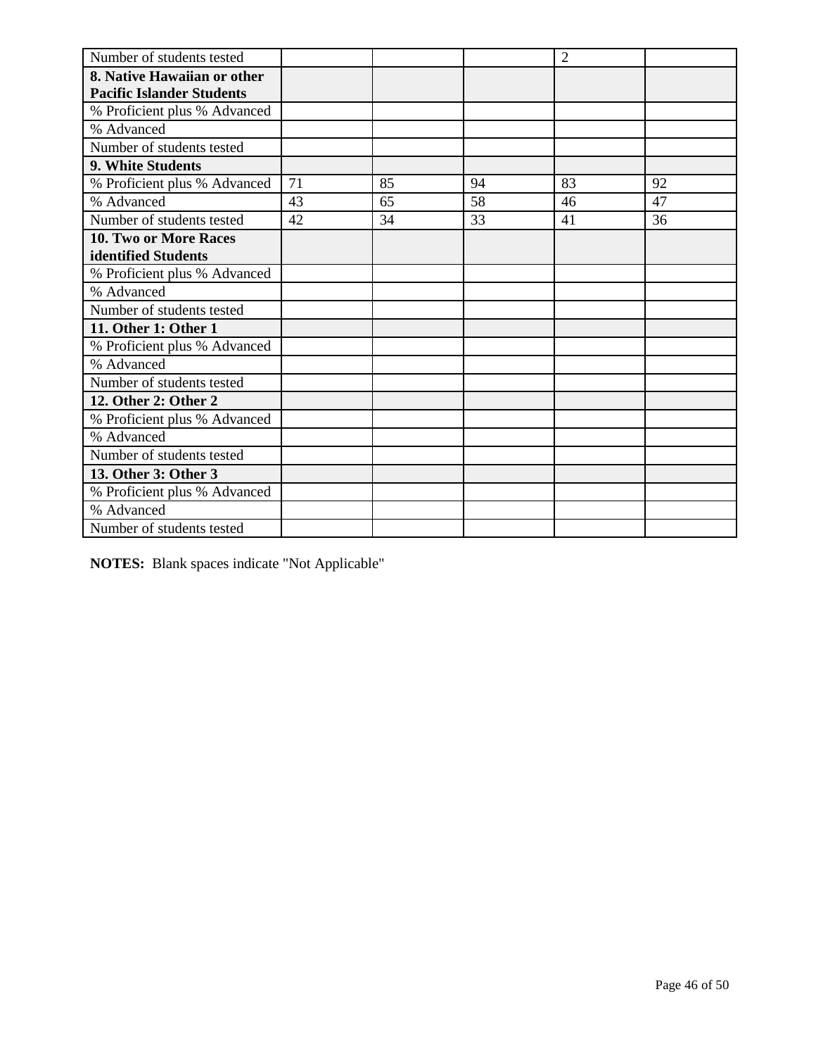| | | | | | |
|---|---|---|---|---|---|
| Number of students tested | | | | 2 | |
| **8. Native Hawaiian or other Pacific Islander Students** | | | | | |
| % Proficient plus % Advanced | | | | | |
| % Advanced | | | | | |
| Number of students tested | | | | | |
| **9. White Students** | | | | | |
| % Proficient plus % Advanced | 71 | 85 | 94 | 83 | 92 |
| % Advanced | 43 | 65 | 58 | 46 | 47 |
| Number of students tested | 42 | 34 | 33 | 41 | 36 |
| **10. Two or More Races identified Students** | | | | | |
| % Proficient plus % Advanced | | | | | |
| % Advanced | | | | | |
| Number of students tested | | | | | |
| **11. Other 1: Other 1** | | | | | |
| % Proficient plus % Advanced | | | | | |
| % Advanced | | | | | |
| Number of students tested | | | | | |
| **12. Other 2: Other 2** | | | | | |
| % Proficient plus % Advanced | | | | | |
| % Advanced | | | | | |
| Number of students tested | | | | | |
| **13. Other 3: Other 3** | | | | | |
| % Proficient plus % Advanced | | | | | |
| % Advanced | | | | | |
| Number of students tested | | | | | |

**NOTES:** Blank spaces indicate "Not Applicable"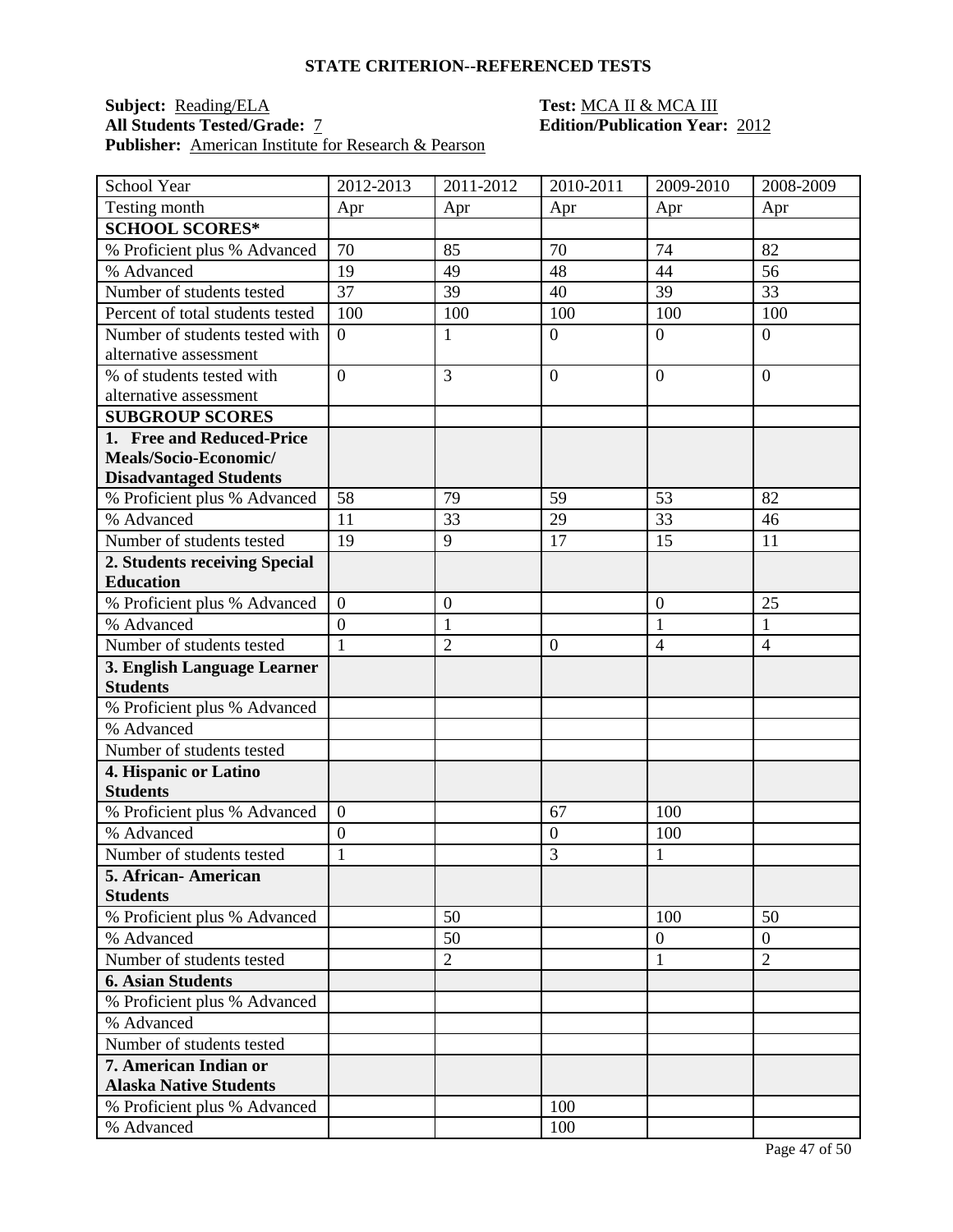## STATE CRITERION--REFERENCED TESTS

**Subject:** Reading/ELA  
**All Students Tested/Grade:** 7  
**Publisher:** American Institute for Research & Pearson  
**Test:** MCA II & MCA III  
**Edition/Publication Year:** 2012

| School Year | 2012-2013 | 2011-2012 | 2010-2011 | 2009-2010 | 2008-2009 |
|---|---|---|---|---|---|
| Testing month | Apr | Apr | Apr | Apr | Apr |
| **SCHOOL SCORES*** | | | | | |
| % Proficient plus % Advanced | 70 | 85 | 70 | 74 | 82 |
| % Advanced | 19 | 49 | 48 | 44 | 56 |
| Number of students tested | 37 | 39 | 40 | 39 | 33 |
| Percent of total students tested | 100 | 100 | 100 | 100 | 100 |
| Number of students tested with alternative assessment | 0 | 1 | 0 | 0 | 0 |
| % of students tested with alternative assessment | 0 | 3 | 0 | 0 | 0 |
| **SUBGROUP SCORES** | | | | | |
| **1. Free and Reduced-Price Meals/Socio-Economic/ Disadvantaged Students** | | | | | |
| % Proficient plus % Advanced | 58 | 79 | 59 | 53 | 82 |
| % Advanced | 11 | 33 | 29 | 33 | 46 |
| Number of students tested | 19 | 9 | 17 | 15 | 11 |
| **2. Students receiving Special Education** | | | | | |
| % Proficient plus % Advanced | 0 | 0 | | 0 | 25 |
| % Advanced | 0 | 1 | | 1 | 1 |
| Number of students tested | 1 | 2 | 0 | 4 | 4 |
| **3. English Language Learner Students** | | | | | |
| % Proficient plus % Advanced | | | | | |
| % Advanced | | | | | |
| Number of students tested | | | | | |
| **4. Hispanic or Latino Students** | | | | | |
| % Proficient plus % Advanced | 0 | | 67 | 100 | |
| % Advanced | 0 | | 0 | 100 | |
| Number of students tested | 1 | | 3 | 1 | |
| **5. African- American Students** | | | | | |
| % Proficient plus % Advanced | | 50 | | 100 | 50 |
| % Advanced | | 50 | | 0 | 0 |
| Number of students tested | | 2 | | 1 | 2 |
| **6. Asian Students** | | | | | |
| % Proficient plus % Advanced | | | | | |
| % Advanced | | | | | |
| Number of students tested | | | | | |
| **7. American Indian or Alaska Native Students** | | | | | |
| % Proficient plus % Advanced | | | 100 | | |
| % Advanced | | | 100 | | |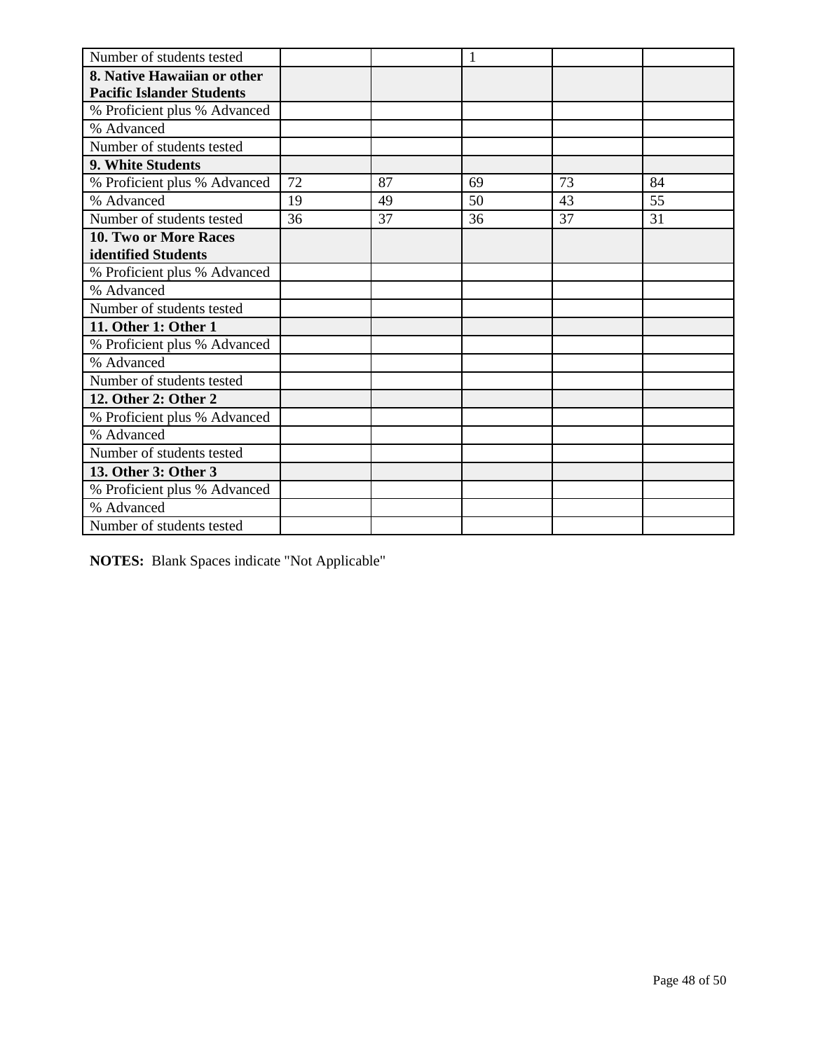| Number of students tested | | | 1 | | |
|---|---|---|---|---|---|
| **8. Native Hawaiian or other Pacific Islander Students** | | | | | |
| % Proficient plus % Advanced | | | | | |
| % Advanced | | | | | |
| Number of students tested | | | | | |
| **9. White Students** | | | | | |
| % Proficient plus % Advanced | 72 | 87 | 69 | 73 | 84 |
| % Advanced | 19 | 49 | 50 | 43 | 55 |
| Number of students tested | 36 | 37 | 36 | 37 | 31 |
| **10. Two or More Races identified Students** | | | | | |
| % Proficient plus % Advanced | | | | | |
| % Advanced | | | | | |
| Number of students tested | | | | | |
| **11. Other 1: Other 1** | | | | | |
| % Proficient plus % Advanced | | | | | |
| % Advanced | | | | | |
| Number of students tested | | | | | |
| **12. Other 2: Other 2** | | | | | |
| % Proficient plus % Advanced | | | | | |
| % Advanced | | | | | |
| Number of students tested | | | | | |
| **13. Other 3: Other 3** | | | | | |
| % Proficient plus % Advanced | | | | | |
| % Advanced | | | | | |
| Number of students tested | | | | | |

**NOTES:** Blank Spaces indicate "Not Applicable"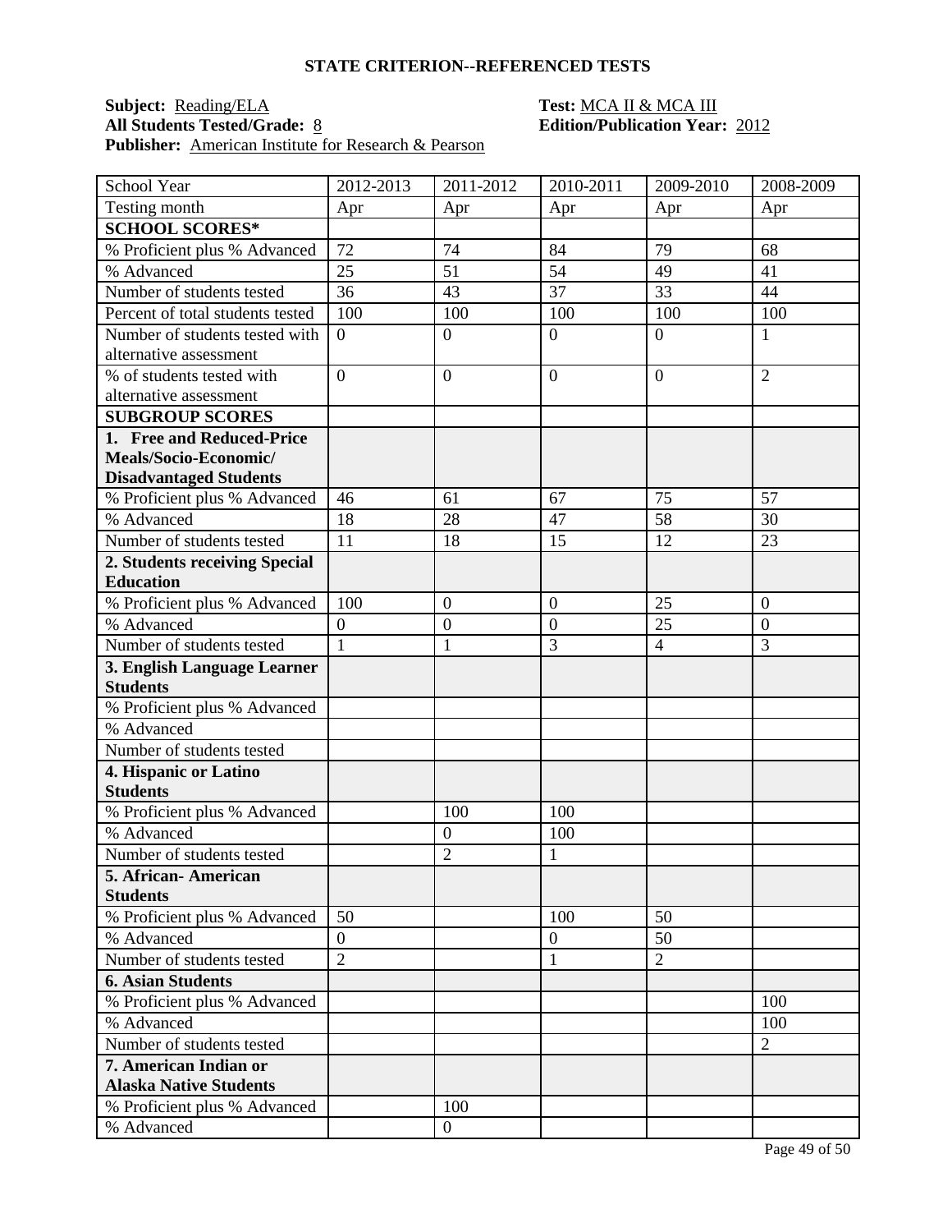## STATE CRITERION--REFERENCED TESTS

**Subject:** Reading/ELA **Test:** MCA II & MCA III
**All Students Tested/Grade:** 8 **Edition/Publication Year:** 2012
**Publisher:** American Institute for Research & Pearson

| School Year | 2012-2013 | 2011-2012 | 2010-2011 | 2009-2010 | 2008-2009 |
|---|---|---|---|---|---|
| Testing month | Apr | Apr | Apr | Apr | Apr |
| **SCHOOL SCORES*** | | | | | |
| % Proficient plus % Advanced | 72 | 74 | 84 | 79 | 68 |
| % Advanced | 25 | 51 | 54 | 49 | 41 |
| Number of students tested | 36 | 43 | 37 | 33 | 44 |
| Percent of total students tested | 100 | 100 | 100 | 100 | 100 |
| Number of students tested with alternative assessment | 0 | 0 | 0 | 0 | 1 |
| % of students tested with alternative assessment | 0 | 0 | 0 | 0 | 2 |
| **SUBGROUP SCORES** | | | | | |
| **1. Free and Reduced-Price Meals/Socio-Economic/ Disadvantaged Students** | | | | | |
| % Proficient plus % Advanced | 46 | 61 | 67 | 75 | 57 |
| % Advanced | 18 | 28 | 47 | 58 | 30 |
| Number of students tested | 11 | 18 | 15 | 12 | 23 |
| **2. Students receiving Special Education** | | | | | |
| % Proficient plus % Advanced | 100 | 0 | 0 | 25 | 0 |
| % Advanced | 0 | 0 | 0 | 25 | 0 |
| Number of students tested | 1 | 1 | 3 | 4 | 3 |
| **3. English Language Learner Students** | | | | | |
| % Proficient plus % Advanced | | | | | |
| % Advanced | | | | | |
| Number of students tested | | | | | |
| **4. Hispanic or Latino Students** | | | | | |
| % Proficient plus % Advanced | | 100 | 100 | | |
| % Advanced | | 0 | 100 | | |
| Number of students tested | | 2 | 1 | | |
| **5. African- American Students** | | | | | |
| % Proficient plus % Advanced | 50 | | 100 | 50 | |
| % Advanced | 0 | | 0 | 50 | |
| Number of students tested | 2 | | 1 | 2 | |
| **6. Asian Students** | | | | | |
| % Proficient plus % Advanced | | | | | 100 |
| % Advanced | | | | | 100 |
| Number of students tested | | | | | 2 |
| **7. American Indian or Alaska Native Students** | | | | | |
| % Proficient plus % Advanced | | 100 | | | |
| % Advanced | | 0 | | | |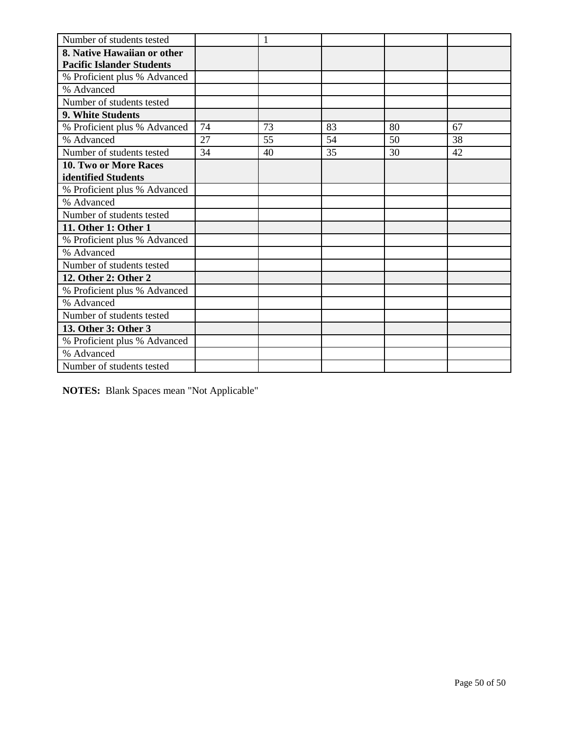| | | | | | |
|---|---|---|---|---|---|
| Number of students tested | | 1 | | | |
| **8. Native Hawaiian or other Pacific Islander Students** | | | | | |
| % Proficient plus % Advanced | | | | | |
| % Advanced | | | | | |
| Number of students tested | | | | | |
| **9. White Students** | | | | | |
| % Proficient plus % Advanced | 74 | 73 | 83 | 80 | 67 |
| % Advanced | 27 | 55 | 54 | 50 | 38 |
| Number of students tested | 34 | 40 | 35 | 30 | 42 |
| **10. Two or More Races identified Students** | | | | | |
| % Proficient plus % Advanced | | | | | |
| % Advanced | | | | | |
| Number of students tested | | | | | |
| **11. Other 1: Other 1** | | | | | |
| % Proficient plus % Advanced | | | | | |
| % Advanced | | | | | |
| Number of students tested | | | | | |
| **12. Other 2: Other 2** | | | | | |
| % Proficient plus % Advanced | | | | | |
| % Advanced | | | | | |
| Number of students tested | | | | | |
| **13. Other 3: Other 3** | | | | | |
| % Proficient plus % Advanced | | | | | |
| % Advanced | | | | | |
| Number of students tested | | | | | |

**NOTES:** Blank Spaces mean "Not Applicable"